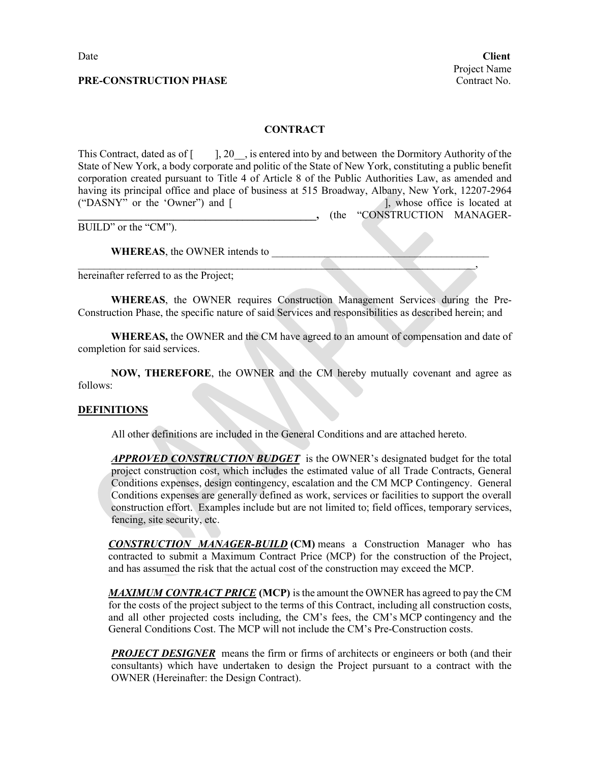Date

**PRE-CONSTRUCTION PHASE**

**Client**
Project Name
Contract No.

# CONTRACT

This Contract, dated as of [        ], 20__, is entered into by and between the Dormitory Authority of the State of New York, a body corporate and politic of the State of New York, constituting a public benefit corporation created pursuant to Title 4 of Article 8 of the Public Authorities Law, as amended and having its principal office and place of business at 515 Broadway, Albany, New York, 12207-2964 ("DASNY" or the 'Owner") and [                                        ], whose office is located at **________________________________________________,** (the "CONSTRUCTION MANAGER-BUILD" or the "CM").

**WHEREAS**, the OWNER intends to ________________________________________________ ________________________________________________________________________________, hereinafter referred to as the Project;

**WHEREAS**, the OWNER requires Construction Management Services during the Pre-Construction Phase, the specific nature of said Services and responsibilities as described herein; and

**WHEREAS,** the OWNER and the CM have agreed to an amount of compensation and date of completion for said services.

**NOW, THEREFORE**, the OWNER and the CM hereby mutually covenant and agree as follows:

## DEFINITIONS

All other definitions are included in the General Conditions and are attached hereto.

***APPROVED CONSTRUCTION BUDGET*** is the OWNER's designated budget for the total project construction cost, which includes the estimated value of all Trade Contracts, General Conditions expenses, design contingency, escalation and the CM MCP Contingency. General Conditions expenses are generally defined as work, services or facilities to support the overall construction effort. Examples include but are not limited to; field offices, temporary services, fencing, site security, etc.

***CONSTRUCTION MANAGER-BUILD* (CM)** means a Construction Manager who has contracted to submit a Maximum Contract Price (MCP) for the construction of the Project, and has assumed the risk that the actual cost of the construction may exceed the MCP.

***MAXIMUM CONTRACT PRICE* (MCP)** is the amount the OWNER has agreed to pay the CM for the costs of the project subject to the terms of this Contract, including all construction costs, and all other projected costs including, the CM's fees, the CM's MCP contingency and the General Conditions Cost. The MCP will not include the CM's Pre-Construction costs.

***PROJECT DESIGNER*** means the firm or firms of architects or engineers or both (and their consultants) which have undertaken to design the Project pursuant to a contract with the OWNER (Hereinafter: the Design Contract).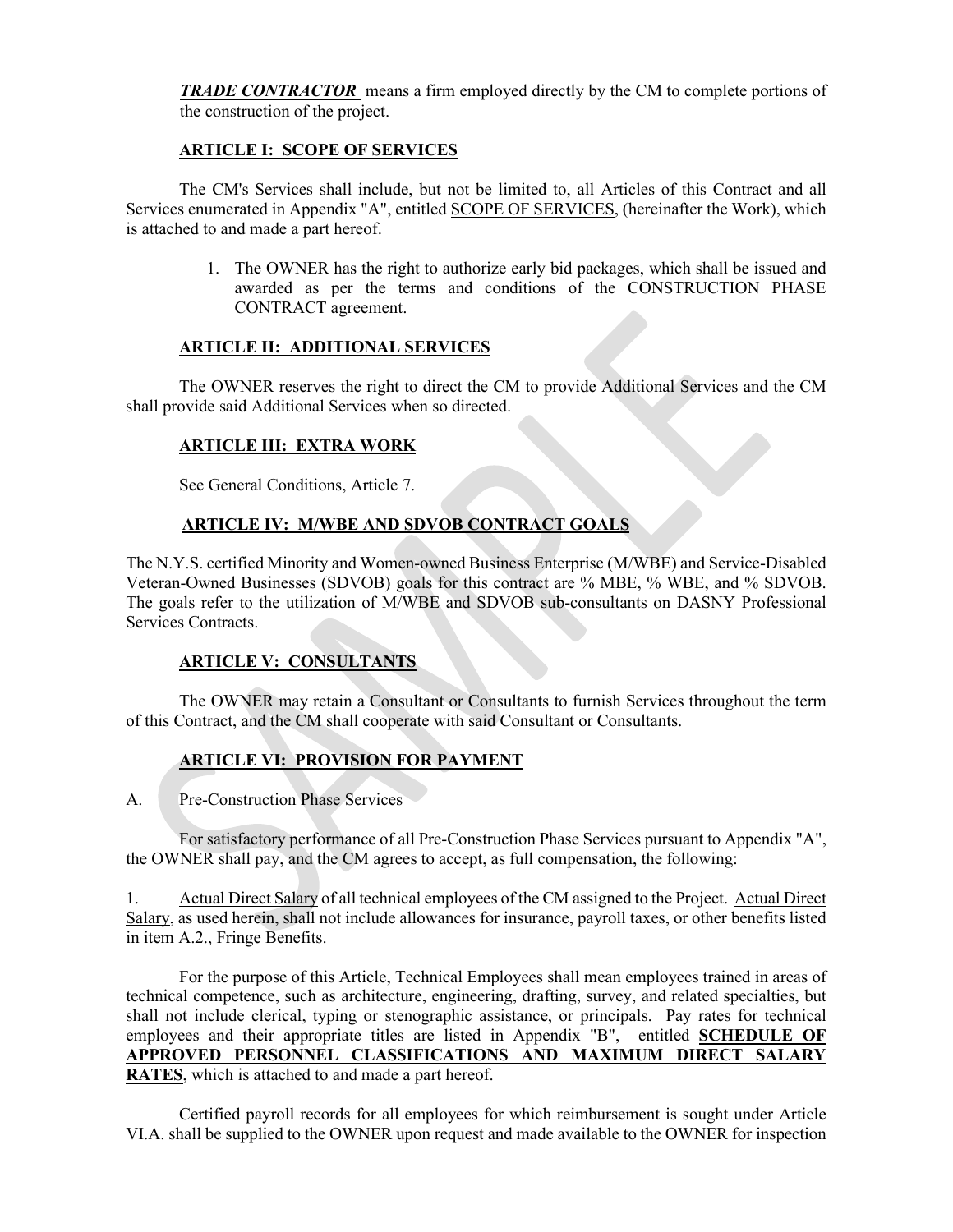***TRADE CONTRACTOR*** means a firm employed directly by the CM to complete portions of the construction of the project.

## ARTICLE I: SCOPE OF SERVICES

The CM's Services shall include, but not be limited to, all Articles of this Contract and all Services enumerated in Appendix "A", entitled SCOPE OF SERVICES, (hereinafter the Work), which is attached to and made a part hereof.

1. The OWNER has the right to authorize early bid packages, which shall be issued and awarded as per the terms and conditions of the CONSTRUCTION PHASE CONTRACT agreement.

## ARTICLE II: ADDITIONAL SERVICES

The OWNER reserves the right to direct the CM to provide Additional Services and the CM shall provide said Additional Services when so directed.

## ARTICLE III: EXTRA WORK

See General Conditions, Article 7.

## ARTICLE IV: M/WBE AND SDVOB CONTRACT GOALS

The N.Y.S. certified Minority and Women-owned Business Enterprise (M/WBE) and Service-Disabled Veteran-Owned Businesses (SDVOB) goals for this contract are % MBE, % WBE, and % SDVOB. The goals refer to the utilization of M/WBE and SDVOB sub-consultants on DASNY Professional Services Contracts.

## ARTICLE V: CONSULTANTS

The OWNER may retain a Consultant or Consultants to furnish Services throughout the term of this Contract, and the CM shall cooperate with said Consultant or Consultants.

## ARTICLE VI: PROVISION FOR PAYMENT

A. Pre-Construction Phase Services

For satisfactory performance of all Pre-Construction Phase Services pursuant to Appendix "A", the OWNER shall pay, and the CM agrees to accept, as full compensation, the following:

1. Actual Direct Salary of all technical employees of the CM assigned to the Project. Actual Direct Salary, as used herein, shall not include allowances for insurance, payroll taxes, or other benefits listed in item A.2., Fringe Benefits.

For the purpose of this Article, Technical Employees shall mean employees trained in areas of technical competence, such as architecture, engineering, drafting, survey, and related specialties, but shall not include clerical, typing or stenographic assistance, or principals. Pay rates for technical employees and their appropriate titles are listed in Appendix "B", entitled **SCHEDULE OF APPROVED PERSONNEL CLASSIFICATIONS AND MAXIMUM DIRECT SALARY RATES**, which is attached to and made a part hereof.

Certified payroll records for all employees for which reimbursement is sought under Article VI.A. shall be supplied to the OWNER upon request and made available to the OWNER for inspection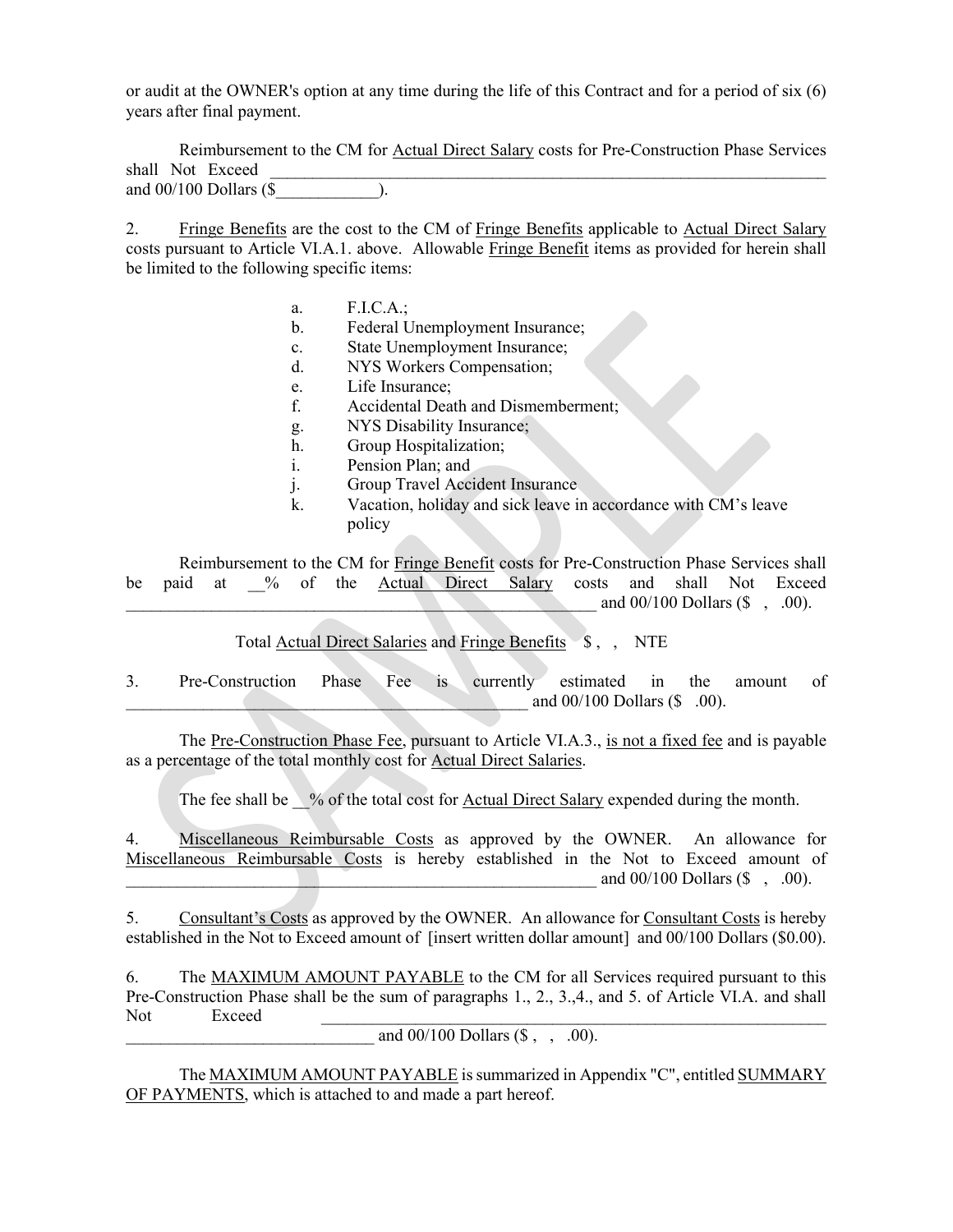or audit at the OWNER's option at any time during the life of this Contract and for a period of six (6) years after final payment.

Reimbursement to the CM for <u>Actual Direct Salary</u> costs for Pre-Construction Phase Services shall Not Exceed ____________________________________________________________________ and 00/100 Dollars ($____________).

2. <u>Fringe Benefits</u> are the cost to the CM of <u>Fringe Benefits</u> applicable to <u>Actual Direct Salary</u> costs pursuant to Article VI.A.1. above. Allowable <u>Fringe Benefit</u> items as provided for herein shall be limited to the following specific items:

a. F.I.C.A.;
b. Federal Unemployment Insurance;
c. State Unemployment Insurance;
d. NYS Workers Compensation;
e. Life Insurance;
f. Accidental Death and Dismemberment;
g. NYS Disability Insurance;
h. Group Hospitalization;
i. Pension Plan; and
j. Group Travel Accident Insurance
k. Vacation, holiday and sick leave in accordance with CM's leave policy

Reimbursement to the CM for <u>Fringe Benefit</u> costs for Pre-Construction Phase Services shall be paid at __% of the <u>Actual Direct Salary</u> costs and shall Not Exceed __________________________________________________________ and 00/100 Dollars ($ , .00).

Total <u>Actual Direct Salaries</u> and <u>Fringe Benefits</u> $ , , NTE

3. Pre-Construction Phase Fee is currently estimated in the amount of ________________________________________________ and 00/100 Dollars ($ .00).

The <u>Pre-Construction Phase Fee</u>, pursuant to Article VI.A.3., <u>is not a fixed fee</u> and is payable as a percentage of the total monthly cost for <u>Actual Direct Salaries</u>.

The fee shall be __% of the total cost for <u>Actual Direct Salary</u> expended during the month.

4. <u>Miscellaneous Reimbursable Costs</u> as approved by the OWNER. An allowance for <u>Miscellaneous Reimbursable Costs</u> is hereby established in the Not to Exceed amount of __________________________________________________________ and 00/100 Dollars ($ , .00).

5. <u>Consultant's Costs</u> as approved by the OWNER. An allowance for <u>Consultant Costs</u> is hereby established in the Not to Exceed amount of [insert written dollar amount] and 00/100 Dollars ($0.00).

6. The <u>MAXIMUM AMOUNT PAYABLE</u> to the CM for all Services required pursuant to this Pre-Construction Phase shall be the sum of paragraphs 1., 2., 3.,4., and 5. of Article VI.A. and shall Not Exceed ______________________________________________________________ ____________________________ and 00/100 Dollars ($ , , .00).

The <u>MAXIMUM AMOUNT PAYABLE</u> is summarized in Appendix "C", entitled <u>SUMMARY OF PAYMENTS</u>, which is attached to and made a part hereof.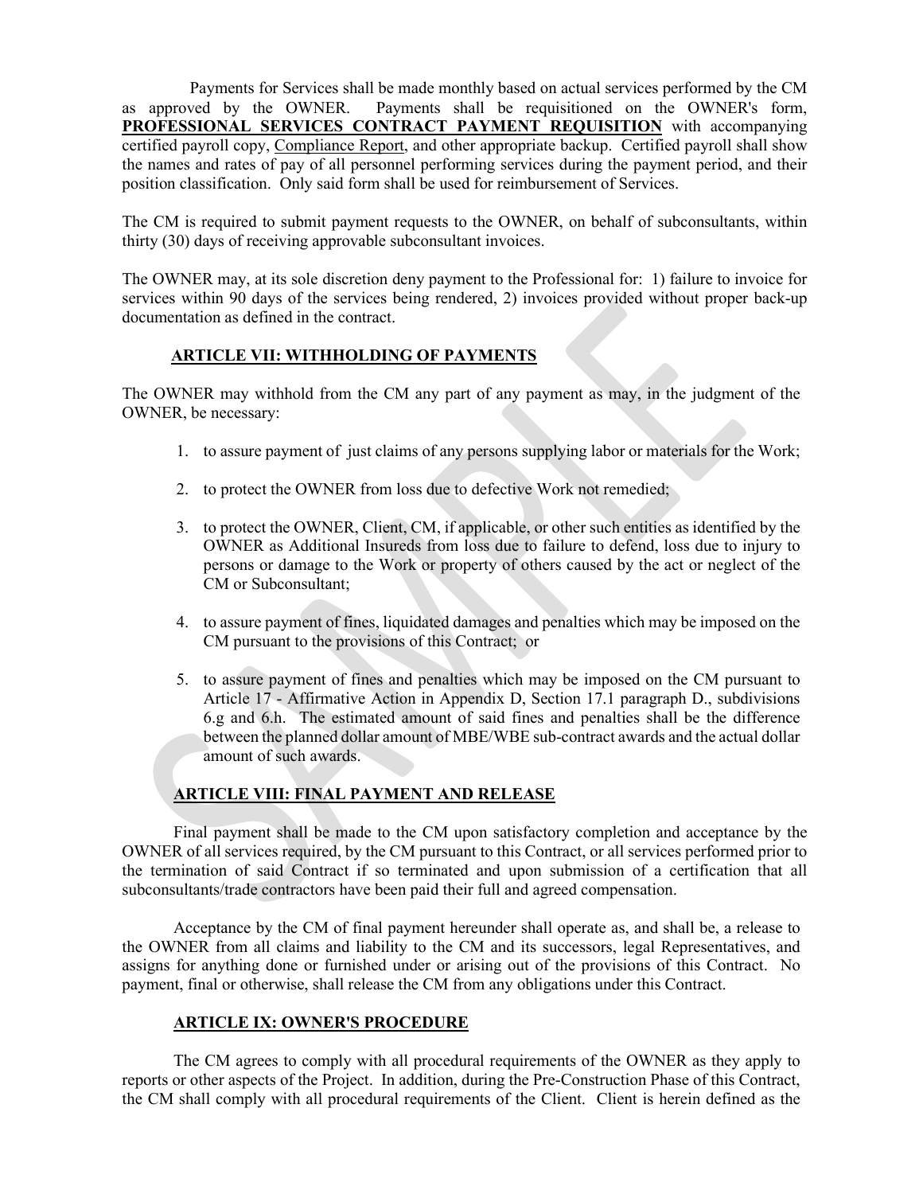Payments for Services shall be made monthly based on actual services performed by the CM as approved by the OWNER. Payments shall be requisitioned on the OWNER's form, **PROFESSIONAL SERVICES CONTRACT PAYMENT REQUISITION** with accompanying certified payroll copy, Compliance Report, and other appropriate backup. Certified payroll shall show the names and rates of pay of all personnel performing services during the payment period, and their position classification. Only said form shall be used for reimbursement of Services.

The CM is required to submit payment requests to the OWNER, on behalf of subconsultants, within thirty (30) days of receiving approvable subconsultant invoices.

The OWNER may, at its sole discretion deny payment to the Professional for: 1) failure to invoice for services within 90 days of the services being rendered, 2) invoices provided without proper back-up documentation as defined in the contract.

## ARTICLE VII: WITHHOLDING OF PAYMENTS

The OWNER may withhold from the CM any part of any payment as may, in the judgment of the OWNER, be necessary:

1. to assure payment of just claims of any persons supplying labor or materials for the Work;
2. to protect the OWNER from loss due to defective Work not remedied;
3. to protect the OWNER, Client, CM, if applicable, or other such entities as identified by the OWNER as Additional Insureds from loss due to failure to defend, loss due to injury to persons or damage to the Work or property of others caused by the act or neglect of the CM or Subconsultant;
4. to assure payment of fines, liquidated damages and penalties which may be imposed on the CM pursuant to the provisions of this Contract; or
5. to assure payment of fines and penalties which may be imposed on the CM pursuant to Article 17 - Affirmative Action in Appendix D, Section 17.1 paragraph D., subdivisions 6.g and 6.h. The estimated amount of said fines and penalties shall be the difference between the planned dollar amount of MBE/WBE sub-contract awards and the actual dollar amount of such awards.

## ARTICLE VIII: FINAL PAYMENT AND RELEASE

Final payment shall be made to the CM upon satisfactory completion and acceptance by the OWNER of all services required, by the CM pursuant to this Contract, or all services performed prior to the termination of said Contract if so terminated and upon submission of a certification that all subconsultants/trade contractors have been paid their full and agreed compensation.

Acceptance by the CM of final payment hereunder shall operate as, and shall be, a release to the OWNER from all claims and liability to the CM and its successors, legal Representatives, and assigns for anything done or furnished under or arising out of the provisions of this Contract. No payment, final or otherwise, shall release the CM from any obligations under this Contract.

## ARTICLE IX: OWNER'S PROCEDURE

The CM agrees to comply with all procedural requirements of the OWNER as they apply to reports or other aspects of the Project. In addition, during the Pre-Construction Phase of this Contract, the CM shall comply with all procedural requirements of the Client. Client is herein defined as the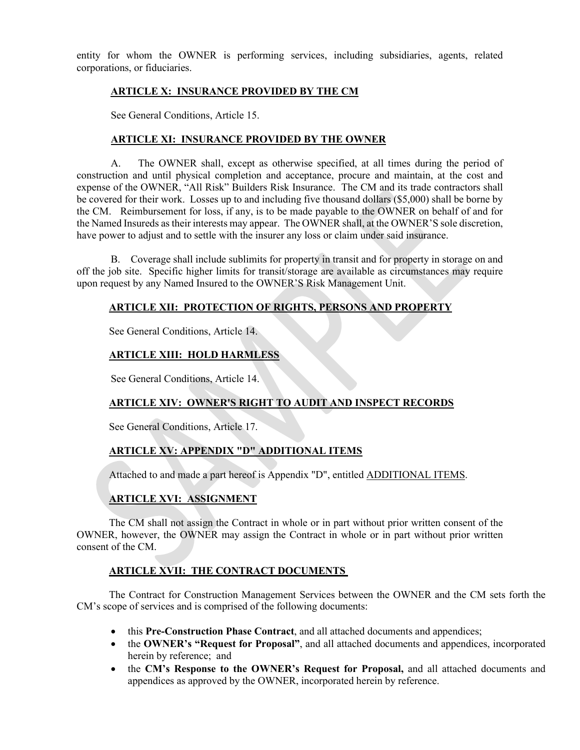entity for whom the OWNER is performing services, including subsidiaries, agents, related corporations, or fiduciaries.

## ARTICLE X: INSURANCE PROVIDED BY THE CM

See General Conditions, Article 15.

## ARTICLE XI: INSURANCE PROVIDED BY THE OWNER

A. The OWNER shall, except as otherwise specified, at all times during the period of construction and until physical completion and acceptance, procure and maintain, at the cost and expense of the OWNER, "All Risk" Builders Risk Insurance. The CM and its trade contractors shall be covered for their work. Losses up to and including five thousand dollars ($5,000) shall be borne by the CM. Reimbursement for loss, if any, is to be made payable to the OWNER on behalf of and for the Named Insureds as their interests may appear. The OWNER shall, at the OWNER'S sole discretion, have power to adjust and to settle with the insurer any loss or claim under said insurance.

B. Coverage shall include sublimits for property in transit and for property in storage on and off the job site. Specific higher limits for transit/storage are available as circumstances may require upon request by any Named Insured to the OWNER'S Risk Management Unit.

## ARTICLE XII: PROTECTION OF RIGHTS, PERSONS AND PROPERTY

See General Conditions, Article 14.

## ARTICLE XIII: HOLD HARMLESS

See General Conditions, Article 14.

## ARTICLE XIV: OWNER'S RIGHT TO AUDIT AND INSPECT RECORDS

See General Conditions, Article 17.

## ARTICLE XV: APPENDIX "D" ADDITIONAL ITEMS

Attached to and made a part hereof is Appendix "D", entitled ADDITIONAL ITEMS.

## ARTICLE XVI: ASSIGNMENT

The CM shall not assign the Contract in whole or in part without prior written consent of the OWNER, however, the OWNER may assign the Contract in whole or in part without prior written consent of the CM.

## ARTICLE XVII: THE CONTRACT DOCUMENTS

The Contract for Construction Management Services between the OWNER and the CM sets forth the CM's scope of services and is comprised of the following documents:

- this **Pre-Construction Phase Contract**, and all attached documents and appendices;
- the **OWNER's "Request for Proposal"**, and all attached documents and appendices, incorporated herein by reference; and
- the **CM's Response to the OWNER's Request for Proposal,** and all attached documents and appendices as approved by the OWNER, incorporated herein by reference.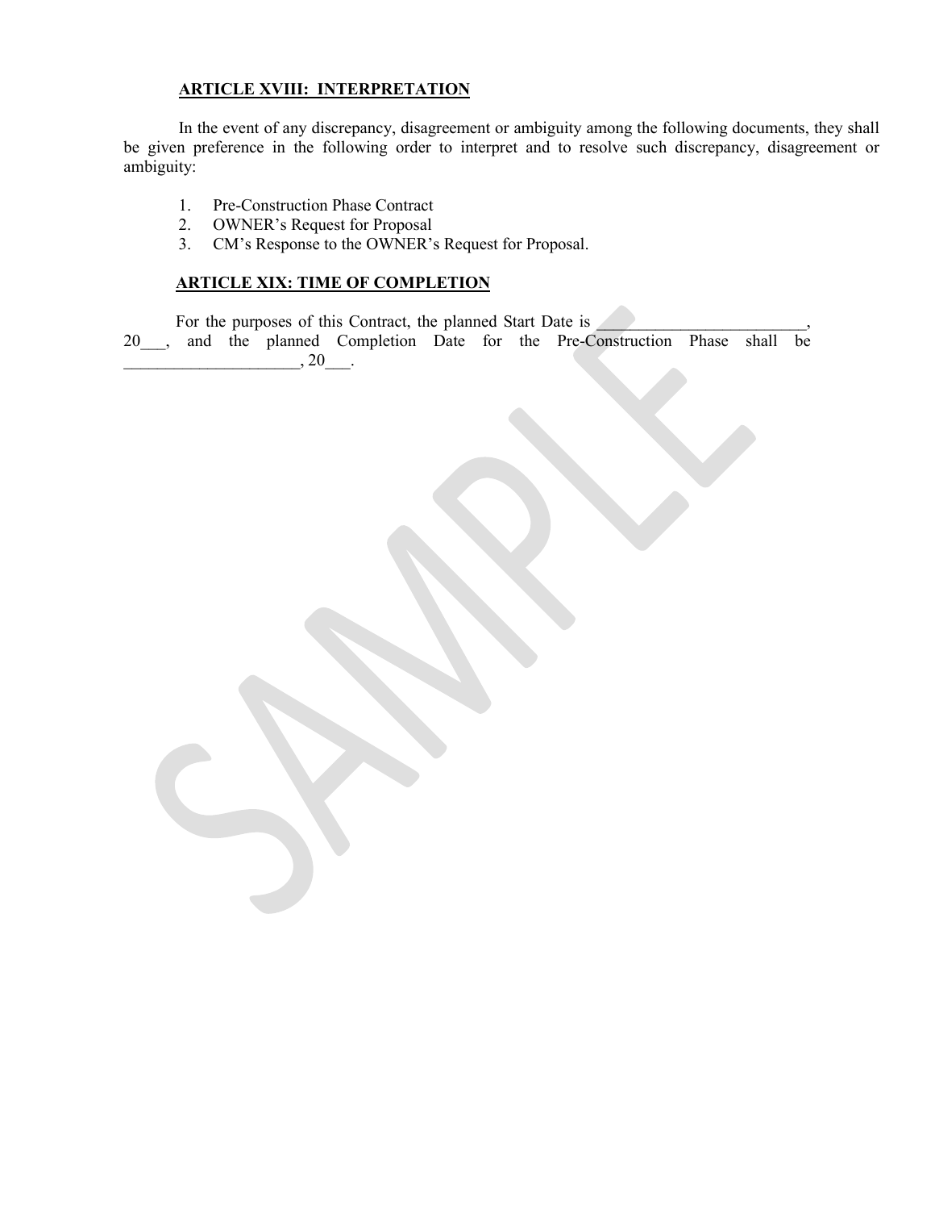## ARTICLE XVIII: INTERPRETATION

In the event of any discrepancy, disagreement or ambiguity among the following documents, they shall be given preference in the following order to interpret and to resolve such discrepancy, disagreement or ambiguity:

1. Pre-Construction Phase Contract
2. OWNER's Request for Proposal
3. CM's Response to the OWNER's Request for Proposal.

## ARTICLE XIX: TIME OF COMPLETION

For the purposes of this Contract, the planned Start Date is _________________________, 20___, and the planned Completion Date for the Pre-Construction Phase shall be _____________________, 20___.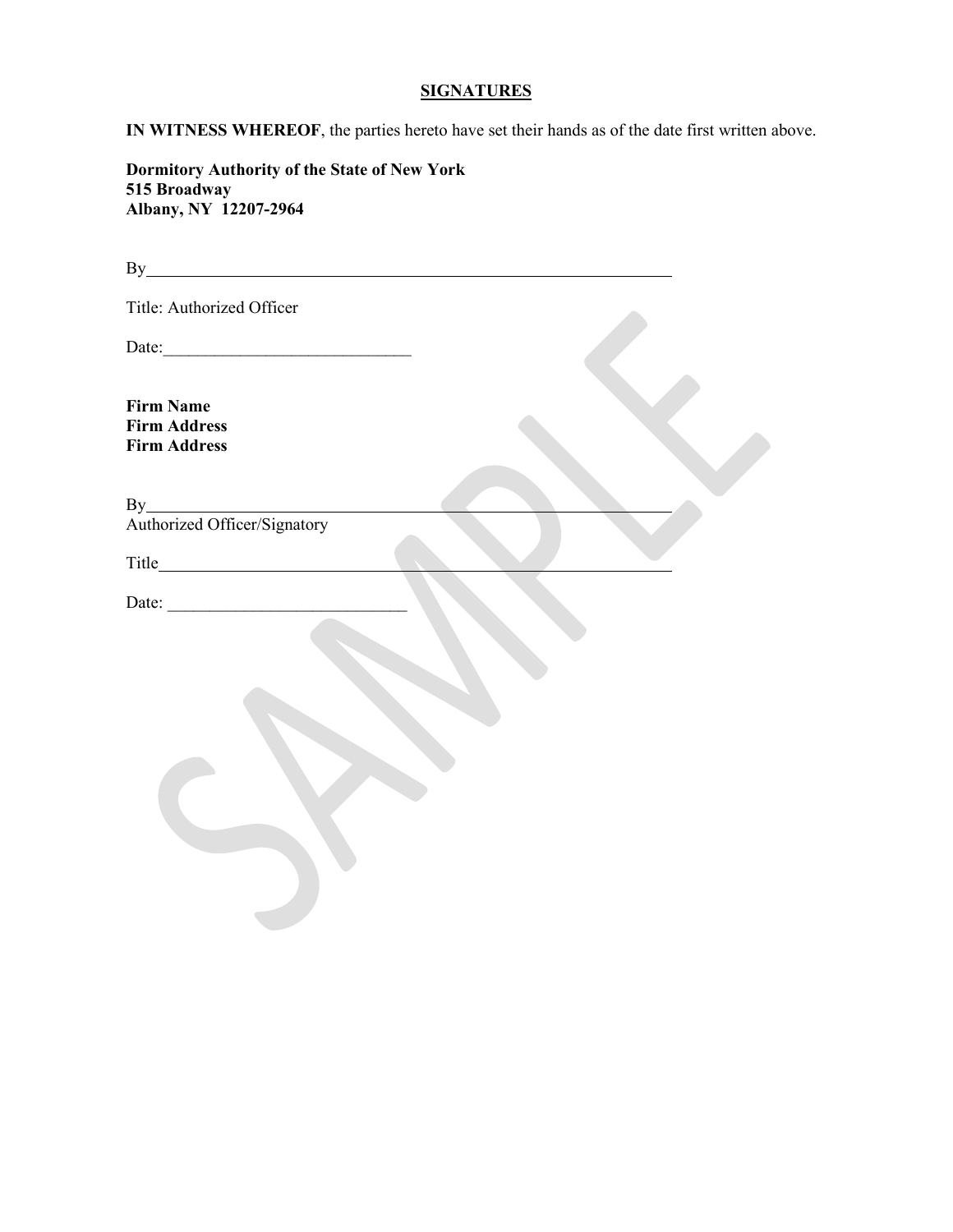## SIGNATURES

**IN WITNESS WHEREOF**, the parties hereto have set their hands as of the date first written above.

**Dormitory Authority of the State of New York**
**515 Broadway**
**Albany, NY 12207-2964**

By_______________________________________________

Title: Authorized Officer

Date:_____________________________

**Firm Name**
**Firm Address**
**Firm Address**

By_______________________________________________
Authorized Officer/Signatory

Title_____________________________________________

Date: ____________________________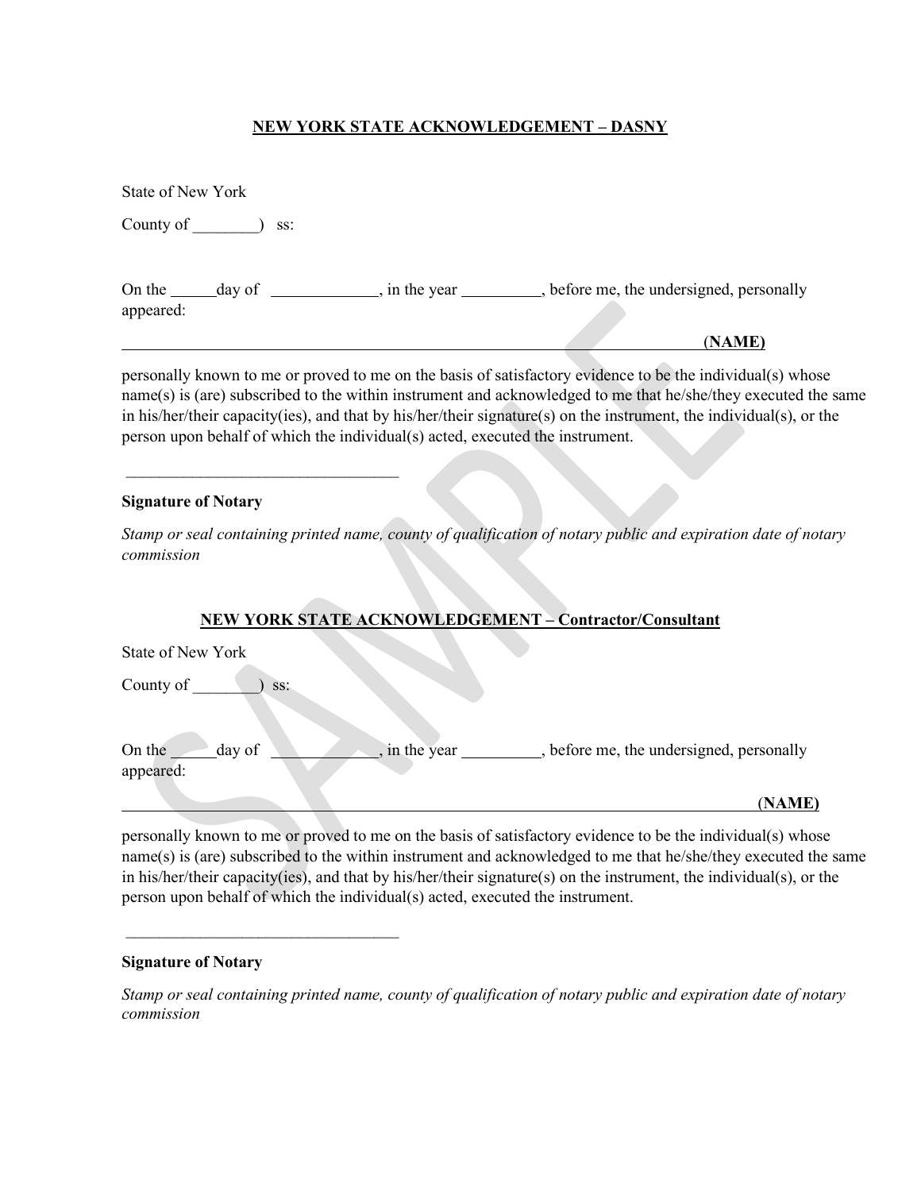**NEW YORK STATE ACKNOWLEDGEMENT – DASNY**

State of New York

County of ________)   ss:

On the ______day of ______________, in the year __________, before me, the undersigned, personally appeared:

______________________________________________________________________________(**NAME)**

personally known to me or proved to me on the basis of satisfactory evidence to be the individual(s) whose name(s) is (are) subscribed to the within instrument and acknowledged to me that he/she/they executed the same in his/her/their capacity(ies), and that by his/her/their signature(s) on the instrument, the individual(s), or the person upon behalf of which the individual(s) acted, executed the instrument.

___________________________________

**Signature of Notary**

*Stamp or seal containing printed name, county of qualification of notary public and expiration date of notary commission*

**NEW YORK STATE ACKNOWLEDGEMENT – Contractor/Consultant**

State of New York

County of ________)  ss:

On the ______day of ______________, in the year __________, before me, the undersigned, personally appeared:

______________________________________________________________________________(**NAME)**

personally known to me or proved to me on the basis of satisfactory evidence to be the individual(s) whose name(s) is (are) subscribed to the within instrument and acknowledged to me that he/she/they executed the same in his/her/their capacity(ies), and that by his/her/their signature(s) on the instrument, the individual(s), or the person upon behalf of which the individual(s) acted, executed the instrument.

___________________________________

**Signature of Notary**

*Stamp or seal containing printed name, county of qualification of notary public and expiration date of notary commission*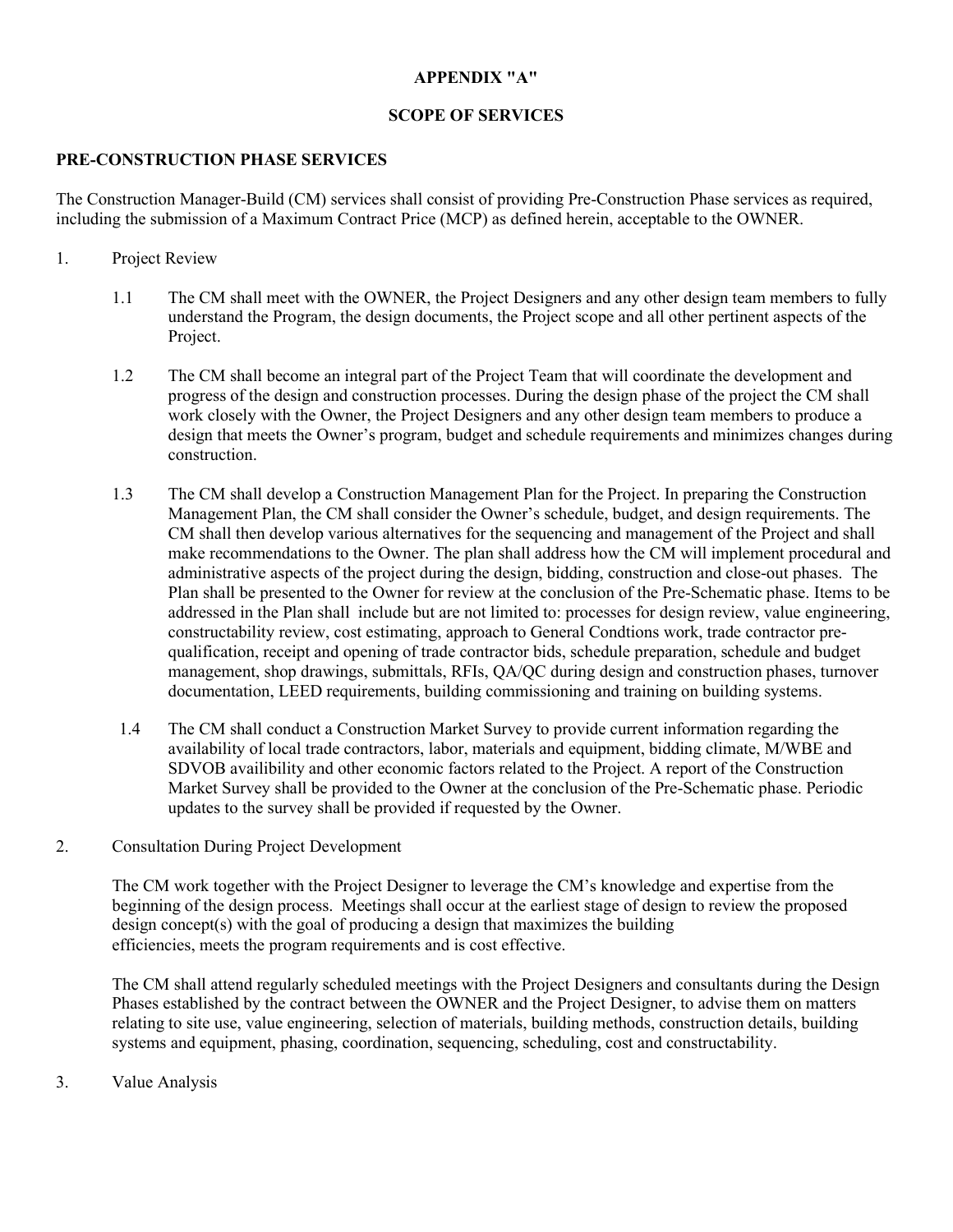**APPENDIX "A"**

**SCOPE OF SERVICES**

**PRE-CONSTRUCTION PHASE SERVICES**

The Construction Manager-Build (CM) services shall consist of providing Pre-Construction Phase services as required, including the submission of a Maximum Contract Price (MCP) as defined herein, acceptable to the OWNER.

1. Project Review

   1.1 The CM shall meet with the OWNER, the Project Designers and any other design team members to fully understand the Program, the design documents, the Project scope and all other pertinent aspects of the Project.

   1.2 The CM shall become an integral part of the Project Team that will coordinate the development and progress of the design and construction processes. During the design phase of the project the CM shall work closely with the Owner, the Project Designers and any other design team members to produce a design that meets the Owner's program, budget and schedule requirements and minimizes changes during construction.

   1.3 The CM shall develop a Construction Management Plan for the Project. In preparing the Construction Management Plan, the CM shall consider the Owner's schedule, budget, and design requirements. The CM shall then develop various alternatives for the sequencing and management of the Project and shall make recommendations to the Owner. The plan shall address how the CM will implement procedural and administrative aspects of the project during the design, bidding, construction and close-out phases. The Plan shall be presented to the Owner for review at the conclusion of the Pre-Schematic phase. Items to be addressed in the Plan shall include but are not limited to: processes for design review, value engineering, constructability review, cost estimating, approach to General Condtions work, trade contractor pre-qualification, receipt and opening of trade contractor bids, schedule preparation, schedule and budget management, shop drawings, submittals, RFIs, QA/QC during design and construction phases, turnover documentation, LEED requirements, building commissioning and training on building systems.

   1.4 The CM shall conduct a Construction Market Survey to provide current information regarding the availability of local trade contractors, labor, materials and equipment, bidding climate, M/WBE and SDVOB availibility and other economic factors related to the Project. A report of the Construction Market Survey shall be provided to the Owner at the conclusion of the Pre-Schematic phase. Periodic updates to the survey shall be provided if requested by the Owner.

2. Consultation During Project Development

   The CM work together with the Project Designer to leverage the CM's knowledge and expertise from the beginning of the design process. Meetings shall occur at the earliest stage of design to review the proposed design concept(s) with the goal of producing a design that maximizes the building efficiencies, meets the program requirements and is cost effective.

   The CM shall attend regularly scheduled meetings with the Project Designers and consultants during the Design Phases established by the contract between the OWNER and the Project Designer, to advise them on matters relating to site use, value engineering, selection of materials, building methods, construction details, building systems and equipment, phasing, coordination, sequencing, scheduling, cost and constructability.

3. Value Analysis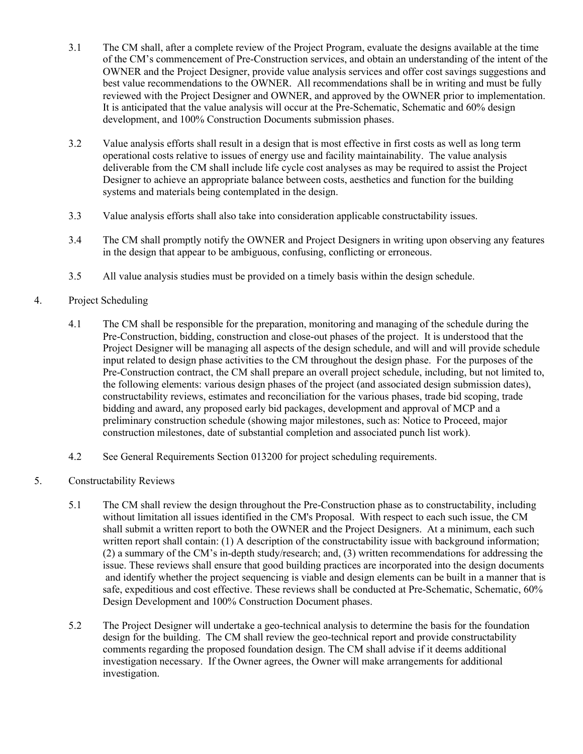3.1 The CM shall, after a complete review of the Project Program, evaluate the designs available at the time of the CM's commencement of Pre-Construction services, and obtain an understanding of the intent of the OWNER and the Project Designer, provide value analysis services and offer cost savings suggestions and best value recommendations to the OWNER. All recommendations shall be in writing and must be fully reviewed with the Project Designer and OWNER, and approved by the OWNER prior to implementation. It is anticipated that the value analysis will occur at the Pre-Schematic, Schematic and 60% design development, and 100% Construction Documents submission phases.

3.2 Value analysis efforts shall result in a design that is most effective in first costs as well as long term operational costs relative to issues of energy use and facility maintainability. The value analysis deliverable from the CM shall include life cycle cost analyses as may be required to assist the Project Designer to achieve an appropriate balance between costs, aesthetics and function for the building systems and materials being contemplated in the design.

3.3 Value analysis efforts shall also take into consideration applicable constructability issues.

3.4 The CM shall promptly notify the OWNER and Project Designers in writing upon observing any features in the design that appear to be ambiguous, confusing, conflicting or erroneous.

3.5 All value analysis studies must be provided on a timely basis within the design schedule.

## 4. Project Scheduling

4.1 The CM shall be responsible for the preparation, monitoring and managing of the schedule during the Pre-Construction, bidding, construction and close-out phases of the project. It is understood that the Project Designer will be managing all aspects of the design schedule, and will and will provide schedule input related to design phase activities to the CM throughout the design phase. For the purposes of the Pre-Construction contract, the CM shall prepare an overall project schedule, including, but not limited to, the following elements: various design phases of the project (and associated design submission dates), constructability reviews, estimates and reconciliation for the various phases, trade bid scoping, trade bidding and award, any proposed early bid packages, development and approval of MCP and a preliminary construction schedule (showing major milestones, such as: Notice to Proceed, major construction milestones, date of substantial completion and associated punch list work).

4.2 See General Requirements Section 013200 for project scheduling requirements.

## 5. Constructability Reviews

5.1 The CM shall review the design throughout the Pre-Construction phase as to constructability, including without limitation all issues identified in the CM's Proposal. With respect to each such issue, the CM shall submit a written report to both the OWNER and the Project Designers. At a minimum, each such written report shall contain: (1) A description of the constructability issue with background information; (2) a summary of the CM's in-depth study/research; and, (3) written recommendations for addressing the issue. These reviews shall ensure that good building practices are incorporated into the design documents and identify whether the project sequencing is viable and design elements can be built in a manner that is safe, expeditious and cost effective. These reviews shall be conducted at Pre-Schematic, Schematic, 60% Design Development and 100% Construction Document phases.

5.2 The Project Designer will undertake a geo-technical analysis to determine the basis for the foundation design for the building. The CM shall review the geo-technical report and provide constructability comments regarding the proposed foundation design. The CM shall advise if it deems additional investigation necessary. If the Owner agrees, the Owner will make arrangements for additional investigation.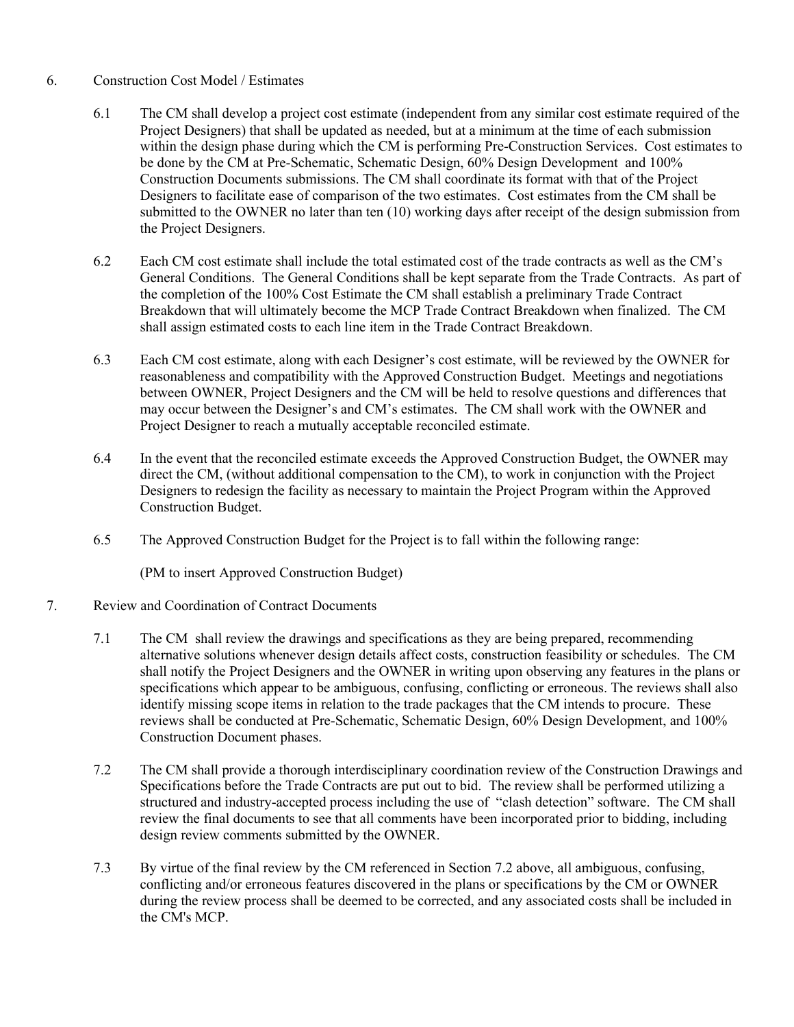6. Construction Cost Model / Estimates

6.1 The CM shall develop a project cost estimate (independent from any similar cost estimate required of the Project Designers) that shall be updated as needed, but at a minimum at the time of each submission within the design phase during which the CM is performing Pre-Construction Services. Cost estimates to be done by the CM at Pre-Schematic, Schematic Design, 60% Design Development and 100% Construction Documents submissions. The CM shall coordinate its format with that of the Project Designers to facilitate ease of comparison of the two estimates. Cost estimates from the CM shall be submitted to the OWNER no later than ten (10) working days after receipt of the design submission from the Project Designers.

6.2 Each CM cost estimate shall include the total estimated cost of the trade contracts as well as the CM's General Conditions. The General Conditions shall be kept separate from the Trade Contracts. As part of the completion of the 100% Cost Estimate the CM shall establish a preliminary Trade Contract Breakdown that will ultimately become the MCP Trade Contract Breakdown when finalized. The CM shall assign estimated costs to each line item in the Trade Contract Breakdown.

6.3 Each CM cost estimate, along with each Designer's cost estimate, will be reviewed by the OWNER for reasonableness and compatibility with the Approved Construction Budget. Meetings and negotiations between OWNER, Project Designers and the CM will be held to resolve questions and differences that may occur between the Designer's and CM's estimates. The CM shall work with the OWNER and Project Designer to reach a mutually acceptable reconciled estimate.

6.4 In the event that the reconciled estimate exceeds the Approved Construction Budget, the OWNER may direct the CM, (without additional compensation to the CM), to work in conjunction with the Project Designers to redesign the facility as necessary to maintain the Project Program within the Approved Construction Budget.

6.5 The Approved Construction Budget for the Project is to fall within the following range:

(PM to insert Approved Construction Budget)

7. Review and Coordination of Contract Documents

7.1 The CM shall review the drawings and specifications as they are being prepared, recommending alternative solutions whenever design details affect costs, construction feasibility or schedules. The CM shall notify the Project Designers and the OWNER in writing upon observing any features in the plans or specifications which appear to be ambiguous, confusing, conflicting or erroneous. The reviews shall also identify missing scope items in relation to the trade packages that the CM intends to procure. These reviews shall be conducted at Pre-Schematic, Schematic Design, 60% Design Development, and 100% Construction Document phases.

7.2 The CM shall provide a thorough interdisciplinary coordination review of the Construction Drawings and Specifications before the Trade Contracts are put out to bid. The review shall be performed utilizing a structured and industry-accepted process including the use of "clash detection" software. The CM shall review the final documents to see that all comments have been incorporated prior to bidding, including design review comments submitted by the OWNER.

7.3 By virtue of the final review by the CM referenced in Section 7.2 above, all ambiguous, confusing, conflicting and/or erroneous features discovered in the plans or specifications by the CM or OWNER during the review process shall be deemed to be corrected, and any associated costs shall be included in the CM's MCP.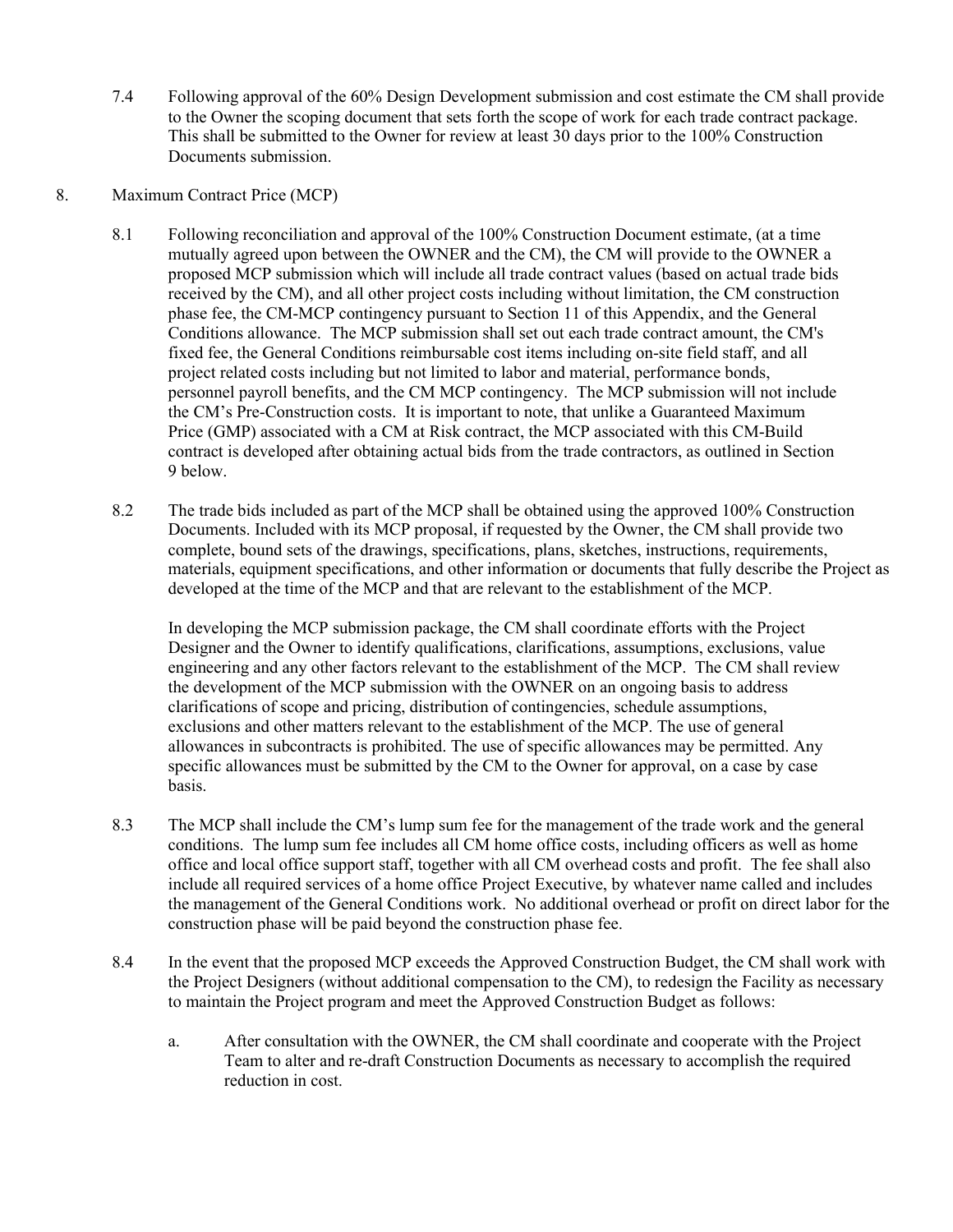7.4 Following approval of the 60% Design Development submission and cost estimate the CM shall provide to the Owner the scoping document that sets forth the scope of work for each trade contract package. This shall be submitted to the Owner for review at least 30 days prior to the 100% Construction Documents submission.

8. Maximum Contract Price (MCP)

8.1 Following reconciliation and approval of the 100% Construction Document estimate, (at a time mutually agreed upon between the OWNER and the CM), the CM will provide to the OWNER a proposed MCP submission which will include all trade contract values (based on actual trade bids received by the CM), and all other project costs including without limitation, the CM construction phase fee, the CM-MCP contingency pursuant to Section 11 of this Appendix, and the General Conditions allowance. The MCP submission shall set out each trade contract amount, the CM's fixed fee, the General Conditions reimbursable cost items including on-site field staff, and all project related costs including but not limited to labor and material, performance bonds, personnel payroll benefits, and the CM MCP contingency. The MCP submission will not include the CM's Pre-Construction costs. It is important to note, that unlike a Guaranteed Maximum Price (GMP) associated with a CM at Risk contract, the MCP associated with this CM-Build contract is developed after obtaining actual bids from the trade contractors, as outlined in Section 9 below.

8.2 The trade bids included as part of the MCP shall be obtained using the approved 100% Construction Documents. Included with its MCP proposal, if requested by the Owner, the CM shall provide two complete, bound sets of the drawings, specifications, plans, sketches, instructions, requirements, materials, equipment specifications, and other information or documents that fully describe the Project as developed at the time of the MCP and that are relevant to the establishment of the MCP.

In developing the MCP submission package, the CM shall coordinate efforts with the Project Designer and the Owner to identify qualifications, clarifications, assumptions, exclusions, value engineering and any other factors relevant to the establishment of the MCP. The CM shall review the development of the MCP submission with the OWNER on an ongoing basis to address clarifications of scope and pricing, distribution of contingencies, schedule assumptions, exclusions and other matters relevant to the establishment of the MCP. The use of general allowances in subcontracts is prohibited. The use of specific allowances may be permitted. Any specific allowances must be submitted by the CM to the Owner for approval, on a case by case basis.

8.3 The MCP shall include the CM's lump sum fee for the management of the trade work and the general conditions. The lump sum fee includes all CM home office costs, including officers as well as home office and local office support staff, together with all CM overhead costs and profit. The fee shall also include all required services of a home office Project Executive, by whatever name called and includes the management of the General Conditions work. No additional overhead or profit on direct labor for the construction phase will be paid beyond the construction phase fee.

8.4 In the event that the proposed MCP exceeds the Approved Construction Budget, the CM shall work with the Project Designers (without additional compensation to the CM), to redesign the Facility as necessary to maintain the Project program and meet the Approved Construction Budget as follows:

a. After consultation with the OWNER, the CM shall coordinate and cooperate with the Project Team to alter and re-draft Construction Documents as necessary to accomplish the required reduction in cost.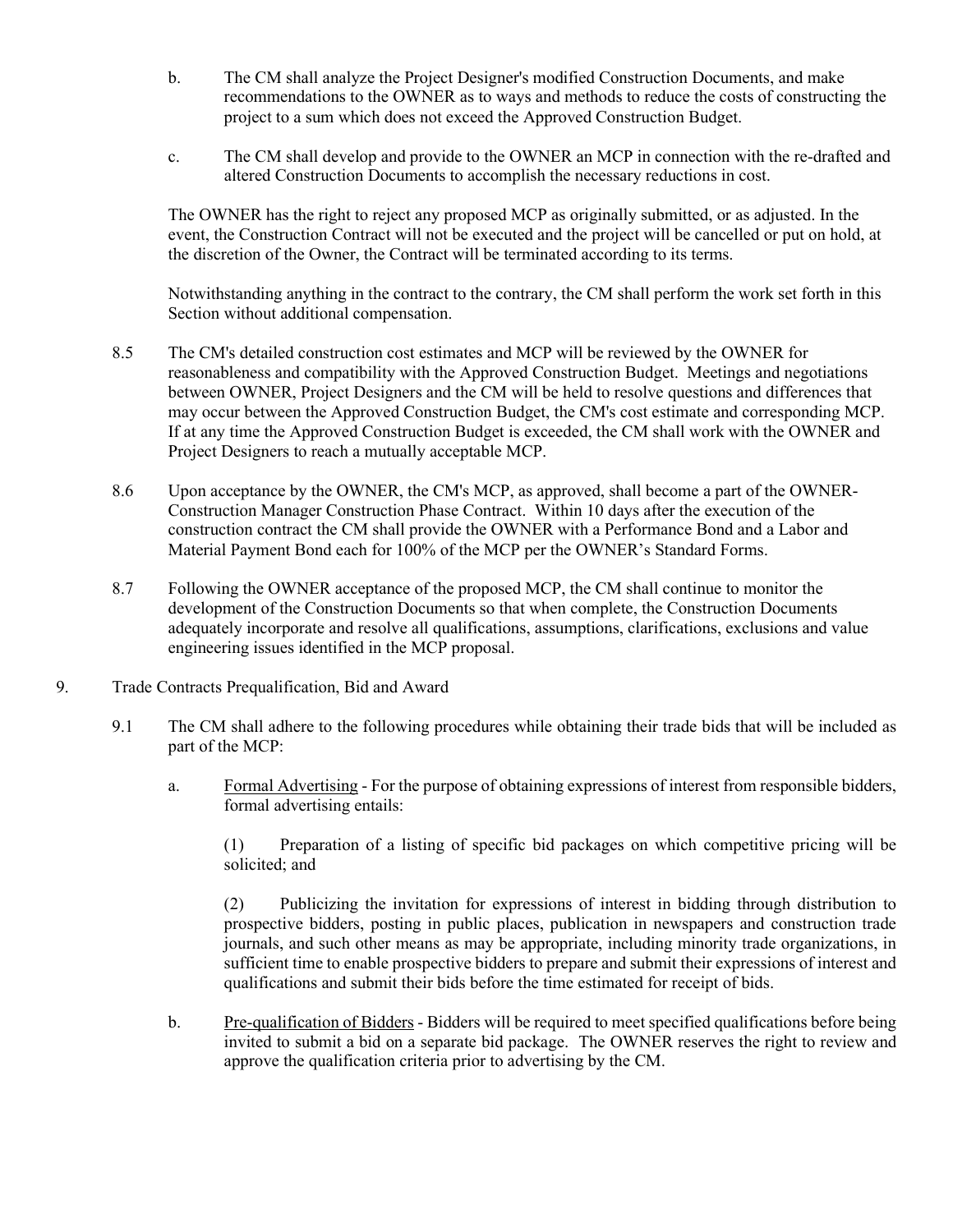b. The CM shall analyze the Project Designer's modified Construction Documents, and make recommendations to the OWNER as to ways and methods to reduce the costs of constructing the project to a sum which does not exceed the Approved Construction Budget.

c. The CM shall develop and provide to the OWNER an MCP in connection with the re-drafted and altered Construction Documents to accomplish the necessary reductions in cost.

The OWNER has the right to reject any proposed MCP as originally submitted, or as adjusted. In the event, the Construction Contract will not be executed and the project will be cancelled or put on hold, at the discretion of the Owner, the Contract will be terminated according to its terms.

Notwithstanding anything in the contract to the contrary, the CM shall perform the work set forth in this Section without additional compensation.

8.5 The CM's detailed construction cost estimates and MCP will be reviewed by the OWNER for reasonableness and compatibility with the Approved Construction Budget. Meetings and negotiations between OWNER, Project Designers and the CM will be held to resolve questions and differences that may occur between the Approved Construction Budget, the CM's cost estimate and corresponding MCP. If at any time the Approved Construction Budget is exceeded, the CM shall work with the OWNER and Project Designers to reach a mutually acceptable MCP.

8.6 Upon acceptance by the OWNER, the CM's MCP, as approved, shall become a part of the OWNER-Construction Manager Construction Phase Contract. Within 10 days after the execution of the construction contract the CM shall provide the OWNER with a Performance Bond and a Labor and Material Payment Bond each for 100% of the MCP per the OWNER's Standard Forms.

8.7 Following the OWNER acceptance of the proposed MCP, the CM shall continue to monitor the development of the Construction Documents so that when complete, the Construction Documents adequately incorporate and resolve all qualifications, assumptions, clarifications, exclusions and value engineering issues identified in the MCP proposal.

9. Trade Contracts Prequalification, Bid and Award

9.1 The CM shall adhere to the following procedures while obtaining their trade bids that will be included as part of the MCP:

a. Formal Advertising - For the purpose of obtaining expressions of interest from responsible bidders, formal advertising entails:

(1) Preparation of a listing of specific bid packages on which competitive pricing will be solicited; and

(2) Publicizing the invitation for expressions of interest in bidding through distribution to prospective bidders, posting in public places, publication in newspapers and construction trade journals, and such other means as may be appropriate, including minority trade organizations, in sufficient time to enable prospective bidders to prepare and submit their expressions of interest and qualifications and submit their bids before the time estimated for receipt of bids.

b. Pre-qualification of Bidders - Bidders will be required to meet specified qualifications before being invited to submit a bid on a separate bid package. The OWNER reserves the right to review and approve the qualification criteria prior to advertising by the CM.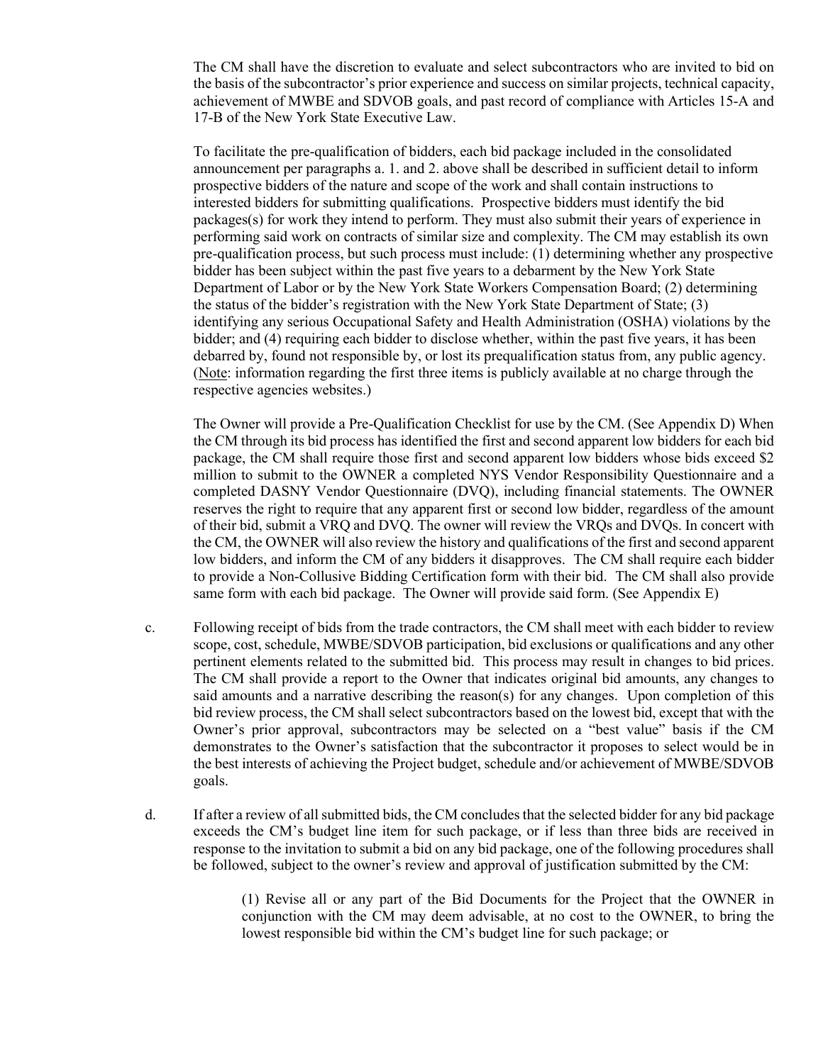The CM shall have the discretion to evaluate and select subcontractors who are invited to bid on the basis of the subcontractor's prior experience and success on similar projects, technical capacity, achievement of MWBE and SDVOB goals, and past record of compliance with Articles 15-A and 17-B of the New York State Executive Law.

To facilitate the pre-qualification of bidders, each bid package included in the consolidated announcement per paragraphs a. 1. and 2. above shall be described in sufficient detail to inform prospective bidders of the nature and scope of the work and shall contain instructions to interested bidders for submitting qualifications. Prospective bidders must identify the bid packages(s) for work they intend to perform. They must also submit their years of experience in performing said work on contracts of similar size and complexity. The CM may establish its own pre-qualification process, but such process must include: (1) determining whether any prospective bidder has been subject within the past five years to a debarment by the New York State Department of Labor or by the New York State Workers Compensation Board; (2) determining the status of the bidder's registration with the New York State Department of State; (3) identifying any serious Occupational Safety and Health Administration (OSHA) violations by the bidder; and (4) requiring each bidder to disclose whether, within the past five years, it has been debarred by, found not responsible by, or lost its prequalification status from, any public agency. (Note: information regarding the first three items is publicly available at no charge through the respective agencies websites.)

The Owner will provide a Pre-Qualification Checklist for use by the CM. (See Appendix D) When the CM through its bid process has identified the first and second apparent low bidders for each bid package, the CM shall require those first and second apparent low bidders whose bids exceed $2 million to submit to the OWNER a completed NYS Vendor Responsibility Questionnaire and a completed DASNY Vendor Questionnaire (DVQ), including financial statements. The OWNER reserves the right to require that any apparent first or second low bidder, regardless of the amount of their bid, submit a VRQ and DVQ. The owner will review the VRQs and DVQs. In concert with the CM, the OWNER will also review the history and qualifications of the first and second apparent low bidders, and inform the CM of any bidders it disapproves. The CM shall require each bidder to provide a Non-Collusive Bidding Certification form with their bid. The CM shall also provide same form with each bid package. The Owner will provide said form. (See Appendix E)

c. Following receipt of bids from the trade contractors, the CM shall meet with each bidder to review scope, cost, schedule, MWBE/SDVOB participation, bid exclusions or qualifications and any other pertinent elements related to the submitted bid. This process may result in changes to bid prices. The CM shall provide a report to the Owner that indicates original bid amounts, any changes to said amounts and a narrative describing the reason(s) for any changes. Upon completion of this bid review process, the CM shall select subcontractors based on the lowest bid, except that with the Owner's prior approval, subcontractors may be selected on a "best value" basis if the CM demonstrates to the Owner's satisfaction that the subcontractor it proposes to select would be in the best interests of achieving the Project budget, schedule and/or achievement of MWBE/SDVOB goals.

d. If after a review of all submitted bids, the CM concludes that the selected bidder for any bid package exceeds the CM's budget line item for such package, or if less than three bids are received in response to the invitation to submit a bid on any bid package, one of the following procedures shall be followed, subject to the owner's review and approval of justification submitted by the CM:

(1) Revise all or any part of the Bid Documents for the Project that the OWNER in conjunction with the CM may deem advisable, at no cost to the OWNER, to bring the lowest responsible bid within the CM's budget line for such package; or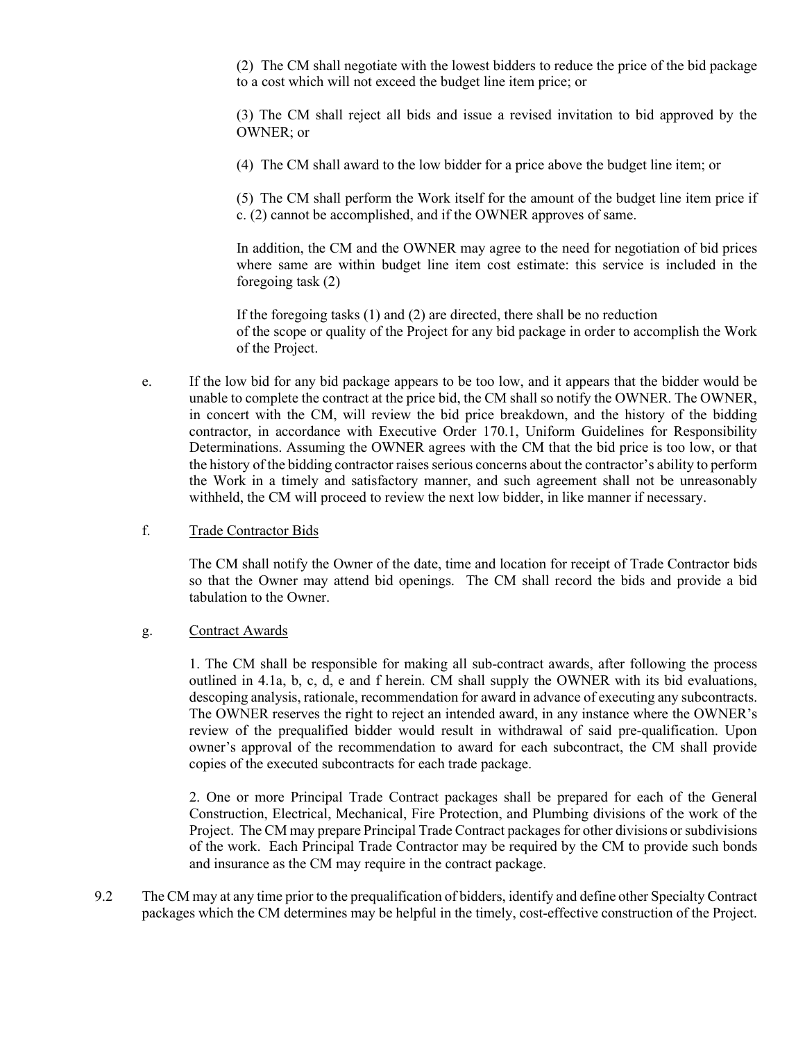(2) The CM shall negotiate with the lowest bidders to reduce the price of the bid package to a cost which will not exceed the budget line item price; or

(3) The CM shall reject all bids and issue a revised invitation to bid approved by the OWNER; or

(4) The CM shall award to the low bidder for a price above the budget line item; or

(5) The CM shall perform the Work itself for the amount of the budget line item price if c. (2) cannot be accomplished, and if the OWNER approves of same.

In addition, the CM and the OWNER may agree to the need for negotiation of bid prices where same are within budget line item cost estimate: this service is included in the foregoing task (2)

If the foregoing tasks (1) and (2) are directed, there shall be no reduction of the scope or quality of the Project for any bid package in order to accomplish the Work of the Project.

e. If the low bid for any bid package appears to be too low, and it appears that the bidder would be unable to complete the contract at the price bid, the CM shall so notify the OWNER. The OWNER, in concert with the CM, will review the bid price breakdown, and the history of the bidding contractor, in accordance with Executive Order 170.1, Uniform Guidelines for Responsibility Determinations. Assuming the OWNER agrees with the CM that the bid price is too low, or that the history of the bidding contractor raises serious concerns about the contractor's ability to perform the Work in a timely and satisfactory manner, and such agreement shall not be unreasonably withheld, the CM will proceed to review the next low bidder, in like manner if necessary.

f. <u>Trade Contractor Bids</u>

The CM shall notify the Owner of the date, time and location for receipt of Trade Contractor bids so that the Owner may attend bid openings. The CM shall record the bids and provide a bid tabulation to the Owner.

g. <u>Contract Awards</u>

1. The CM shall be responsible for making all sub-contract awards, after following the process outlined in 4.1a, b, c, d, e and f herein. CM shall supply the OWNER with its bid evaluations, descoping analysis, rationale, recommendation for award in advance of executing any subcontracts. The OWNER reserves the right to reject an intended award, in any instance where the OWNER's review of the prequalified bidder would result in withdrawal of said pre-qualification. Upon owner's approval of the recommendation to award for each subcontract, the CM shall provide copies of the executed subcontracts for each trade package.

2. One or more Principal Trade Contract packages shall be prepared for each of the General Construction, Electrical, Mechanical, Fire Protection, and Plumbing divisions of the work of the Project. The CM may prepare Principal Trade Contract packages for other divisions or subdivisions of the work. Each Principal Trade Contractor may be required by the CM to provide such bonds and insurance as the CM may require in the contract package.

9.2 The CM may at any time prior to the prequalification of bidders, identify and define other Specialty Contract packages which the CM determines may be helpful in the timely, cost-effective construction of the Project.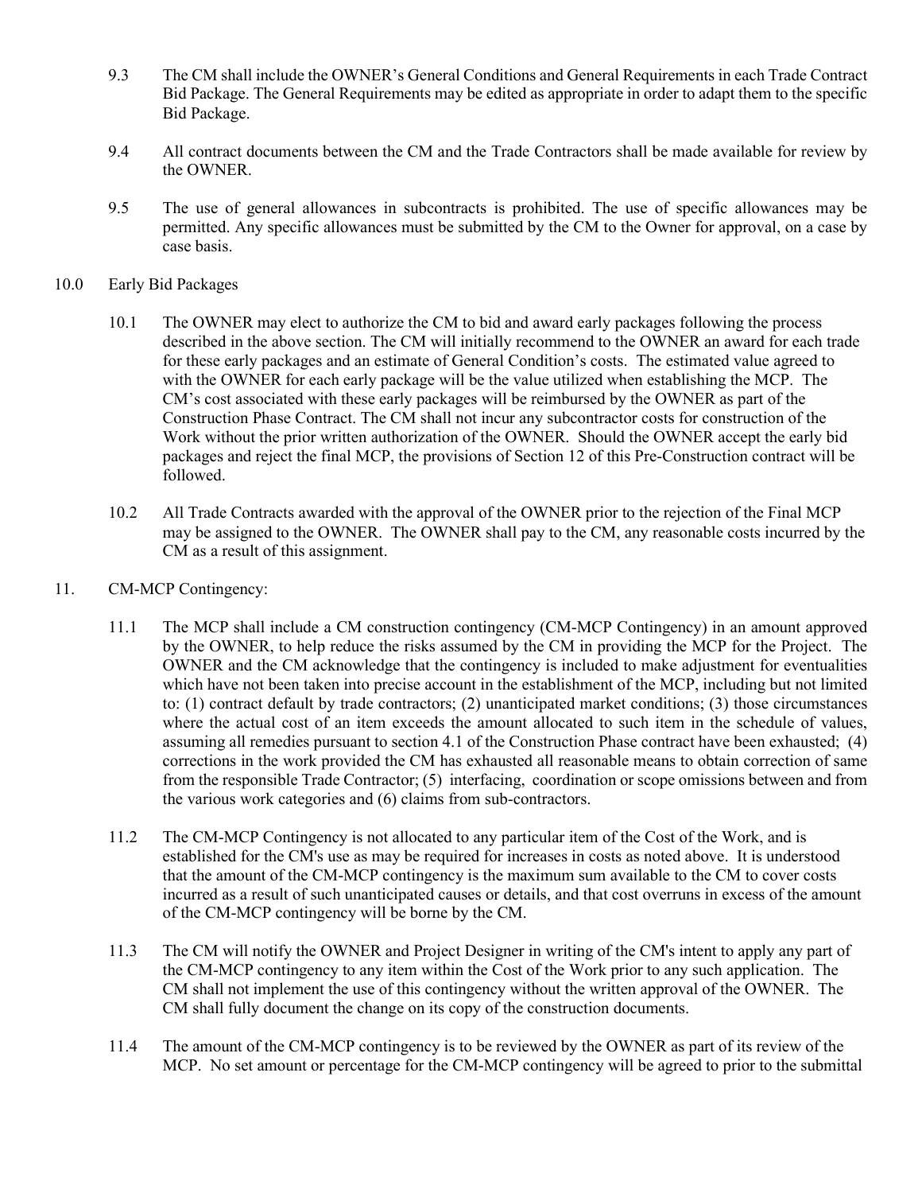9.3 The CM shall include the OWNER's General Conditions and General Requirements in each Trade Contract Bid Package. The General Requirements may be edited as appropriate in order to adapt them to the specific Bid Package.

9.4 All contract documents between the CM and the Trade Contractors shall be made available for review by the OWNER.

9.5 The use of general allowances in subcontracts is prohibited. The use of specific allowances may be permitted. Any specific allowances must be submitted by the CM to the Owner for approval, on a case by case basis.

10.0 Early Bid Packages

10.1 The OWNER may elect to authorize the CM to bid and award early packages following the process described in the above section. The CM will initially recommend to the OWNER an award for each trade for these early packages and an estimate of General Condition's costs. The estimated value agreed to with the OWNER for each early package will be the value utilized when establishing the MCP. The CM's cost associated with these early packages will be reimbursed by the OWNER as part of the Construction Phase Contract. The CM shall not incur any subcontractor costs for construction of the Work without the prior written authorization of the OWNER. Should the OWNER accept the early bid packages and reject the final MCP, the provisions of Section 12 of this Pre-Construction contract will be followed.

10.2 All Trade Contracts awarded with the approval of the OWNER prior to the rejection of the Final MCP may be assigned to the OWNER. The OWNER shall pay to the CM, any reasonable costs incurred by the CM as a result of this assignment.

11. CM-MCP Contingency:

11.1 The MCP shall include a CM construction contingency (CM-MCP Contingency) in an amount approved by the OWNER, to help reduce the risks assumed by the CM in providing the MCP for the Project. The OWNER and the CM acknowledge that the contingency is included to make adjustment for eventualities which have not been taken into precise account in the establishment of the MCP, including but not limited to: (1) contract default by trade contractors; (2) unanticipated market conditions; (3) those circumstances where the actual cost of an item exceeds the amount allocated to such item in the schedule of values, assuming all remedies pursuant to section 4.1 of the Construction Phase contract have been exhausted; (4) corrections in the work provided the CM has exhausted all reasonable means to obtain correction of same from the responsible Trade Contractor; (5) interfacing, coordination or scope omissions between and from the various work categories and (6) claims from sub-contractors.

11.2 The CM-MCP Contingency is not allocated to any particular item of the Cost of the Work, and is established for the CM's use as may be required for increases in costs as noted above. It is understood that the amount of the CM-MCP contingency is the maximum sum available to the CM to cover costs incurred as a result of such unanticipated causes or details, and that cost overruns in excess of the amount of the CM-MCP contingency will be borne by the CM.

11.3 The CM will notify the OWNER and Project Designer in writing of the CM's intent to apply any part of the CM-MCP contingency to any item within the Cost of the Work prior to any such application. The CM shall not implement the use of this contingency without the written approval of the OWNER. The CM shall fully document the change on its copy of the construction documents.

11.4 The amount of the CM-MCP contingency is to be reviewed by the OWNER as part of its review of the MCP. No set amount or percentage for the CM-MCP contingency will be agreed to prior to the submittal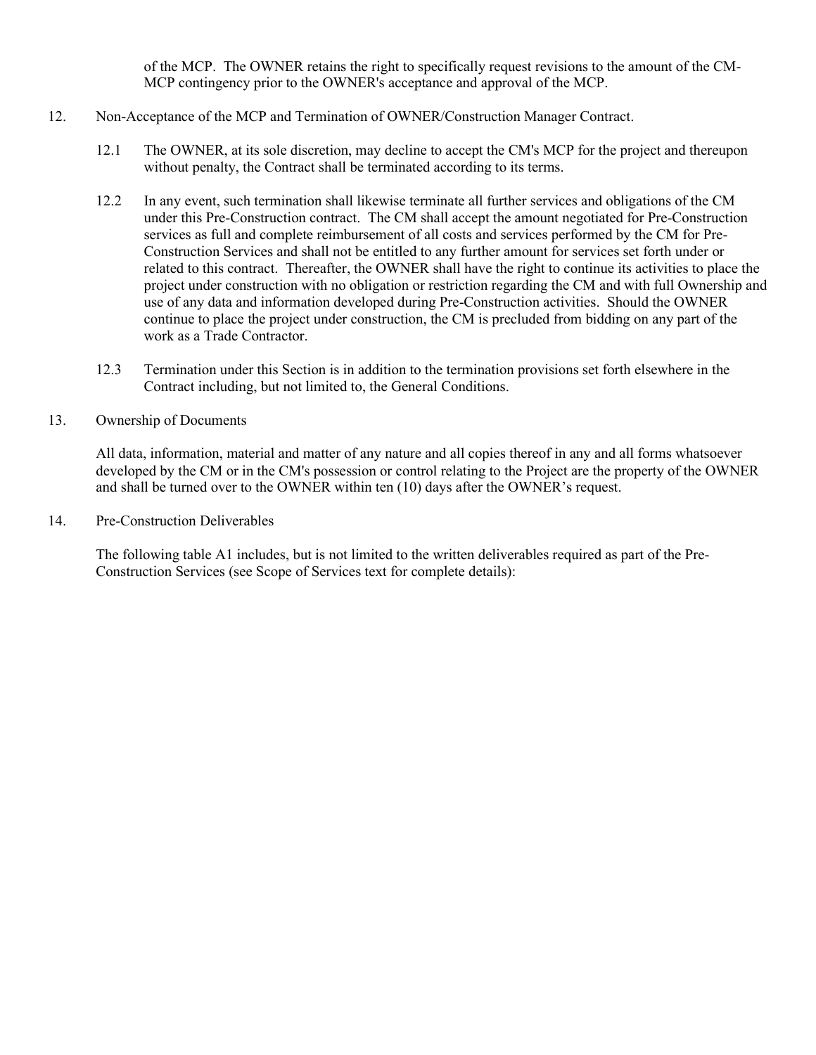of the MCP. The OWNER retains the right to specifically request revisions to the amount of the CM-MCP contingency prior to the OWNER's acceptance and approval of the MCP.

12. Non-Acceptance of the MCP and Termination of OWNER/Construction Manager Contract.

    12.1 The OWNER, at its sole discretion, may decline to accept the CM's MCP for the project and thereupon without penalty, the Contract shall be terminated according to its terms.

    12.2 In any event, such termination shall likewise terminate all further services and obligations of the CM under this Pre-Construction contract. The CM shall accept the amount negotiated for Pre-Construction services as full and complete reimbursement of all costs and services performed by the CM for Pre-Construction Services and shall not be entitled to any further amount for services set forth under or related to this contract. Thereafter, the OWNER shall have the right to continue its activities to place the project under construction with no obligation or restriction regarding the CM and with full Ownership and use of any data and information developed during Pre-Construction activities. Should the OWNER continue to place the project under construction, the CM is precluded from bidding on any part of the work as a Trade Contractor.

    12.3 Termination under this Section is in addition to the termination provisions set forth elsewhere in the Contract including, but not limited to, the General Conditions.

13. Ownership of Documents

    All data, information, material and matter of any nature and all copies thereof in any and all forms whatsoever developed by the CM or in the CM's possession or control relating to the Project are the property of the OWNER and shall be turned over to the OWNER within ten (10) days after the OWNER's request.

14. Pre-Construction Deliverables

    The following table A1 includes, but is not limited to the written deliverables required as part of the Pre-Construction Services (see Scope of Services text for complete details):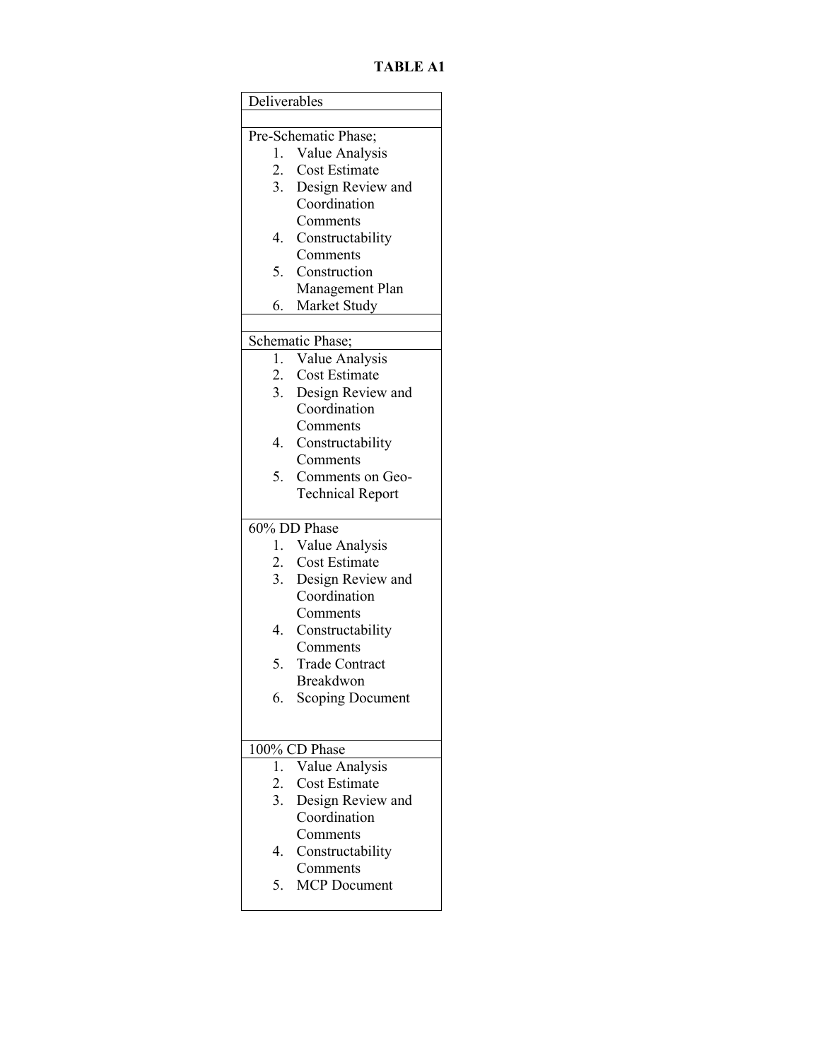**TABLE A1**

| Deliverables |
| --- |
| |
| Pre-Schematic Phase;<br>1. Value Analysis<br>2. Cost Estimate<br>3. Design Review and Coordination Comments<br>4. Constructability Comments<br>5. Construction Management Plan<br>6. Market Study |
| |
| Schematic Phase; |
| 1. Value Analysis<br>2. Cost Estimate<br>3. Design Review and Coordination Comments<br>4. Constructability Comments<br>5. Comments on Geo-Technical Report |
| 60% DD Phase<br>1. Value Analysis<br>2. Cost Estimate<br>3. Design Review and Coordination Comments<br>4. Constructability Comments<br>5. Trade Contract Breakdwon<br>6. Scoping Document |
| 100% CD Phase |
| 1. Value Analysis<br>2. Cost Estimate<br>3. Design Review and Coordination Comments<br>4. Constructability Comments<br>5. MCP Document |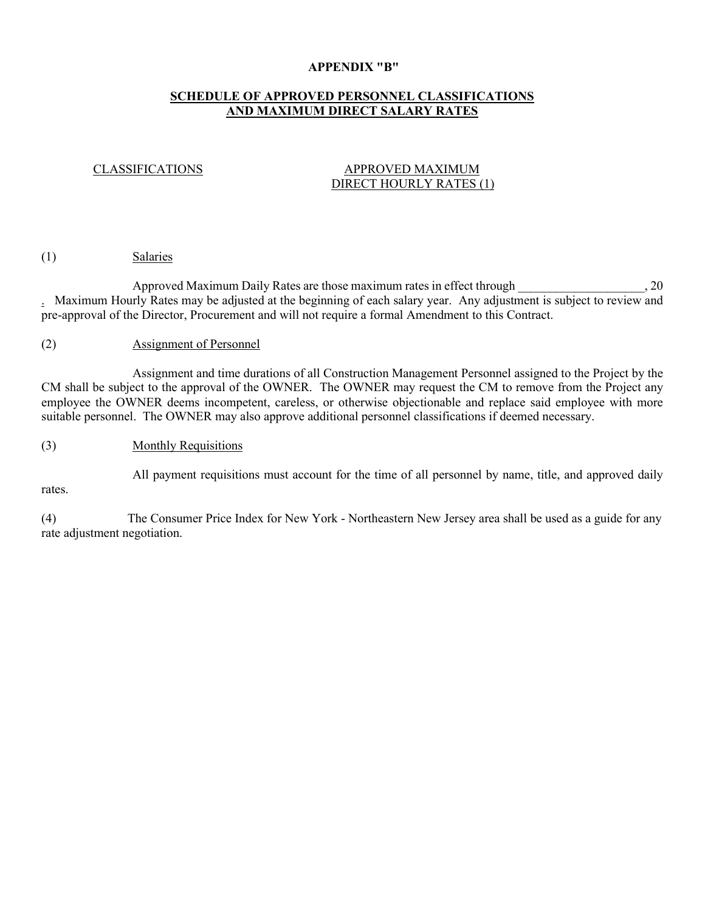**APPENDIX "B"**

**SCHEDULE OF APPROVED PERSONNEL CLASSIFICATIONS AND MAXIMUM DIRECT SALARY RATES**

| CLASSIFICATIONS | APPROVED MAXIMUM DIRECT HOURLY RATES (1) |
|---|---|

(1) Salaries

Approved Maximum Daily Rates are those maximum rates in effect through ____________________, 20 . Maximum Hourly Rates may be adjusted at the beginning of each salary year. Any adjustment is subject to review and pre-approval of the Director, Procurement and will not require a formal Amendment to this Contract.

(2) Assignment of Personnel

Assignment and time durations of all Construction Management Personnel assigned to the Project by the CM shall be subject to the approval of the OWNER. The OWNER may request the CM to remove from the Project any employee the OWNER deems incompetent, careless, or otherwise objectionable and replace said employee with more suitable personnel. The OWNER may also approve additional personnel classifications if deemed necessary.

(3) Monthly Requisitions

All payment requisitions must account for the time of all personnel by name, title, and approved daily rates.

(4) The Consumer Price Index for New York - Northeastern New Jersey area shall be used as a guide for any rate adjustment negotiation.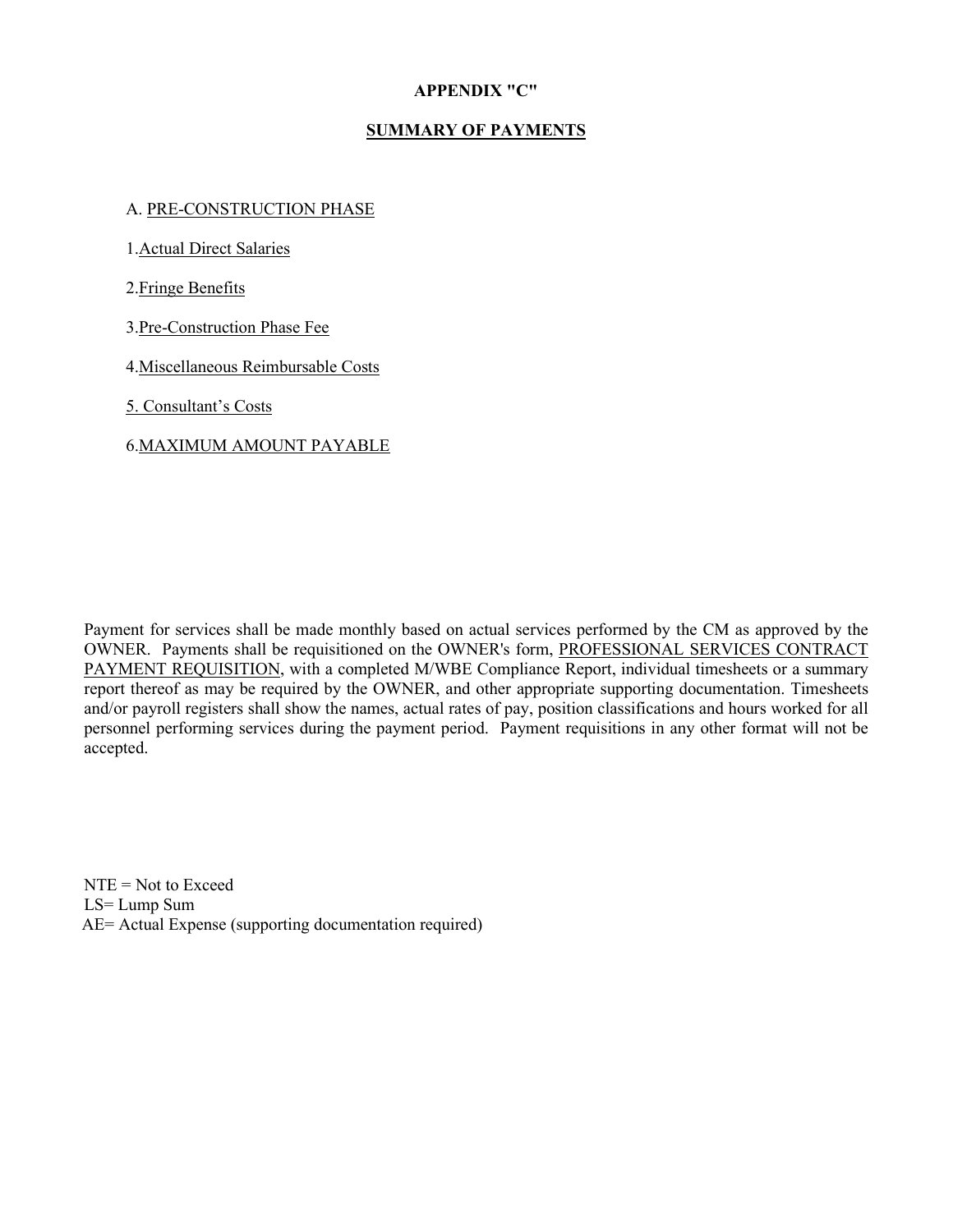# APPENDIX "C"

## SUMMARY OF PAYMENTS

A. PRE-CONSTRUCTION PHASE

1. Actual Direct Salaries

2. Fringe Benefits

3. Pre-Construction Phase Fee

4. Miscellaneous Reimbursable Costs

5. Consultant's Costs

6. MAXIMUM AMOUNT PAYABLE

Payment for services shall be made monthly based on actual services performed by the CM as approved by the OWNER. Payments shall be requisitioned on the OWNER's form, PROFESSIONAL SERVICES CONTRACT PAYMENT REQUISITION, with a completed M/WBE Compliance Report, individual timesheets or a summary report thereof as may be required by the OWNER, and other appropriate supporting documentation. Timesheets and/or payroll registers shall show the names, actual rates of pay, position classifications and hours worked for all personnel performing services during the payment period. Payment requisitions in any other format will not be accepted.

NTE = Not to Exceed
LS= Lump Sum
AE= Actual Expense (supporting documentation required)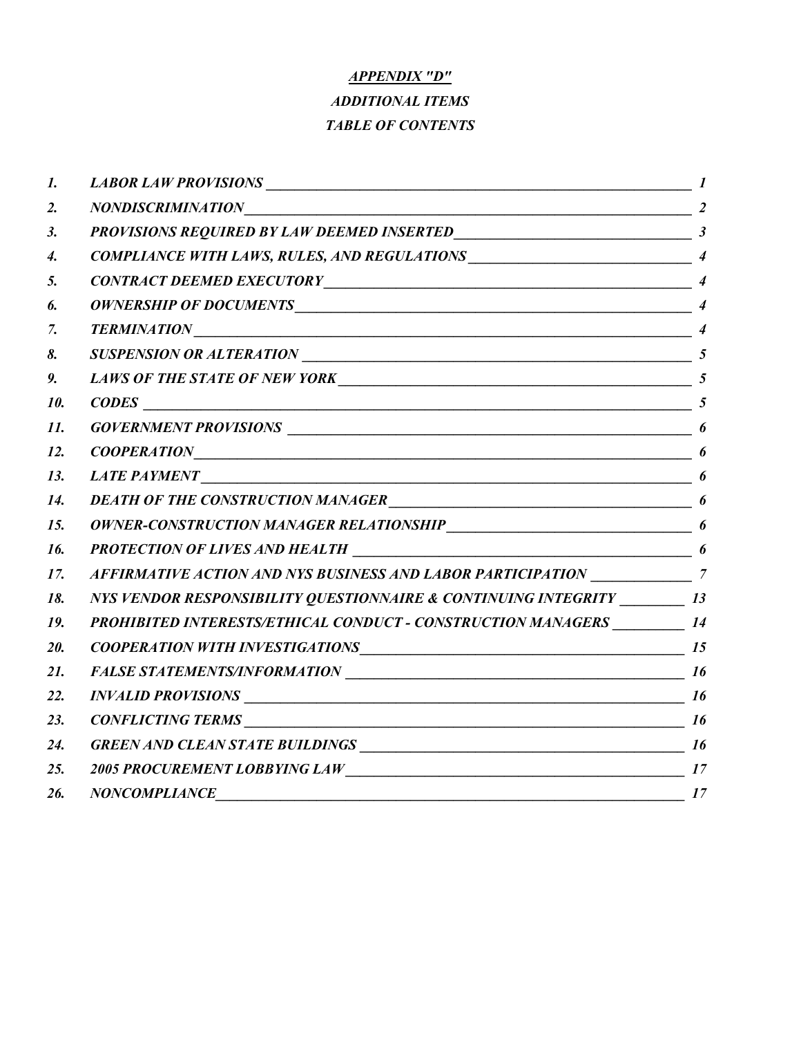***APPENDIX "D"***

***ADDITIONAL ITEMS***

***TABLE OF CONTENTS***

| | | |
|---|---|---|
| *1.* | *LABOR LAW PROVISIONS* | *1* |
| *2.* | *NONDISCRIMINATION* | *2* |
| *3.* | *PROVISIONS REQUIRED BY LAW DEEMED INSERTED* | *3* |
| *4.* | *COMPLIANCE WITH LAWS, RULES, AND REGULATIONS* | *4* |
| *5.* | *CONTRACT DEEMED EXECUTORY* | *4* |
| *6.* | *OWNERSHIP OF DOCUMENTS* | *4* |
| *7.* | *TERMINATION* | *4* |
| *8.* | *SUSPENSION OR ALTERATION* | *5* |
| *9.* | *LAWS OF THE STATE OF NEW YORK* | *5* |
| *10.* | *CODES* | *5* |
| *11.* | *GOVERNMENT PROVISIONS* | *6* |
| *12.* | *COOPERATION* | *6* |
| *13.* | *LATE PAYMENT* | *6* |
| *14.* | *DEATH OF THE CONSTRUCTION MANAGER* | *6* |
| *15.* | *OWNER-CONSTRUCTION MANAGER RELATIONSHIP* | *6* |
| *16.* | *PROTECTION OF LIVES AND HEALTH* | *6* |
| *17.* | *AFFIRMATIVE ACTION AND NYS BUSINESS AND LABOR PARTICIPATION* | *7* |
| *18.* | *NYS VENDOR RESPONSIBILITY QUESTIONNAIRE & CONTINUING INTEGRITY* | *13* |
| *19.* | *PROHIBITED INTERESTS/ETHICAL CONDUCT - CONSTRUCTION MANAGERS* | *14* |
| *20.* | *COOPERATION WITH INVESTIGATIONS* | *15* |
| *21.* | *FALSE STATEMENTS/INFORMATION* | *16* |
| *22.* | *INVALID PROVISIONS* | *16* |
| *23.* | *CONFLICTING TERMS* | *16* |
| *24.* | *GREEN AND CLEAN STATE BUILDINGS* | *16* |
| *25.* | *2005 PROCUREMENT LOBBYING LAW* | *17* |
| *26.* | *NONCOMPLIANCE* | *17* |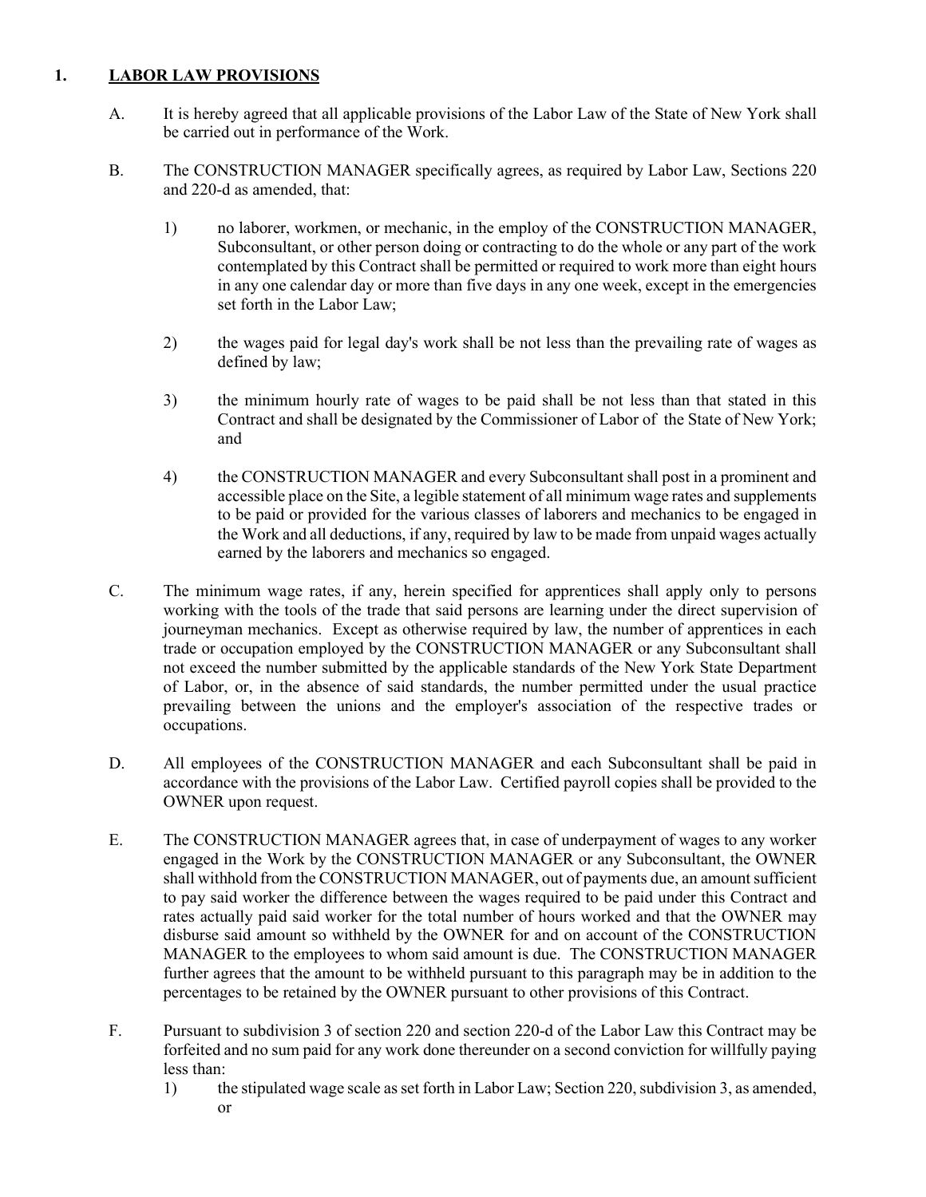## 1. LABOR LAW PROVISIONS

A. It is hereby agreed that all applicable provisions of the Labor Law of the State of New York shall be carried out in performance of the Work.

B. The CONSTRUCTION MANAGER specifically agrees, as required by Labor Law, Sections 220 and 220-d as amended, that:

1) no laborer, workmen, or mechanic, in the employ of the CONSTRUCTION MANAGER, Subconsultant, or other person doing or contracting to do the whole or any part of the work contemplated by this Contract shall be permitted or required to work more than eight hours in any one calendar day or more than five days in any one week, except in the emergencies set forth in the Labor Law;

2) the wages paid for legal day's work shall be not less than the prevailing rate of wages as defined by law;

3) the minimum hourly rate of wages to be paid shall be not less than that stated in this Contract and shall be designated by the Commissioner of Labor of the State of New York; and

4) the CONSTRUCTION MANAGER and every Subconsultant shall post in a prominent and accessible place on the Site, a legible statement of all minimum wage rates and supplements to be paid or provided for the various classes of laborers and mechanics to be engaged in the Work and all deductions, if any, required by law to be made from unpaid wages actually earned by the laborers and mechanics so engaged.

C. The minimum wage rates, if any, herein specified for apprentices shall apply only to persons working with the tools of the trade that said persons are learning under the direct supervision of journeyman mechanics. Except as otherwise required by law, the number of apprentices in each trade or occupation employed by the CONSTRUCTION MANAGER or any Subconsultant shall not exceed the number submitted by the applicable standards of the New York State Department of Labor, or, in the absence of said standards, the number permitted under the usual practice prevailing between the unions and the employer's association of the respective trades or occupations.

D. All employees of the CONSTRUCTION MANAGER and each Subconsultant shall be paid in accordance with the provisions of the Labor Law. Certified payroll copies shall be provided to the OWNER upon request.

E. The CONSTRUCTION MANAGER agrees that, in case of underpayment of wages to any worker engaged in the Work by the CONSTRUCTION MANAGER or any Subconsultant, the OWNER shall withhold from the CONSTRUCTION MANAGER, out of payments due, an amount sufficient to pay said worker the difference between the wages required to be paid under this Contract and rates actually paid said worker for the total number of hours worked and that the OWNER may disburse said amount so withheld by the OWNER for and on account of the CONSTRUCTION MANAGER to the employees to whom said amount is due. The CONSTRUCTION MANAGER further agrees that the amount to be withheld pursuant to this paragraph may be in addition to the percentages to be retained by the OWNER pursuant to other provisions of this Contract.

F. Pursuant to subdivision 3 of section 220 and section 220-d of the Labor Law this Contract may be forfeited and no sum paid for any work done thereunder on a second conviction for willfully paying less than:

1) the stipulated wage scale as set forth in Labor Law; Section 220, subdivision 3, as amended, or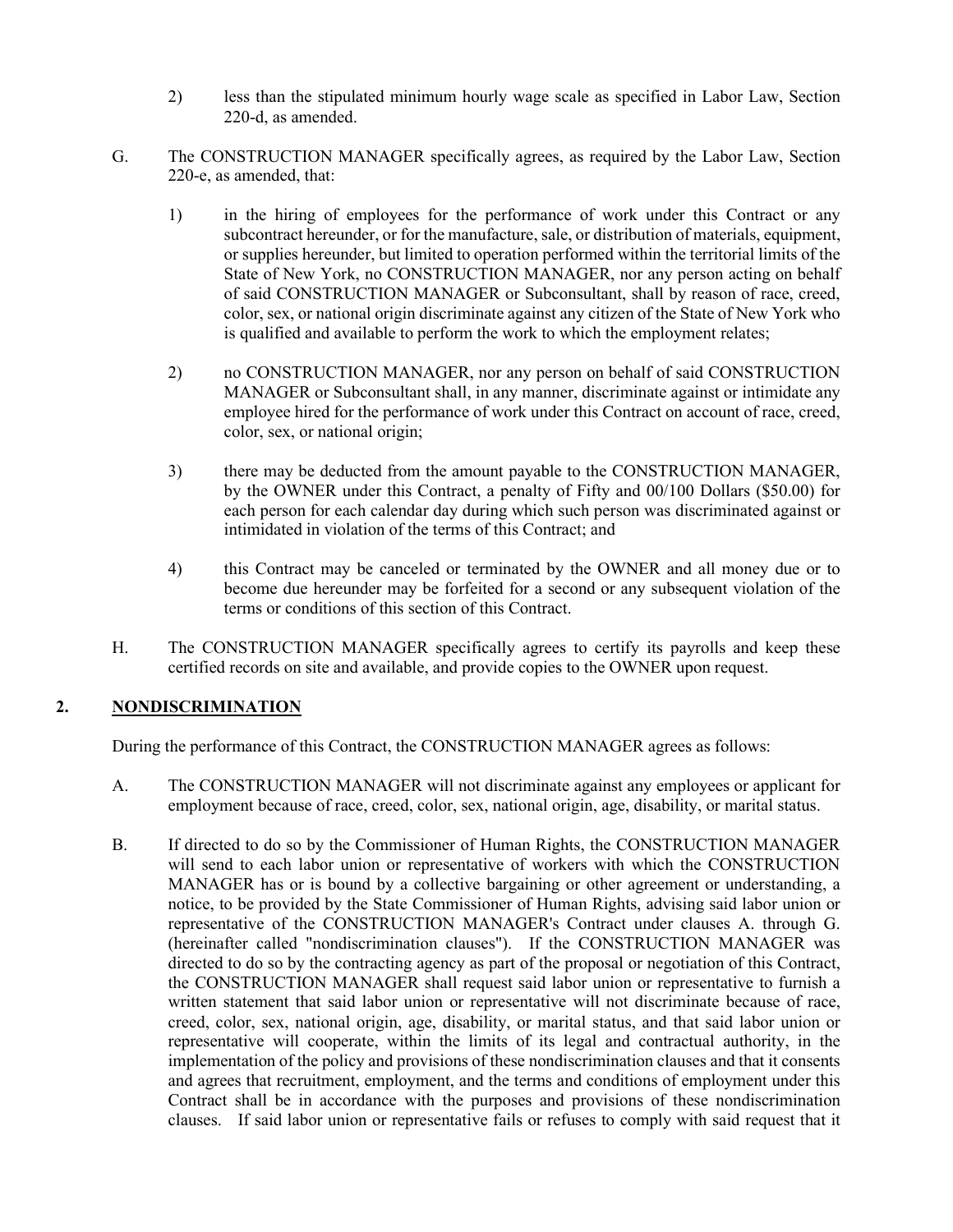2) less than the stipulated minimum hourly wage scale as specified in Labor Law, Section 220-d, as amended.

G. The CONSTRUCTION MANAGER specifically agrees, as required by the Labor Law, Section 220-e, as amended, that:

1) in the hiring of employees for the performance of work under this Contract or any subcontract hereunder, or for the manufacture, sale, or distribution of materials, equipment, or supplies hereunder, but limited to operation performed within the territorial limits of the State of New York, no CONSTRUCTION MANAGER, nor any person acting on behalf of said CONSTRUCTION MANAGER or Subconsultant, shall by reason of race, creed, color, sex, or national origin discriminate against any citizen of the State of New York who is qualified and available to perform the work to which the employment relates;

2) no CONSTRUCTION MANAGER, nor any person on behalf of said CONSTRUCTION MANAGER or Subconsultant shall, in any manner, discriminate against or intimidate any employee hired for the performance of work under this Contract on account of race, creed, color, sex, or national origin;

3) there may be deducted from the amount payable to the CONSTRUCTION MANAGER, by the OWNER under this Contract, a penalty of Fifty and 00/100 Dollars ($50.00) for each person for each calendar day during which such person was discriminated against or intimidated in violation of the terms of this Contract; and

4) this Contract may be canceled or terminated by the OWNER and all money due or to become due hereunder may be forfeited for a second or any subsequent violation of the terms or conditions of this section of this Contract.

H. The CONSTRUCTION MANAGER specifically agrees to certify its payrolls and keep these certified records on site and available, and provide copies to the OWNER upon request.

## 2. NONDISCRIMINATION

During the performance of this Contract, the CONSTRUCTION MANAGER agrees as follows:

A. The CONSTRUCTION MANAGER will not discriminate against any employees or applicant for employment because of race, creed, color, sex, national origin, age, disability, or marital status.

B. If directed to do so by the Commissioner of Human Rights, the CONSTRUCTION MANAGER will send to each labor union or representative of workers with which the CONSTRUCTION MANAGER has or is bound by a collective bargaining or other agreement or understanding, a notice, to be provided by the State Commissioner of Human Rights, advising said labor union or representative of the CONSTRUCTION MANAGER's Contract under clauses A. through G. (hereinafter called "nondiscrimination clauses"). If the CONSTRUCTION MANAGER was directed to do so by the contracting agency as part of the proposal or negotiation of this Contract, the CONSTRUCTION MANAGER shall request said labor union or representative to furnish a written statement that said labor union or representative will not discriminate because of race, creed, color, sex, national origin, age, disability, or marital status, and that said labor union or representative will cooperate, within the limits of its legal and contractual authority, in the implementation of the policy and provisions of these nondiscrimination clauses and that it consents and agrees that recruitment, employment, and the terms and conditions of employment under this Contract shall be in accordance with the purposes and provisions of these nondiscrimination clauses. If said labor union or representative fails or refuses to comply with said request that it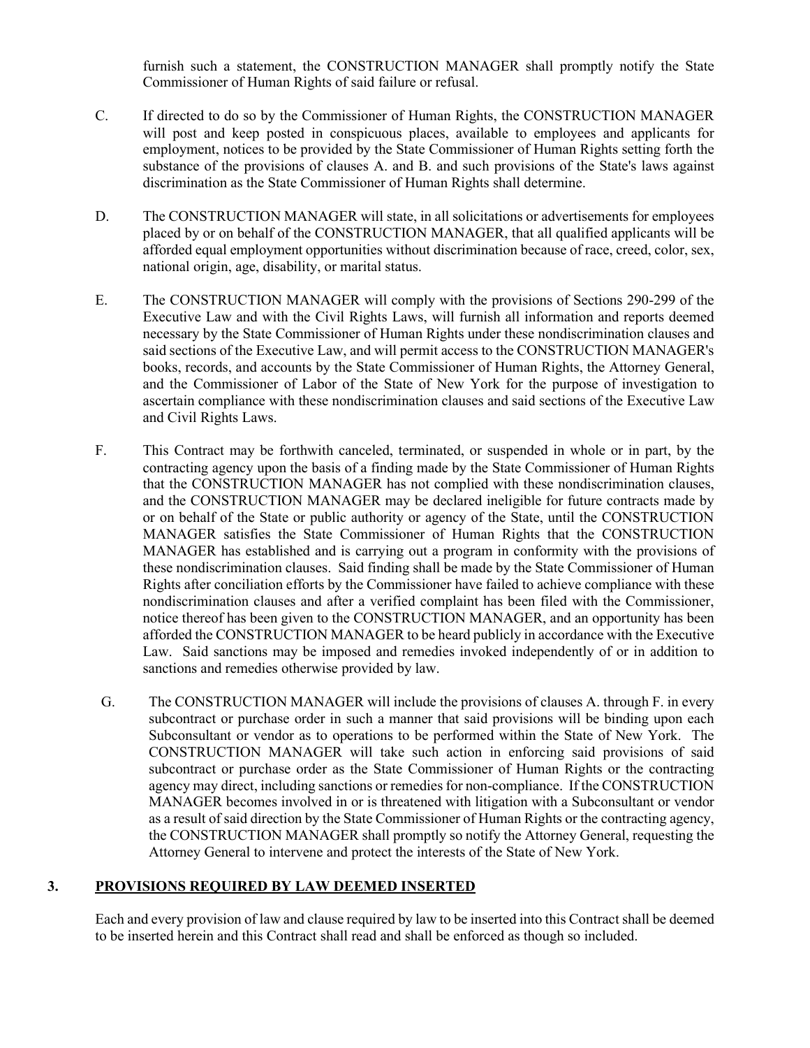furnish such a statement, the CONSTRUCTION MANAGER shall promptly notify the State Commissioner of Human Rights of said failure or refusal.

C. If directed to do so by the Commissioner of Human Rights, the CONSTRUCTION MANAGER will post and keep posted in conspicuous places, available to employees and applicants for employment, notices to be provided by the State Commissioner of Human Rights setting forth the substance of the provisions of clauses A. and B. and such provisions of the State's laws against discrimination as the State Commissioner of Human Rights shall determine.

D. The CONSTRUCTION MANAGER will state, in all solicitations or advertisements for employees placed by or on behalf of the CONSTRUCTION MANAGER, that all qualified applicants will be afforded equal employment opportunities without discrimination because of race, creed, color, sex, national origin, age, disability, or marital status.

E. The CONSTRUCTION MANAGER will comply with the provisions of Sections 290-299 of the Executive Law and with the Civil Rights Laws, will furnish all information and reports deemed necessary by the State Commissioner of Human Rights under these nondiscrimination clauses and said sections of the Executive Law, and will permit access to the CONSTRUCTION MANAGER's books, records, and accounts by the State Commissioner of Human Rights, the Attorney General, and the Commissioner of Labor of the State of New York for the purpose of investigation to ascertain compliance with these nondiscrimination clauses and said sections of the Executive Law and Civil Rights Laws.

F. This Contract may be forthwith canceled, terminated, or suspended in whole or in part, by the contracting agency upon the basis of a finding made by the State Commissioner of Human Rights that the CONSTRUCTION MANAGER has not complied with these nondiscrimination clauses, and the CONSTRUCTION MANAGER may be declared ineligible for future contracts made by or on behalf of the State or public authority or agency of the State, until the CONSTRUCTION MANAGER satisfies the State Commissioner of Human Rights that the CONSTRUCTION MANAGER has established and is carrying out a program in conformity with the provisions of these nondiscrimination clauses. Said finding shall be made by the State Commissioner of Human Rights after conciliation efforts by the Commissioner have failed to achieve compliance with these nondiscrimination clauses and after a verified complaint has been filed with the Commissioner, notice thereof has been given to the CONSTRUCTION MANAGER, and an opportunity has been afforded the CONSTRUCTION MANAGER to be heard publicly in accordance with the Executive Law. Said sanctions may be imposed and remedies invoked independently of or in addition to sanctions and remedies otherwise provided by law.

G. The CONSTRUCTION MANAGER will include the provisions of clauses A. through F. in every subcontract or purchase order in such a manner that said provisions will be binding upon each Subconsultant or vendor as to operations to be performed within the State of New York. The CONSTRUCTION MANAGER will take such action in enforcing said provisions of said subcontract or purchase order as the State Commissioner of Human Rights or the contracting agency may direct, including sanctions or remedies for non-compliance. If the CONSTRUCTION MANAGER becomes involved in or is threatened with litigation with a Subconsultant or vendor as a result of said direction by the State Commissioner of Human Rights or the contracting agency, the CONSTRUCTION MANAGER shall promptly so notify the Attorney General, requesting the Attorney General to intervene and protect the interests of the State of New York.

## 3. PROVISIONS REQUIRED BY LAW DEEMED INSERTED

Each and every provision of law and clause required by law to be inserted into this Contract shall be deemed to be inserted herein and this Contract shall read and shall be enforced as though so included.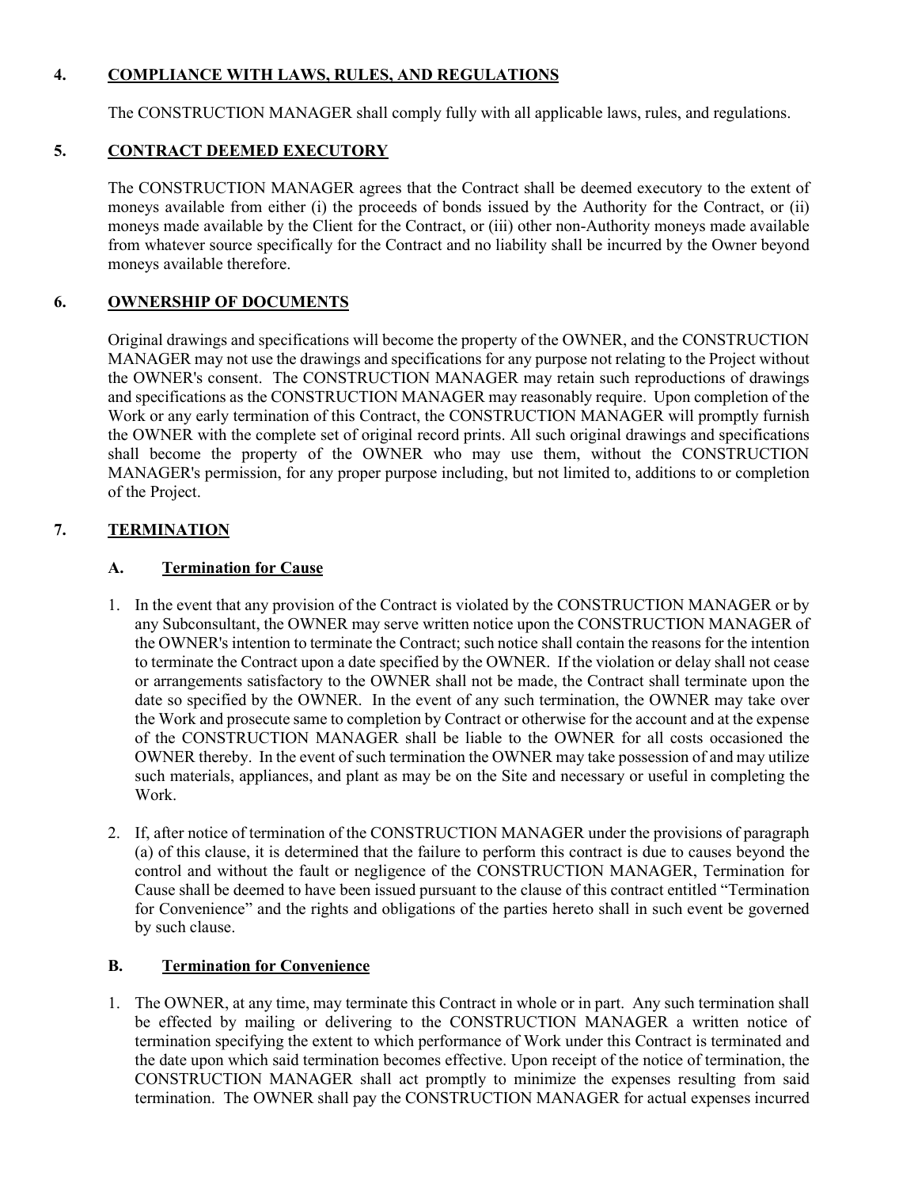## 4. COMPLIANCE WITH LAWS, RULES, AND REGULATIONS

The CONSTRUCTION MANAGER shall comply fully with all applicable laws, rules, and regulations.

## 5. CONTRACT DEEMED EXECUTORY

The CONSTRUCTION MANAGER agrees that the Contract shall be deemed executory to the extent of moneys available from either (i) the proceeds of bonds issued by the Authority for the Contract, or (ii) moneys made available by the Client for the Contract, or (iii) other non-Authority moneys made available from whatever source specifically for the Contract and no liability shall be incurred by the Owner beyond moneys available therefore.

## 6. OWNERSHIP OF DOCUMENTS

Original drawings and specifications will become the property of the OWNER, and the CONSTRUCTION MANAGER may not use the drawings and specifications for any purpose not relating to the Project without the OWNER's consent. The CONSTRUCTION MANAGER may retain such reproductions of drawings and specifications as the CONSTRUCTION MANAGER may reasonably require. Upon completion of the Work or any early termination of this Contract, the CONSTRUCTION MANAGER will promptly furnish the OWNER with the complete set of original record prints. All such original drawings and specifications shall become the property of the OWNER who may use them, without the CONSTRUCTION MANAGER's permission, for any proper purpose including, but not limited to, additions to or completion of the Project.

## 7. TERMINATION

### A. Termination for Cause

1. In the event that any provision of the Contract is violated by the CONSTRUCTION MANAGER or by any Subconsultant, the OWNER may serve written notice upon the CONSTRUCTION MANAGER of the OWNER's intention to terminate the Contract; such notice shall contain the reasons for the intention to terminate the Contract upon a date specified by the OWNER. If the violation or delay shall not cease or arrangements satisfactory to the OWNER shall not be made, the Contract shall terminate upon the date so specified by the OWNER. In the event of any such termination, the OWNER may take over the Work and prosecute same to completion by Contract or otherwise for the account and at the expense of the CONSTRUCTION MANAGER shall be liable to the OWNER for all costs occasioned the OWNER thereby. In the event of such termination the OWNER may take possession of and may utilize such materials, appliances, and plant as may be on the Site and necessary or useful in completing the Work.

2. If, after notice of termination of the CONSTRUCTION MANAGER under the provisions of paragraph (a) of this clause, it is determined that the failure to perform this contract is due to causes beyond the control and without the fault or negligence of the CONSTRUCTION MANAGER, Termination for Cause shall be deemed to have been issued pursuant to the clause of this contract entitled "Termination for Convenience" and the rights and obligations of the parties hereto shall in such event be governed by such clause.

### B. Termination for Convenience

1. The OWNER, at any time, may terminate this Contract in whole or in part. Any such termination shall be effected by mailing or delivering to the CONSTRUCTION MANAGER a written notice of termination specifying the extent to which performance of Work under this Contract is terminated and the date upon which said termination becomes effective. Upon receipt of the notice of termination, the CONSTRUCTION MANAGER shall act promptly to minimize the expenses resulting from said termination. The OWNER shall pay the CONSTRUCTION MANAGER for actual expenses incurred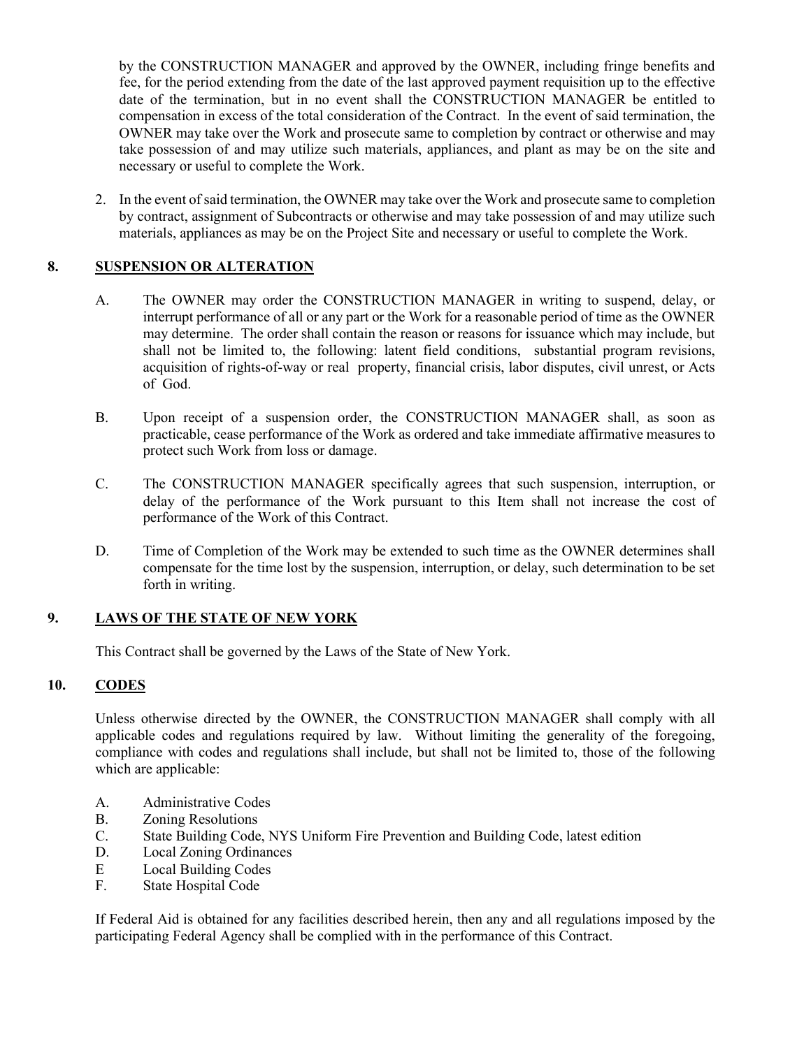by the CONSTRUCTION MANAGER and approved by the OWNER, including fringe benefits and fee, for the period extending from the date of the last approved payment requisition up to the effective date of the termination, but in no event shall the CONSTRUCTION MANAGER be entitled to compensation in excess of the total consideration of the Contract. In the event of said termination, the OWNER may take over the Work and prosecute same to completion by contract or otherwise and may take possession of and may utilize such materials, appliances, and plant as may be on the site and necessary or useful to complete the Work.

2. In the event of said termination, the OWNER may take over the Work and prosecute same to completion by contract, assignment of Subcontracts or otherwise and may take possession of and may utilize such materials, appliances as may be on the Project Site and necessary or useful to complete the Work.

## 8. SUSPENSION OR ALTERATION

A. The OWNER may order the CONSTRUCTION MANAGER in writing to suspend, delay, or interrupt performance of all or any part or the Work for a reasonable period of time as the OWNER may determine. The order shall contain the reason or reasons for issuance which may include, but shall not be limited to, the following: latent field conditions, substantial program revisions, acquisition of rights-of-way or real property, financial crisis, labor disputes, civil unrest, or Acts of God.

B. Upon receipt of a suspension order, the CONSTRUCTION MANAGER shall, as soon as practicable, cease performance of the Work as ordered and take immediate affirmative measures to protect such Work from loss or damage.

C. The CONSTRUCTION MANAGER specifically agrees that such suspension, interruption, or delay of the performance of the Work pursuant to this Item shall not increase the cost of performance of the Work of this Contract.

D. Time of Completion of the Work may be extended to such time as the OWNER determines shall compensate for the time lost by the suspension, interruption, or delay, such determination to be set forth in writing.

## 9. LAWS OF THE STATE OF NEW YORK

This Contract shall be governed by the Laws of the State of New York.

## 10. CODES

Unless otherwise directed by the OWNER, the CONSTRUCTION MANAGER shall comply with all applicable codes and regulations required by law. Without limiting the generality of the foregoing, compliance with codes and regulations shall include, but shall not be limited to, those of the following which are applicable:

A. Administrative Codes
B. Zoning Resolutions
C. State Building Code, NYS Uniform Fire Prevention and Building Code, latest edition
D. Local Zoning Ordinances
E Local Building Codes
F. State Hospital Code

If Federal Aid is obtained for any facilities described herein, then any and all regulations imposed by the participating Federal Agency shall be complied with in the performance of this Contract.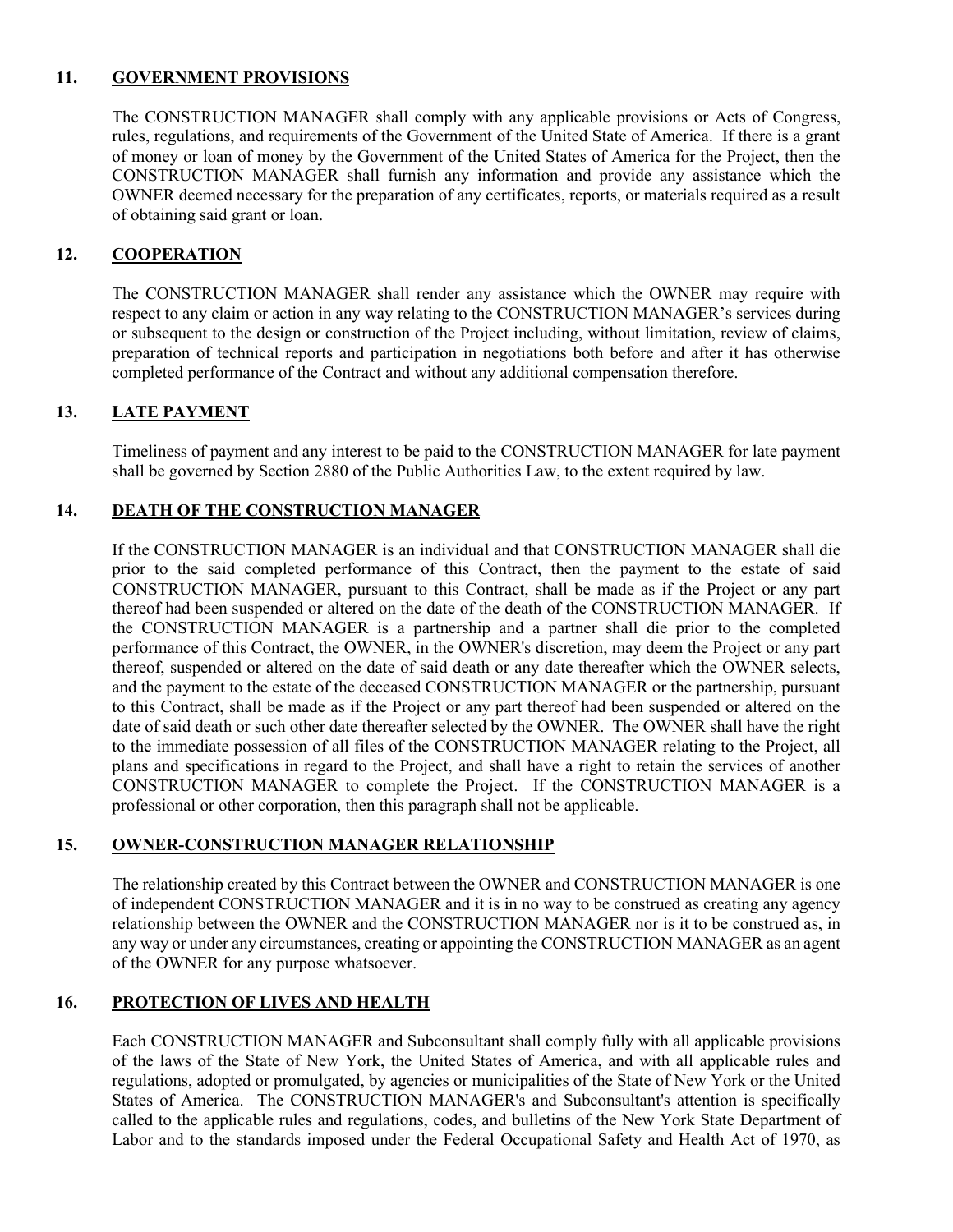## 11. GOVERNMENT PROVISIONS

The CONSTRUCTION MANAGER shall comply with any applicable provisions or Acts of Congress, rules, regulations, and requirements of the Government of the United State of America. If there is a grant of money or loan of money by the Government of the United States of America for the Project, then the CONSTRUCTION MANAGER shall furnish any information and provide any assistance which the OWNER deemed necessary for the preparation of any certificates, reports, or materials required as a result of obtaining said grant or loan.

## 12. COOPERATION

The CONSTRUCTION MANAGER shall render any assistance which the OWNER may require with respect to any claim or action in any way relating to the CONSTRUCTION MANAGER's services during or subsequent to the design or construction of the Project including, without limitation, review of claims, preparation of technical reports and participation in negotiations both before and after it has otherwise completed performance of the Contract and without any additional compensation therefore.

## 13. LATE PAYMENT

Timeliness of payment and any interest to be paid to the CONSTRUCTION MANAGER for late payment shall be governed by Section 2880 of the Public Authorities Law, to the extent required by law.

## 14. DEATH OF THE CONSTRUCTION MANAGER

If the CONSTRUCTION MANAGER is an individual and that CONSTRUCTION MANAGER shall die prior to the said completed performance of this Contract, then the payment to the estate of said CONSTRUCTION MANAGER, pursuant to this Contract, shall be made as if the Project or any part thereof had been suspended or altered on the date of the death of the CONSTRUCTION MANAGER. If the CONSTRUCTION MANAGER is a partnership and a partner shall die prior to the completed performance of this Contract, the OWNER, in the OWNER's discretion, may deem the Project or any part thereof, suspended or altered on the date of said death or any date thereafter which the OWNER selects, and the payment to the estate of the deceased CONSTRUCTION MANAGER or the partnership, pursuant to this Contract, shall be made as if the Project or any part thereof had been suspended or altered on the date of said death or such other date thereafter selected by the OWNER. The OWNER shall have the right to the immediate possession of all files of the CONSTRUCTION MANAGER relating to the Project, all plans and specifications in regard to the Project, and shall have a right to retain the services of another CONSTRUCTION MANAGER to complete the Project. If the CONSTRUCTION MANAGER is a professional or other corporation, then this paragraph shall not be applicable.

## 15. OWNER-CONSTRUCTION MANAGER RELATIONSHIP

The relationship created by this Contract between the OWNER and CONSTRUCTION MANAGER is one of independent CONSTRUCTION MANAGER and it is in no way to be construed as creating any agency relationship between the OWNER and the CONSTRUCTION MANAGER nor is it to be construed as, in any way or under any circumstances, creating or appointing the CONSTRUCTION MANAGER as an agent of the OWNER for any purpose whatsoever.

## 16. PROTECTION OF LIVES AND HEALTH

Each CONSTRUCTION MANAGER and Subconsultant shall comply fully with all applicable provisions of the laws of the State of New York, the United States of America, and with all applicable rules and regulations, adopted or promulgated, by agencies or municipalities of the State of New York or the United States of America. The CONSTRUCTION MANAGER's and Subconsultant's attention is specifically called to the applicable rules and regulations, codes, and bulletins of the New York State Department of Labor and to the standards imposed under the Federal Occupational Safety and Health Act of 1970, as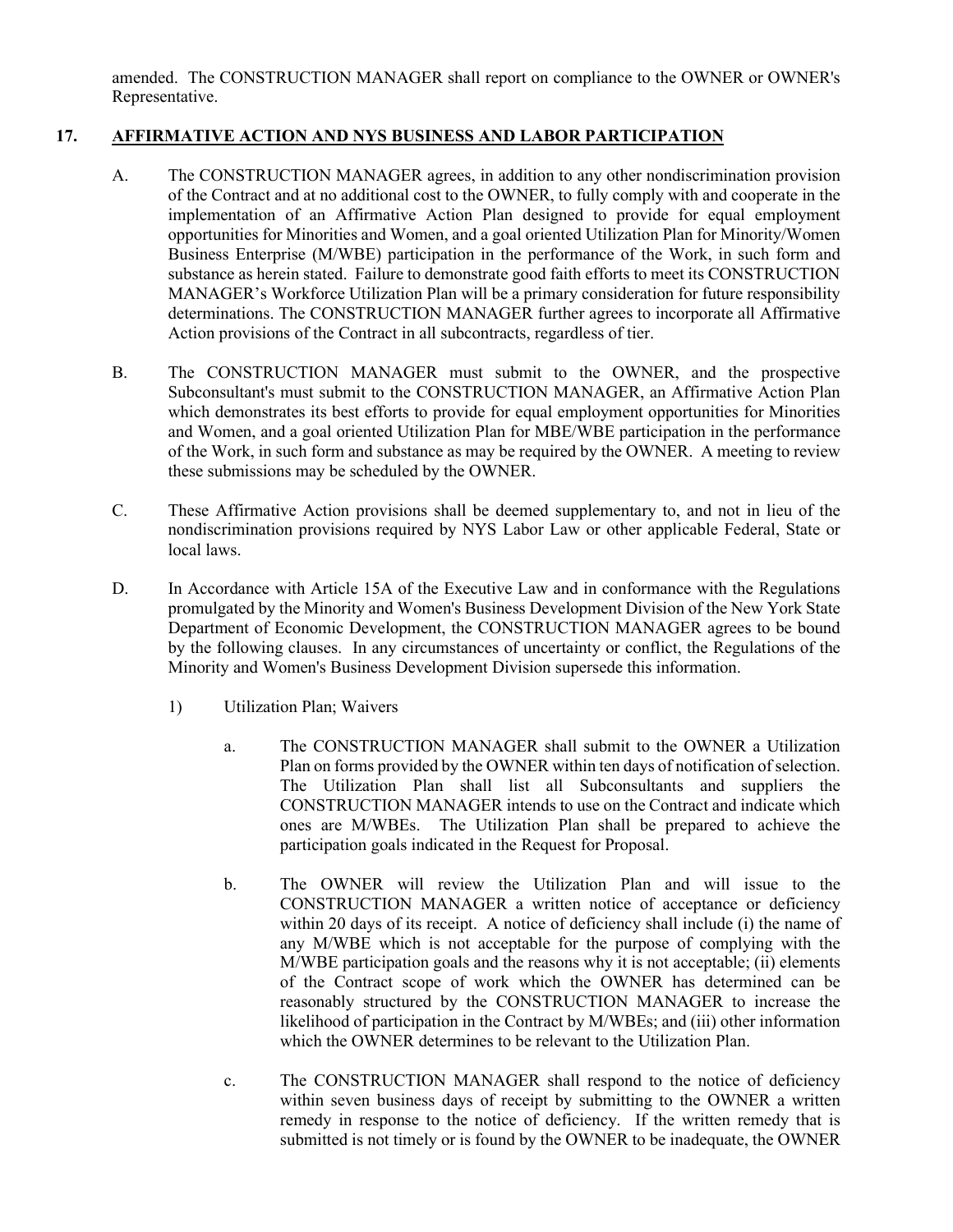amended. The CONSTRUCTION MANAGER shall report on compliance to the OWNER or OWNER's Representative.

## 17. AFFIRMATIVE ACTION AND NYS BUSINESS AND LABOR PARTICIPATION

A. The CONSTRUCTION MANAGER agrees, in addition to any other nondiscrimination provision of the Contract and at no additional cost to the OWNER, to fully comply with and cooperate in the implementation of an Affirmative Action Plan designed to provide for equal employment opportunities for Minorities and Women, and a goal oriented Utilization Plan for Minority/Women Business Enterprise (M/WBE) participation in the performance of the Work, in such form and substance as herein stated. Failure to demonstrate good faith efforts to meet its CONSTRUCTION MANAGER's Workforce Utilization Plan will be a primary consideration for future responsibility determinations. The CONSTRUCTION MANAGER further agrees to incorporate all Affirmative Action provisions of the Contract in all subcontracts, regardless of tier.

B. The CONSTRUCTION MANAGER must submit to the OWNER, and the prospective Subconsultant's must submit to the CONSTRUCTION MANAGER, an Affirmative Action Plan which demonstrates its best efforts to provide for equal employment opportunities for Minorities and Women, and a goal oriented Utilization Plan for MBE/WBE participation in the performance of the Work, in such form and substance as may be required by the OWNER. A meeting to review these submissions may be scheduled by the OWNER.

C. These Affirmative Action provisions shall be deemed supplementary to, and not in lieu of the nondiscrimination provisions required by NYS Labor Law or other applicable Federal, State or local laws.

D. In Accordance with Article 15A of the Executive Law and in conformance with the Regulations promulgated by the Minority and Women's Business Development Division of the New York State Department of Economic Development, the CONSTRUCTION MANAGER agrees to be bound by the following clauses. In any circumstances of uncertainty or conflict, the Regulations of the Minority and Women's Business Development Division supersede this information.

1) Utilization Plan; Waivers

a. The CONSTRUCTION MANAGER shall submit to the OWNER a Utilization Plan on forms provided by the OWNER within ten days of notification of selection. The Utilization Plan shall list all Subconsultants and suppliers the CONSTRUCTION MANAGER intends to use on the Contract and indicate which ones are M/WBEs. The Utilization Plan shall be prepared to achieve the participation goals indicated in the Request for Proposal.

b. The OWNER will review the Utilization Plan and will issue to the CONSTRUCTION MANAGER a written notice of acceptance or deficiency within 20 days of its receipt. A notice of deficiency shall include (i) the name of any M/WBE which is not acceptable for the purpose of complying with the M/WBE participation goals and the reasons why it is not acceptable; (ii) elements of the Contract scope of work which the OWNER has determined can be reasonably structured by the CONSTRUCTION MANAGER to increase the likelihood of participation in the Contract by M/WBEs; and (iii) other information which the OWNER determines to be relevant to the Utilization Plan.

c. The CONSTRUCTION MANAGER shall respond to the notice of deficiency within seven business days of receipt by submitting to the OWNER a written remedy in response to the notice of deficiency. If the written remedy that is submitted is not timely or is found by the OWNER to be inadequate, the OWNER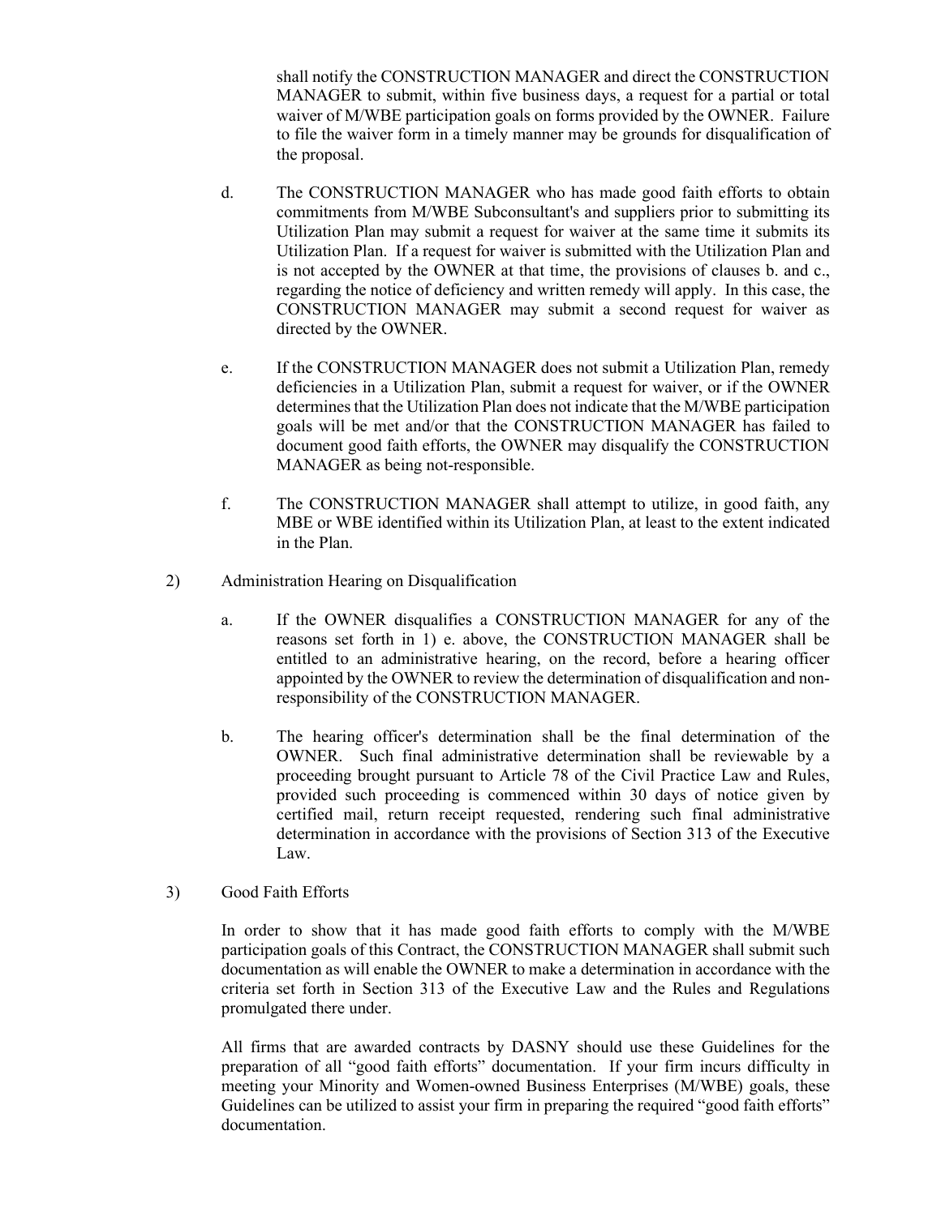shall notify the CONSTRUCTION MANAGER and direct the CONSTRUCTION MANAGER to submit, within five business days, a request for a partial or total waiver of M/WBE participation goals on forms provided by the OWNER. Failure to file the waiver form in a timely manner may be grounds for disqualification of the proposal.

d. The CONSTRUCTION MANAGER who has made good faith efforts to obtain commitments from M/WBE Subconsultant's and suppliers prior to submitting its Utilization Plan may submit a request for waiver at the same time it submits its Utilization Plan. If a request for waiver is submitted with the Utilization Plan and is not accepted by the OWNER at that time, the provisions of clauses b. and c., regarding the notice of deficiency and written remedy will apply. In this case, the CONSTRUCTION MANAGER may submit a second request for waiver as directed by the OWNER.

e. If the CONSTRUCTION MANAGER does not submit a Utilization Plan, remedy deficiencies in a Utilization Plan, submit a request for waiver, or if the OWNER determines that the Utilization Plan does not indicate that the M/WBE participation goals will be met and/or that the CONSTRUCTION MANAGER has failed to document good faith efforts, the OWNER may disqualify the CONSTRUCTION MANAGER as being not-responsible.

f. The CONSTRUCTION MANAGER shall attempt to utilize, in good faith, any MBE or WBE identified within its Utilization Plan, at least to the extent indicated in the Plan.

2) Administration Hearing on Disqualification

a. If the OWNER disqualifies a CONSTRUCTION MANAGER for any of the reasons set forth in 1) e. above, the CONSTRUCTION MANAGER shall be entitled to an administrative hearing, on the record, before a hearing officer appointed by the OWNER to review the determination of disqualification and non-responsibility of the CONSTRUCTION MANAGER.

b. The hearing officer's determination shall be the final determination of the OWNER. Such final administrative determination shall be reviewable by a proceeding brought pursuant to Article 78 of the Civil Practice Law and Rules, provided such proceeding is commenced within 30 days of notice given by certified mail, return receipt requested, rendering such final administrative determination in accordance with the provisions of Section 313 of the Executive Law.

3) Good Faith Efforts

In order to show that it has made good faith efforts to comply with the M/WBE participation goals of this Contract, the CONSTRUCTION MANAGER shall submit such documentation as will enable the OWNER to make a determination in accordance with the criteria set forth in Section 313 of the Executive Law and the Rules and Regulations promulgated there under.

All firms that are awarded contracts by DASNY should use these Guidelines for the preparation of all "good faith efforts" documentation. If your firm incurs difficulty in meeting your Minority and Women-owned Business Enterprises (M/WBE) goals, these Guidelines can be utilized to assist your firm in preparing the required "good faith efforts" documentation.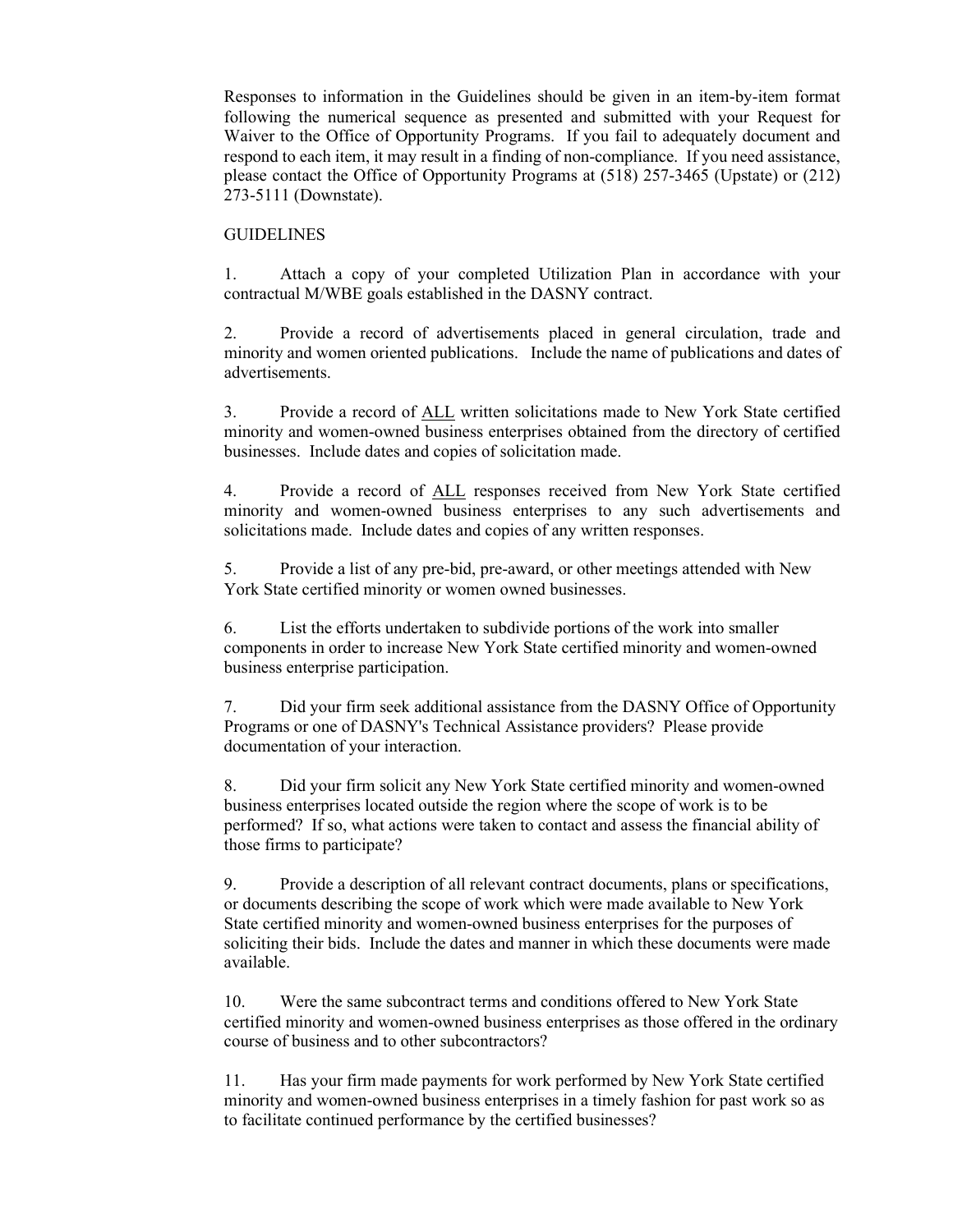Responses to information in the Guidelines should be given in an item-by-item format following the numerical sequence as presented and submitted with your Request for Waiver to the Office of Opportunity Programs. If you fail to adequately document and respond to each item, it may result in a finding of non-compliance. If you need assistance, please contact the Office of Opportunity Programs at (518) 257-3465 (Upstate) or (212) 273-5111 (Downstate).

GUIDELINES

1. Attach a copy of your completed Utilization Plan in accordance with your contractual M/WBE goals established in the DASNY contract.

2. Provide a record of advertisements placed in general circulation, trade and minority and women oriented publications. Include the name of publications and dates of advertisements.

3. Provide a record of <u>ALL</u> written solicitations made to New York State certified minority and women-owned business enterprises obtained from the directory of certified businesses. Include dates and copies of solicitation made.

4. Provide a record of <u>ALL</u> responses received from New York State certified minority and women-owned business enterprises to any such advertisements and solicitations made. Include dates and copies of any written responses.

5. Provide a list of any pre-bid, pre-award, or other meetings attended with New York State certified minority or women owned businesses.

6. List the efforts undertaken to subdivide portions of the work into smaller components in order to increase New York State certified minority and women-owned business enterprise participation.

7. Did your firm seek additional assistance from the DASNY Office of Opportunity Programs or one of DASNY's Technical Assistance providers? Please provide documentation of your interaction.

8. Did your firm solicit any New York State certified minority and women-owned business enterprises located outside the region where the scope of work is to be performed? If so, what actions were taken to contact and assess the financial ability of those firms to participate?

9. Provide a description of all relevant contract documents, plans or specifications, or documents describing the scope of work which were made available to New York State certified minority and women-owned business enterprises for the purposes of soliciting their bids. Include the dates and manner in which these documents were made available.

10. Were the same subcontract terms and conditions offered to New York State certified minority and women-owned business enterprises as those offered in the ordinary course of business and to other subcontractors?

11. Has your firm made payments for work performed by New York State certified minority and women-owned business enterprises in a timely fashion for past work so as to facilitate continued performance by the certified businesses?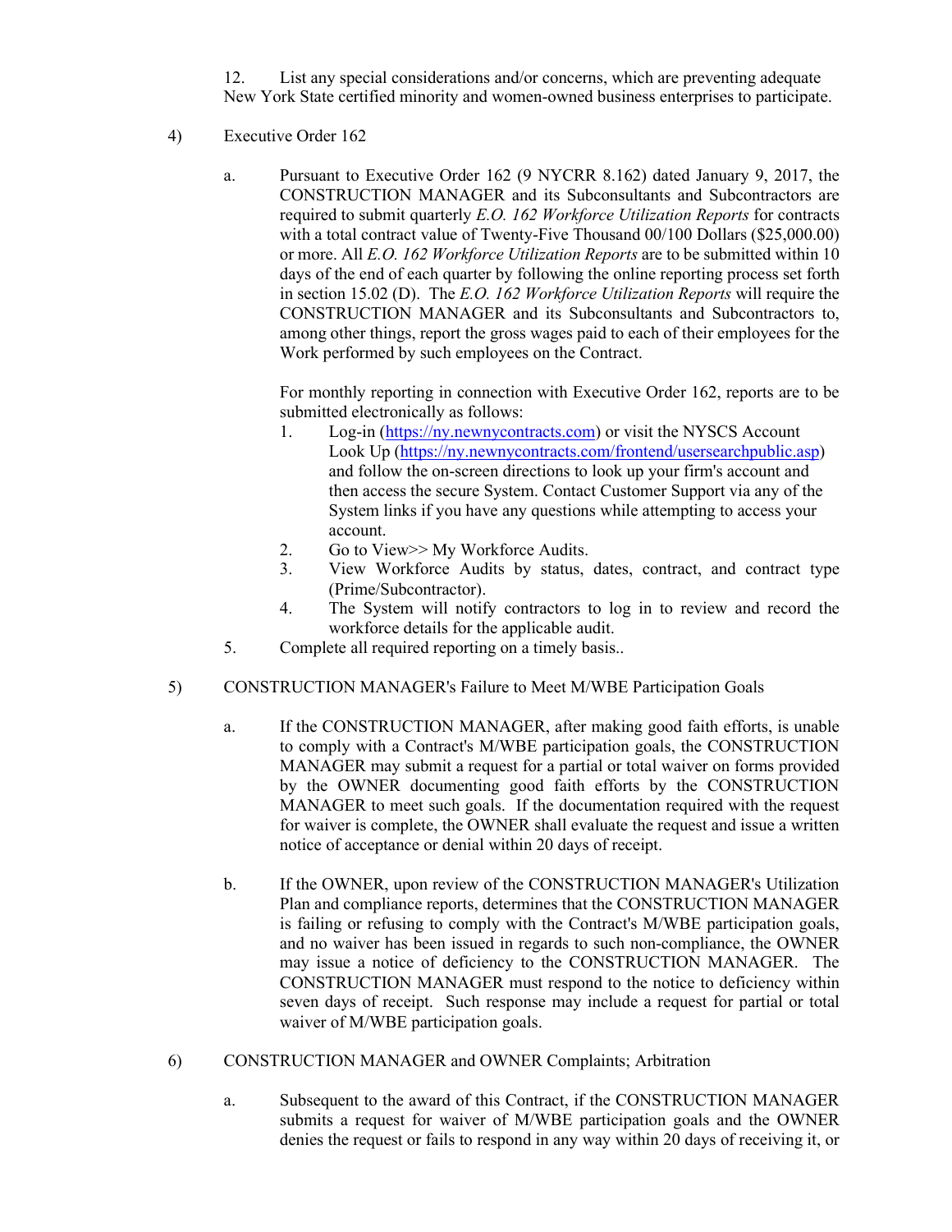12. List any special considerations and/or concerns, which are preventing adequate New York State certified minority and women-owned business enterprises to participate.

4) Executive Order 162

a. Pursuant to Executive Order 162 (9 NYCRR 8.162) dated January 9, 2017, the CONSTRUCTION MANAGER and its Subconsultants and Subcontractors are required to submit quarterly *E.O. 162 Workforce Utilization Reports* for contracts with a total contract value of Twenty-Five Thousand 00/100 Dollars ($25,000.00) or more. All *E.O. 162 Workforce Utilization Reports* are to be submitted within 10 days of the end of each quarter by following the online reporting process set forth in section 15.02 (D). The *E.O. 162 Workforce Utilization Reports* will require the CONSTRUCTION MANAGER and its Subconsultants and Subcontractors to, among other things, report the gross wages paid to each of their employees for the Work performed by such employees on the Contract.

For monthly reporting in connection with Executive Order 162, reports are to be submitted electronically as follows:

1. Log-in (https://ny.newnycontracts.com) or visit the NYSCS Account Look Up (https://ny.newnycontracts.com/frontend/usersearchpublic.asp) and follow the on-screen directions to look up your firm's account and then access the secure System. Contact Customer Support via any of the System links if you have any questions while attempting to access your account.
2. Go to View>> My Workforce Audits.
3. View Workforce Audits by status, dates, contract, and contract type (Prime/Subcontractor).
4. The System will notify contractors to log in to review and record the workforce details for the applicable audit.
5. Complete all required reporting on a timely basis..

5) CONSTRUCTION MANAGER's Failure to Meet M/WBE Participation Goals

a. If the CONSTRUCTION MANAGER, after making good faith efforts, is unable to comply with a Contract's M/WBE participation goals, the CONSTRUCTION MANAGER may submit a request for a partial or total waiver on forms provided by the OWNER documenting good faith efforts by the CONSTRUCTION MANAGER to meet such goals. If the documentation required with the request for waiver is complete, the OWNER shall evaluate the request and issue a written notice of acceptance or denial within 20 days of receipt.

b. If the OWNER, upon review of the CONSTRUCTION MANAGER's Utilization Plan and compliance reports, determines that the CONSTRUCTION MANAGER is failing or refusing to comply with the Contract's M/WBE participation goals, and no waiver has been issued in regards to such non-compliance, the OWNER may issue a notice of deficiency to the CONSTRUCTION MANAGER. The CONSTRUCTION MANAGER must respond to the notice to deficiency within seven days of receipt. Such response may include a request for partial or total waiver of M/WBE participation goals.

6) CONSTRUCTION MANAGER and OWNER Complaints; Arbitration

a. Subsequent to the award of this Contract, if the CONSTRUCTION MANAGER submits a request for waiver of M/WBE participation goals and the OWNER denies the request or fails to respond in any way within 20 days of receiving it, or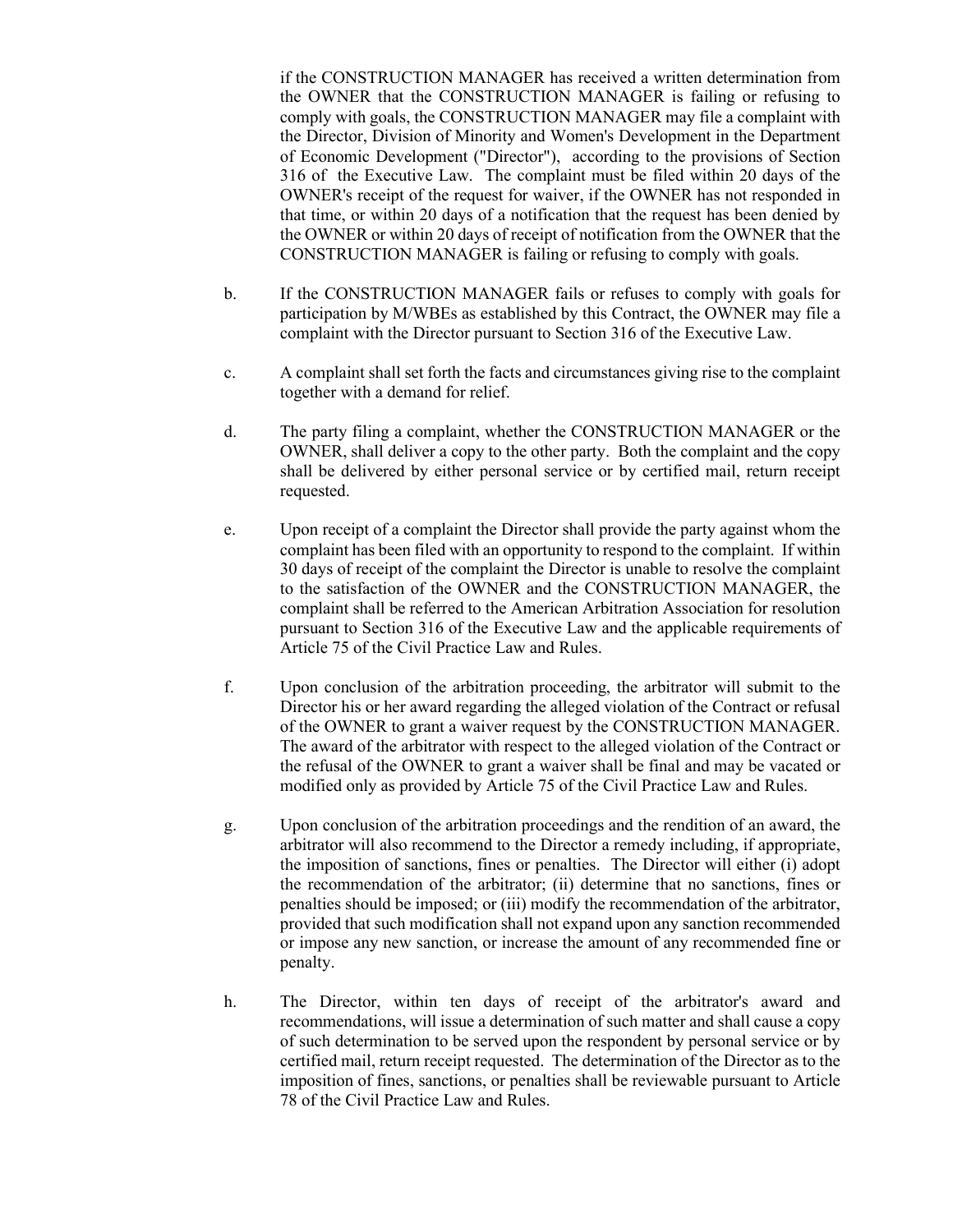if the CONSTRUCTION MANAGER has received a written determination from the OWNER that the CONSTRUCTION MANAGER is failing or refusing to comply with goals, the CONSTRUCTION MANAGER may file a complaint with the Director, Division of Minority and Women's Development in the Department of Economic Development ("Director"), according to the provisions of Section 316 of the Executive Law. The complaint must be filed within 20 days of the OWNER's receipt of the request for waiver, if the OWNER has not responded in that time, or within 20 days of a notification that the request has been denied by the OWNER or within 20 days of receipt of notification from the OWNER that the CONSTRUCTION MANAGER is failing or refusing to comply with goals.

b. If the CONSTRUCTION MANAGER fails or refuses to comply with goals for participation by M/WBEs as established by this Contract, the OWNER may file a complaint with the Director pursuant to Section 316 of the Executive Law.

c. A complaint shall set forth the facts and circumstances giving rise to the complaint together with a demand for relief.

d. The party filing a complaint, whether the CONSTRUCTION MANAGER or the OWNER, shall deliver a copy to the other party. Both the complaint and the copy shall be delivered by either personal service or by certified mail, return receipt requested.

e. Upon receipt of a complaint the Director shall provide the party against whom the complaint has been filed with an opportunity to respond to the complaint. If within 30 days of receipt of the complaint the Director is unable to resolve the complaint to the satisfaction of the OWNER and the CONSTRUCTION MANAGER, the complaint shall be referred to the American Arbitration Association for resolution pursuant to Section 316 of the Executive Law and the applicable requirements of Article 75 of the Civil Practice Law and Rules.

f. Upon conclusion of the arbitration proceeding, the arbitrator will submit to the Director his or her award regarding the alleged violation of the Contract or refusal of the OWNER to grant a waiver request by the CONSTRUCTION MANAGER. The award of the arbitrator with respect to the alleged violation of the Contract or the refusal of the OWNER to grant a waiver shall be final and may be vacated or modified only as provided by Article 75 of the Civil Practice Law and Rules.

g. Upon conclusion of the arbitration proceedings and the rendition of an award, the arbitrator will also recommend to the Director a remedy including, if appropriate, the imposition of sanctions, fines or penalties. The Director will either (i) adopt the recommendation of the arbitrator; (ii) determine that no sanctions, fines or penalties should be imposed; or (iii) modify the recommendation of the arbitrator, provided that such modification shall not expand upon any sanction recommended or impose any new sanction, or increase the amount of any recommended fine or penalty.

h. The Director, within ten days of receipt of the arbitrator's award and recommendations, will issue a determination of such matter and shall cause a copy of such determination to be served upon the respondent by personal service or by certified mail, return receipt requested. The determination of the Director as to the imposition of fines, sanctions, or penalties shall be reviewable pursuant to Article 78 of the Civil Practice Law and Rules.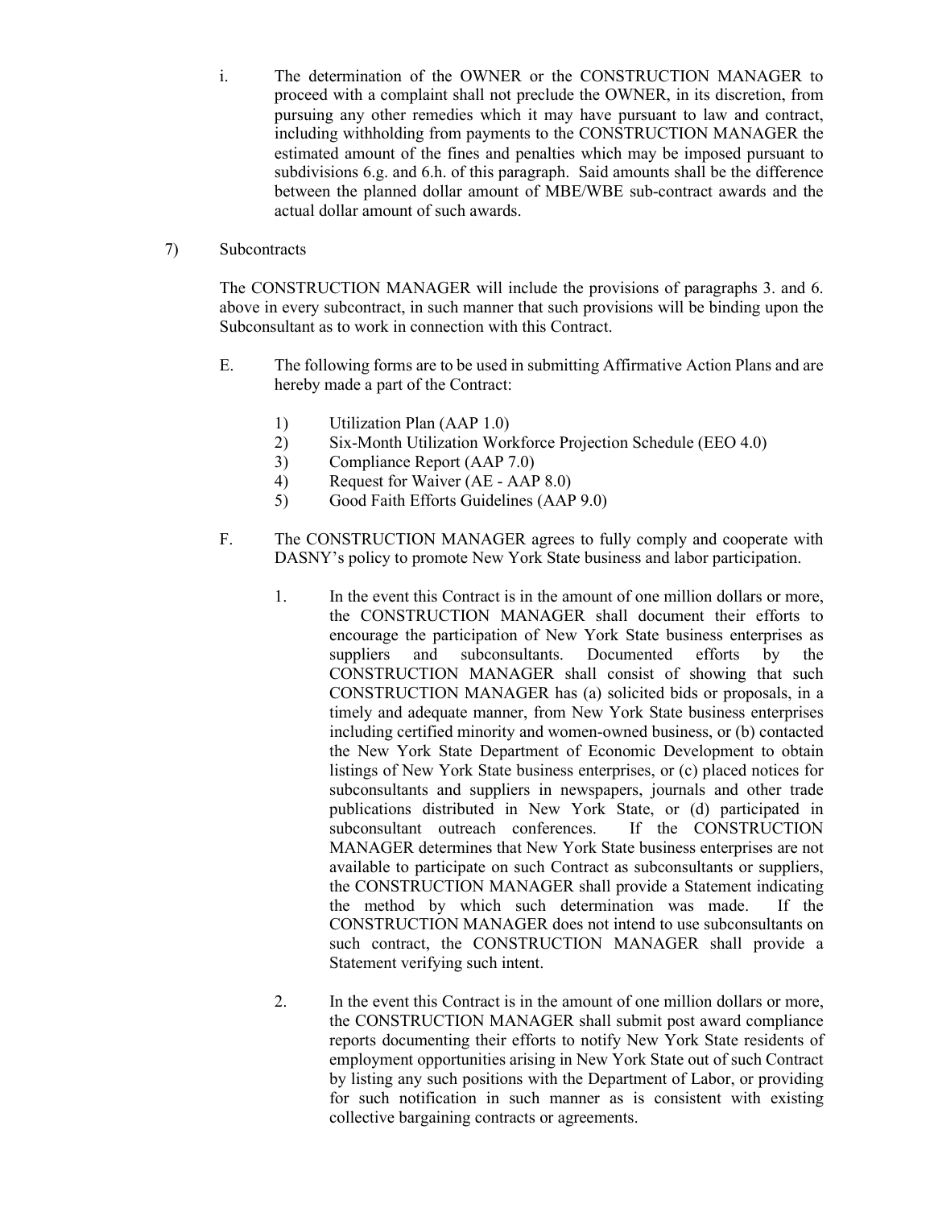i. The determination of the OWNER or the CONSTRUCTION MANAGER to proceed with a complaint shall not preclude the OWNER, in its discretion, from pursuing any other remedies which it may have pursuant to law and contract, including withholding from payments to the CONSTRUCTION MANAGER the estimated amount of the fines and penalties which may be imposed pursuant to subdivisions 6.g. and 6.h. of this paragraph. Said amounts shall be the difference between the planned dollar amount of MBE/WBE sub-contract awards and the actual dollar amount of such awards.

7) Subcontracts

The CONSTRUCTION MANAGER will include the provisions of paragraphs 3. and 6. above in every subcontract, in such manner that such provisions will be binding upon the Subconsultant as to work in connection with this Contract.

E. The following forms are to be used in submitting Affirmative Action Plans and are hereby made a part of the Contract:

1) Utilization Plan (AAP 1.0)
2) Six-Month Utilization Workforce Projection Schedule (EEO 4.0)
3) Compliance Report (AAP 7.0)
4) Request for Waiver (AE - AAP 8.0)
5) Good Faith Efforts Guidelines (AAP 9.0)

F. The CONSTRUCTION MANAGER agrees to fully comply and cooperate with DASNY's policy to promote New York State business and labor participation.

1. In the event this Contract is in the amount of one million dollars or more, the CONSTRUCTION MANAGER shall document their efforts to encourage the participation of New York State business enterprises as suppliers and subconsultants. Documented efforts by the CONSTRUCTION MANAGER shall consist of showing that such CONSTRUCTION MANAGER has (a) solicited bids or proposals, in a timely and adequate manner, from New York State business enterprises including certified minority and women-owned business, or (b) contacted the New York State Department of Economic Development to obtain listings of New York State business enterprises, or (c) placed notices for subconsultants and suppliers in newspapers, journals and other trade publications distributed in New York State, or (d) participated in subconsultant outreach conferences. If the CONSTRUCTION MANAGER determines that New York State business enterprises are not available to participate on such Contract as subconsultants or suppliers, the CONSTRUCTION MANAGER shall provide a Statement indicating the method by which such determination was made. If the CONSTRUCTION MANAGER does not intend to use subconsultants on such contract, the CONSTRUCTION MANAGER shall provide a Statement verifying such intent.

2. In the event this Contract is in the amount of one million dollars or more, the CONSTRUCTION MANAGER shall submit post award compliance reports documenting their efforts to notify New York State residents of employment opportunities arising in New York State out of such Contract by listing any such positions with the Department of Labor, or providing for such notification in such manner as is consistent with existing collective bargaining contracts or agreements.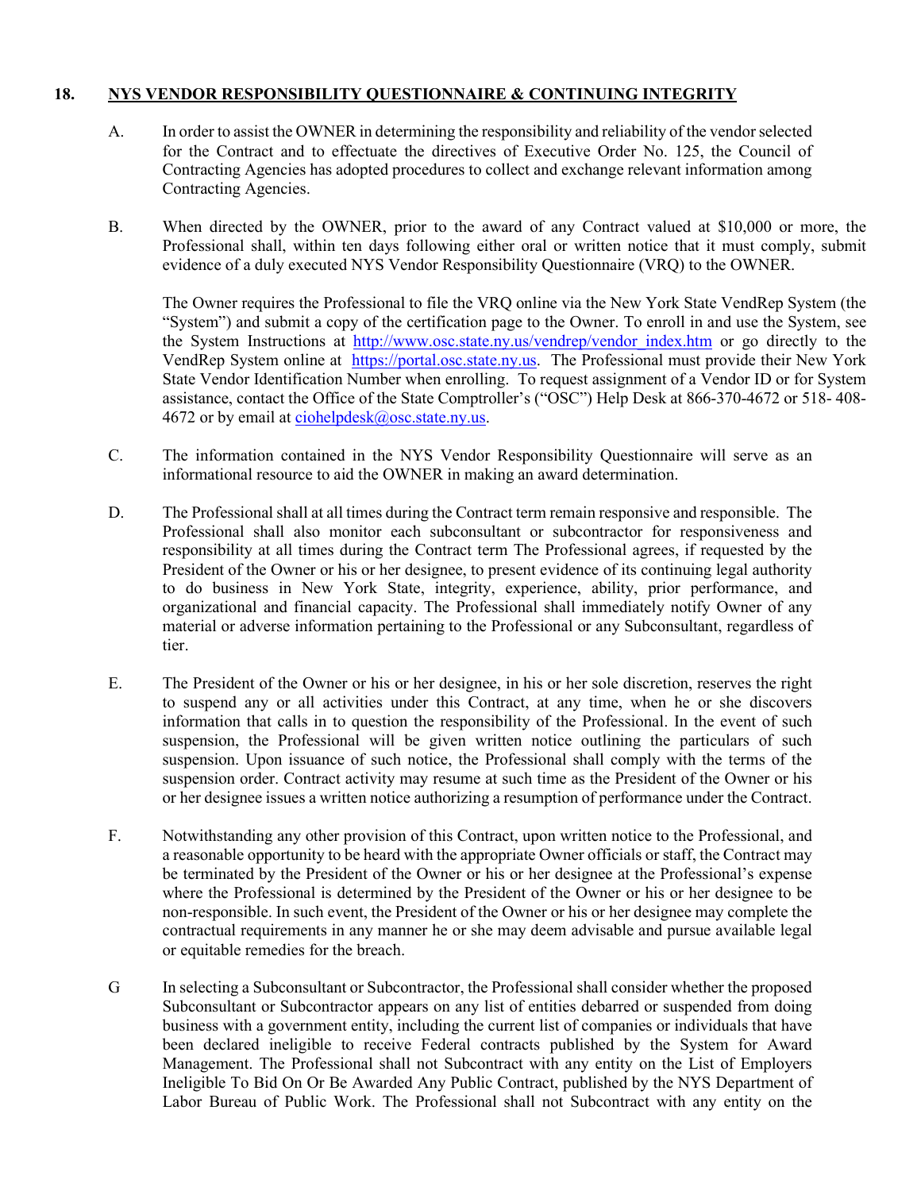## 18. NYS VENDOR RESPONSIBILITY QUESTIONNAIRE & CONTINUING INTEGRITY

A. In order to assist the OWNER in determining the responsibility and reliability of the vendor selected for the Contract and to effectuate the directives of Executive Order No. 125, the Council of Contracting Agencies has adopted procedures to collect and exchange relevant information among Contracting Agencies.

B. When directed by the OWNER, prior to the award of any Contract valued at $10,000 or more, the Professional shall, within ten days following either oral or written notice that it must comply, submit evidence of a duly executed NYS Vendor Responsibility Questionnaire (VRQ) to the OWNER.

The Owner requires the Professional to file the VRQ online via the New York State VendRep System (the "System") and submit a copy of the certification page to the Owner. To enroll in and use the System, see the System Instructions at http://www.osc.state.ny.us/vendrep/vendor_index.htm or go directly to the VendRep System online at https://portal.osc.state.ny.us. The Professional must provide their New York State Vendor Identification Number when enrolling. To request assignment of a Vendor ID or for System assistance, contact the Office of the State Comptroller's ("OSC") Help Desk at 866-370-4672 or 518- 408-4672 or by email at ciohelpdesk@osc.state.ny.us.

C. The information contained in the NYS Vendor Responsibility Questionnaire will serve as an informational resource to aid the OWNER in making an award determination.

D. The Professional shall at all times during the Contract term remain responsive and responsible. The Professional shall also monitor each subconsultant or subcontractor for responsiveness and responsibility at all times during the Contract term The Professional agrees, if requested by the President of the Owner or his or her designee, to present evidence of its continuing legal authority to do business in New York State, integrity, experience, ability, prior performance, and organizational and financial capacity. The Professional shall immediately notify Owner of any material or adverse information pertaining to the Professional or any Subconsultant, regardless of tier.

E. The President of the Owner or his or her designee, in his or her sole discretion, reserves the right to suspend any or all activities under this Contract, at any time, when he or she discovers information that calls in to question the responsibility of the Professional. In the event of such suspension, the Professional will be given written notice outlining the particulars of such suspension. Upon issuance of such notice, the Professional shall comply with the terms of the suspension order. Contract activity may resume at such time as the President of the Owner or his or her designee issues a written notice authorizing a resumption of performance under the Contract.

F. Notwithstanding any other provision of this Contract, upon written notice to the Professional, and a reasonable opportunity to be heard with the appropriate Owner officials or staff, the Contract may be terminated by the President of the Owner or his or her designee at the Professional's expense where the Professional is determined by the President of the Owner or his or her designee to be non-responsible. In such event, the President of the Owner or his or her designee may complete the contractual requirements in any manner he or she may deem advisable and pursue available legal or equitable remedies for the breach.

G In selecting a Subconsultant or Subcontractor, the Professional shall consider whether the proposed Subconsultant or Subcontractor appears on any list of entities debarred or suspended from doing business with a government entity, including the current list of companies or individuals that have been declared ineligible to receive Federal contracts published by the System for Award Management. The Professional shall not Subcontract with any entity on the List of Employers Ineligible To Bid On Or Be Awarded Any Public Contract, published by the NYS Department of Labor Bureau of Public Work. The Professional shall not Subcontract with any entity on the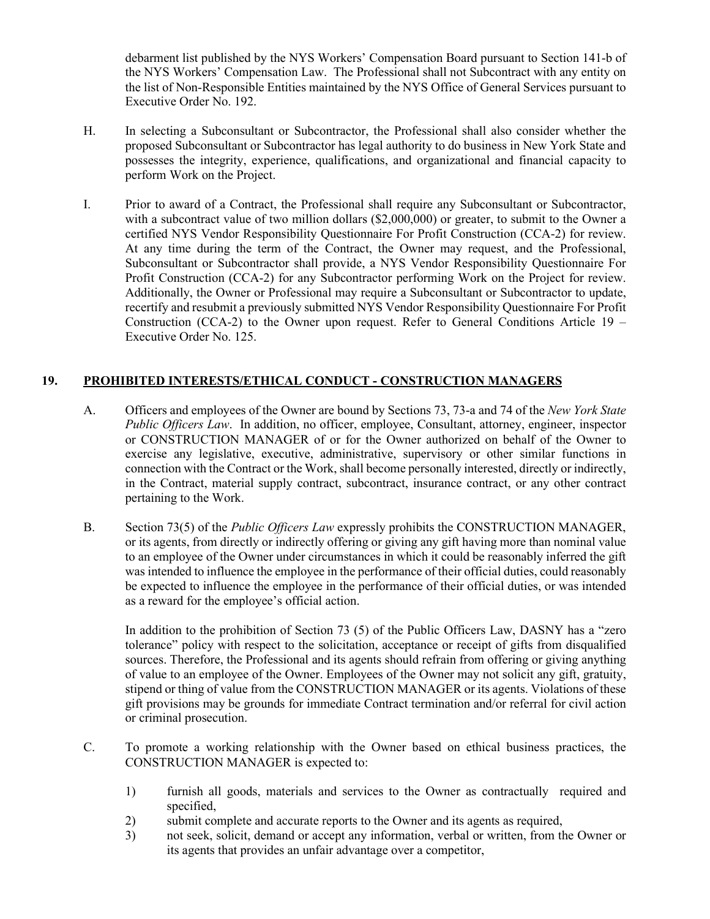debarment list published by the NYS Workers' Compensation Board pursuant to Section 141-b of the NYS Workers' Compensation Law. The Professional shall not Subcontract with any entity on the list of Non-Responsible Entities maintained by the NYS Office of General Services pursuant to Executive Order No. 192.

H. In selecting a Subconsultant or Subcontractor, the Professional shall also consider whether the proposed Subconsultant or Subcontractor has legal authority to do business in New York State and possesses the integrity, experience, qualifications, and organizational and financial capacity to perform Work on the Project.

I. Prior to award of a Contract, the Professional shall require any Subconsultant or Subcontractor, with a subcontract value of two million dollars ($2,000,000) or greater, to submit to the Owner a certified NYS Vendor Responsibility Questionnaire For Profit Construction (CCA-2) for review. At any time during the term of the Contract, the Owner may request, and the Professional, Subconsultant or Subcontractor shall provide, a NYS Vendor Responsibility Questionnaire For Profit Construction (CCA-2) for any Subcontractor performing Work on the Project for review. Additionally, the Owner or Professional may require a Subconsultant or Subcontractor to update, recertify and resubmit a previously submitted NYS Vendor Responsibility Questionnaire For Profit Construction (CCA-2) to the Owner upon request. Refer to General Conditions Article 19 – Executive Order No. 125.

## 19. PROHIBITED INTERESTS/ETHICAL CONDUCT - CONSTRUCTION MANAGERS

A. Officers and employees of the Owner are bound by Sections 73, 73-a and 74 of the *New York State Public Officers Law*. In addition, no officer, employee, Consultant, attorney, engineer, inspector or CONSTRUCTION MANAGER of or for the Owner authorized on behalf of the Owner to exercise any legislative, executive, administrative, supervisory or other similar functions in connection with the Contract or the Work, shall become personally interested, directly or indirectly, in the Contract, material supply contract, subcontract, insurance contract, or any other contract pertaining to the Work.

B. Section 73(5) of the *Public Officers Law* expressly prohibits the CONSTRUCTION MANAGER, or its agents, from directly or indirectly offering or giving any gift having more than nominal value to an employee of the Owner under circumstances in which it could be reasonably inferred the gift was intended to influence the employee in the performance of their official duties, could reasonably be expected to influence the employee in the performance of their official duties, or was intended as a reward for the employee's official action.

In addition to the prohibition of Section 73 (5) of the Public Officers Law, DASNY has a "zero tolerance" policy with respect to the solicitation, acceptance or receipt of gifts from disqualified sources. Therefore, the Professional and its agents should refrain from offering or giving anything of value to an employee of the Owner. Employees of the Owner may not solicit any gift, gratuity, stipend or thing of value from the CONSTRUCTION MANAGER or its agents. Violations of these gift provisions may be grounds for immediate Contract termination and/or referral for civil action or criminal prosecution.

C. To promote a working relationship with the Owner based on ethical business practices, the CONSTRUCTION MANAGER is expected to:

1) furnish all goods, materials and services to the Owner as contractually required and specified,
2) submit complete and accurate reports to the Owner and its agents as required,
3) not seek, solicit, demand or accept any information, verbal or written, from the Owner or its agents that provides an unfair advantage over a competitor,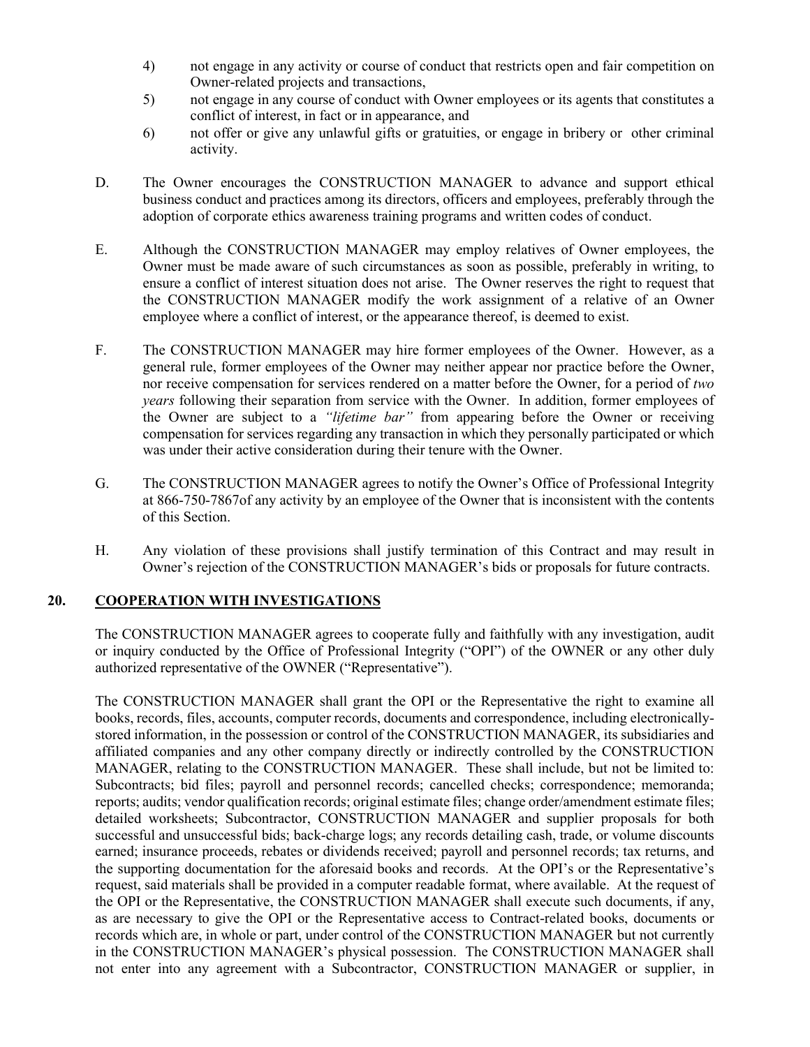4) not engage in any activity or course of conduct that restricts open and fair competition on Owner-related projects and transactions,

5) not engage in any course of conduct with Owner employees or its agents that constitutes a conflict of interest, in fact or in appearance, and

6) not offer or give any unlawful gifts or gratuities, or engage in bribery or other criminal activity.

D. The Owner encourages the CONSTRUCTION MANAGER to advance and support ethical business conduct and practices among its directors, officers and employees, preferably through the adoption of corporate ethics awareness training programs and written codes of conduct.

E. Although the CONSTRUCTION MANAGER may employ relatives of Owner employees, the Owner must be made aware of such circumstances as soon as possible, preferably in writing, to ensure a conflict of interest situation does not arise. The Owner reserves the right to request that the CONSTRUCTION MANAGER modify the work assignment of a relative of an Owner employee where a conflict of interest, or the appearance thereof, is deemed to exist.

F. The CONSTRUCTION MANAGER may hire former employees of the Owner. However, as a general rule, former employees of the Owner may neither appear nor practice before the Owner, nor receive compensation for services rendered on a matter before the Owner, for a period of *two years* following their separation from service with the Owner. In addition, former employees of the Owner are subject to a *"lifetime bar"* from appearing before the Owner or receiving compensation for services regarding any transaction in which they personally participated or which was under their active consideration during their tenure with the Owner.

G. The CONSTRUCTION MANAGER agrees to notify the Owner's Office of Professional Integrity at 866-750-7867of any activity by an employee of the Owner that is inconsistent with the contents of this Section.

H. Any violation of these provisions shall justify termination of this Contract and may result in Owner's rejection of the CONSTRUCTION MANAGER's bids or proposals for future contracts.

## 20. COOPERATION WITH INVESTIGATIONS

The CONSTRUCTION MANAGER agrees to cooperate fully and faithfully with any investigation, audit or inquiry conducted by the Office of Professional Integrity ("OPI") of the OWNER or any other duly authorized representative of the OWNER ("Representative").

The CONSTRUCTION MANAGER shall grant the OPI or the Representative the right to examine all books, records, files, accounts, computer records, documents and correspondence, including electronically-stored information, in the possession or control of the CONSTRUCTION MANAGER, its subsidiaries and affiliated companies and any other company directly or indirectly controlled by the CONSTRUCTION MANAGER, relating to the CONSTRUCTION MANAGER. These shall include, but not be limited to: Subcontracts; bid files; payroll and personnel records; cancelled checks; correspondence; memoranda; reports; audits; vendor qualification records; original estimate files; change order/amendment estimate files; detailed worksheets; Subcontractor, CONSTRUCTION MANAGER and supplier proposals for both successful and unsuccessful bids; back-charge logs; any records detailing cash, trade, or volume discounts earned; insurance proceeds, rebates or dividends received; payroll and personnel records; tax returns, and the supporting documentation for the aforesaid books and records. At the OPI's or the Representative's request, said materials shall be provided in a computer readable format, where available. At the request of the OPI or the Representative, the CONSTRUCTION MANAGER shall execute such documents, if any, as are necessary to give the OPI or the Representative access to Contract-related books, documents or records which are, in whole or part, under control of the CONSTRUCTION MANAGER but not currently in the CONSTRUCTION MANAGER's physical possession. The CONSTRUCTION MANAGER shall not enter into any agreement with a Subcontractor, CONSTRUCTION MANAGER or supplier, in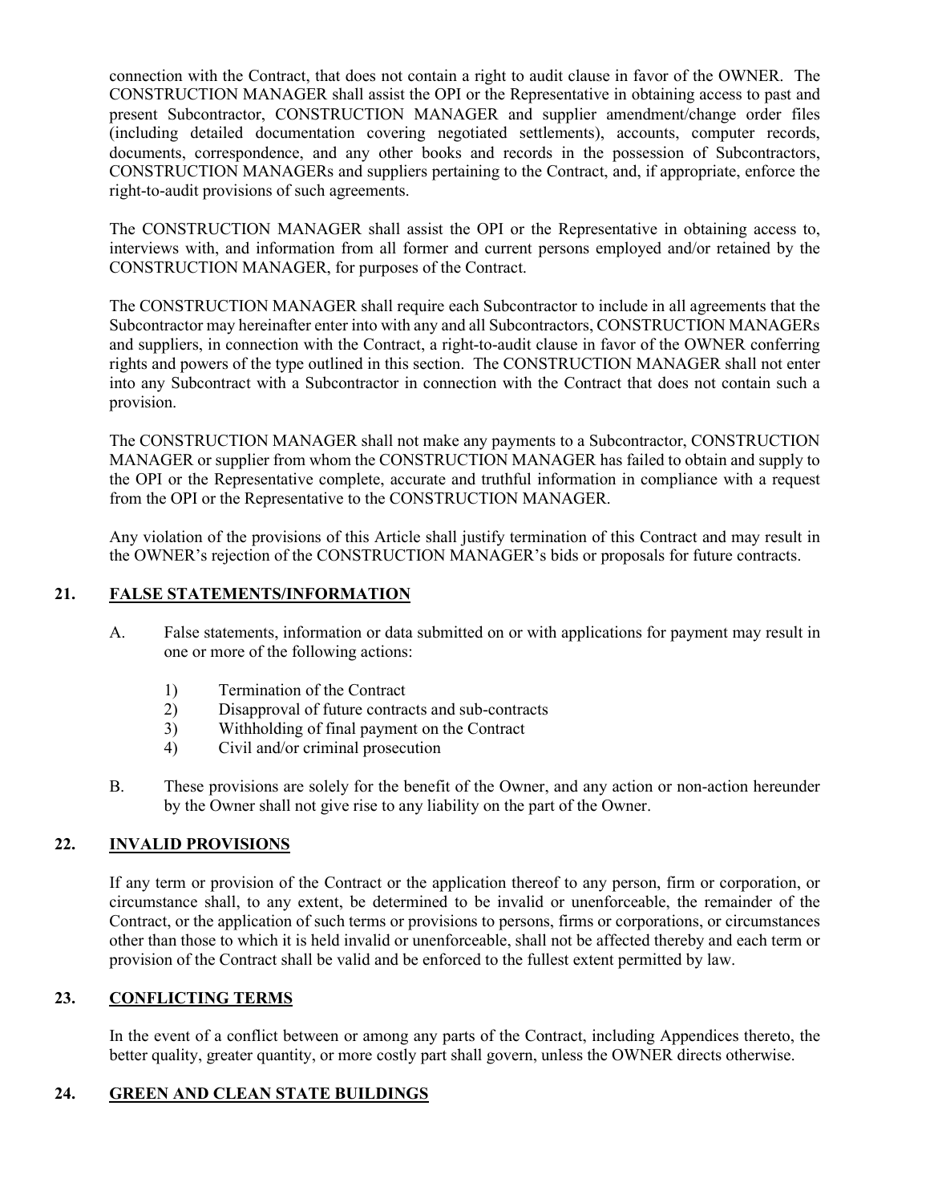connection with the Contract, that does not contain a right to audit clause in favor of the OWNER. The CONSTRUCTION MANAGER shall assist the OPI or the Representative in obtaining access to past and present Subcontractor, CONSTRUCTION MANAGER and supplier amendment/change order files (including detailed documentation covering negotiated settlements), accounts, computer records, documents, correspondence, and any other books and records in the possession of Subcontractors, CONSTRUCTION MANAGERs and suppliers pertaining to the Contract, and, if appropriate, enforce the right-to-audit provisions of such agreements.

The CONSTRUCTION MANAGER shall assist the OPI or the Representative in obtaining access to, interviews with, and information from all former and current persons employed and/or retained by the CONSTRUCTION MANAGER, for purposes of the Contract.

The CONSTRUCTION MANAGER shall require each Subcontractor to include in all agreements that the Subcontractor may hereinafter enter into with any and all Subcontractors, CONSTRUCTION MANAGERs and suppliers, in connection with the Contract, a right-to-audit clause in favor of the OWNER conferring rights and powers of the type outlined in this section. The CONSTRUCTION MANAGER shall not enter into any Subcontract with a Subcontractor in connection with the Contract that does not contain such a provision.

The CONSTRUCTION MANAGER shall not make any payments to a Subcontractor, CONSTRUCTION MANAGER or supplier from whom the CONSTRUCTION MANAGER has failed to obtain and supply to the OPI or the Representative complete, accurate and truthful information in compliance with a request from the OPI or the Representative to the CONSTRUCTION MANAGER.

Any violation of the provisions of this Article shall justify termination of this Contract and may result in the OWNER's rejection of the CONSTRUCTION MANAGER's bids or proposals for future contracts.

## 21. FALSE STATEMENTS/INFORMATION

A. False statements, information or data submitted on or with applications for payment may result in one or more of the following actions:

1) Termination of the Contract
2) Disapproval of future contracts and sub-contracts
3) Withholding of final payment on the Contract
4) Civil and/or criminal prosecution

B. These provisions are solely for the benefit of the Owner, and any action or non-action hereunder by the Owner shall not give rise to any liability on the part of the Owner.

## 22. INVALID PROVISIONS

If any term or provision of the Contract or the application thereof to any person, firm or corporation, or circumstance shall, to any extent, be determined to be invalid or unenforceable, the remainder of the Contract, or the application of such terms or provisions to persons, firms or corporations, or circumstances other than those to which it is held invalid or unenforceable, shall not be affected thereby and each term or provision of the Contract shall be valid and be enforced to the fullest extent permitted by law.

## 23. CONFLICTING TERMS

In the event of a conflict between or among any parts of the Contract, including Appendices thereto, the better quality, greater quantity, or more costly part shall govern, unless the OWNER directs otherwise.

## 24. GREEN AND CLEAN STATE BUILDINGS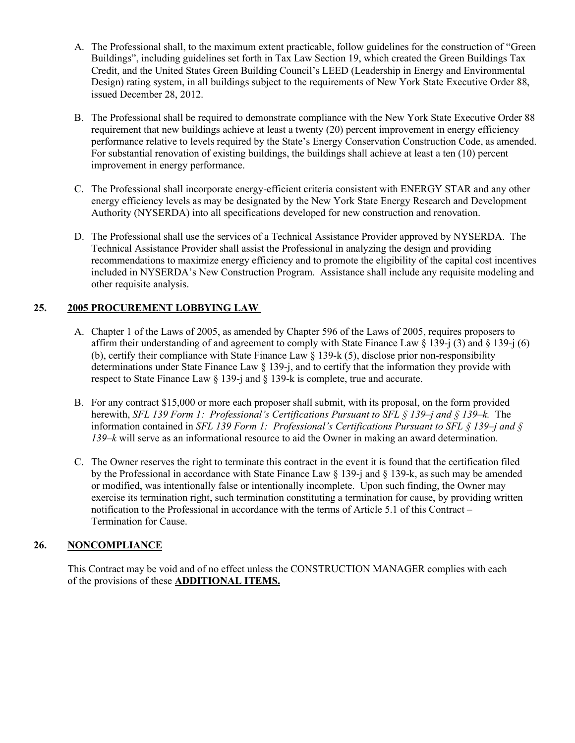A. The Professional shall, to the maximum extent practicable, follow guidelines for the construction of "Green Buildings", including guidelines set forth in Tax Law Section 19, which created the Green Buildings Tax Credit, and the United States Green Building Council's LEED (Leadership in Energy and Environmental Design) rating system, in all buildings subject to the requirements of New York State Executive Order 88, issued December 28, 2012.

B. The Professional shall be required to demonstrate compliance with the New York State Executive Order 88 requirement that new buildings achieve at least a twenty (20) percent improvement in energy efficiency performance relative to levels required by the State's Energy Conservation Construction Code, as amended. For substantial renovation of existing buildings, the buildings shall achieve at least a ten (10) percent improvement in energy performance.

C. The Professional shall incorporate energy-efficient criteria consistent with ENERGY STAR and any other energy efficiency levels as may be designated by the New York State Energy Research and Development Authority (NYSERDA) into all specifications developed for new construction and renovation.

D. The Professional shall use the services of a Technical Assistance Provider approved by NYSERDA. The Technical Assistance Provider shall assist the Professional in analyzing the design and providing recommendations to maximize energy efficiency and to promote the eligibility of the capital cost incentives included in NYSERDA's New Construction Program. Assistance shall include any requisite modeling and other requisite analysis.

## 25. 2005 PROCUREMENT LOBBYING LAW

A. Chapter 1 of the Laws of 2005, as amended by Chapter 596 of the Laws of 2005, requires proposers to affirm their understanding of and agreement to comply with State Finance Law § 139-j (3) and § 139-j (6) (b), certify their compliance with State Finance Law § 139-k (5), disclose prior non-responsibility determinations under State Finance Law § 139-j, and to certify that the information they provide with respect to State Finance Law § 139-j and § 139-k is complete, true and accurate.

B. For any contract $15,000 or more each proposer shall submit, with its proposal, on the form provided herewith, *SFL 139 Form 1: Professional's Certifications Pursuant to SFL § 139–j and § 139–k.* The information contained in *SFL 139 Form 1: Professional's Certifications Pursuant to SFL § 139–j and § 139–k* will serve as an informational resource to aid the Owner in making an award determination.

C. The Owner reserves the right to terminate this contract in the event it is found that the certification filed by the Professional in accordance with State Finance Law § 139-j and § 139-k, as such may be amended or modified, was intentionally false or intentionally incomplete. Upon such finding, the Owner may exercise its termination right, such termination constituting a termination for cause, by providing written notification to the Professional in accordance with the terms of Article 5.1 of this Contract – Termination for Cause.

## 26. NONCOMPLIANCE

This Contract may be void and of no effect unless the CONSTRUCTION MANAGER complies with each of the provisions of these **ADDITIONAL ITEMS.**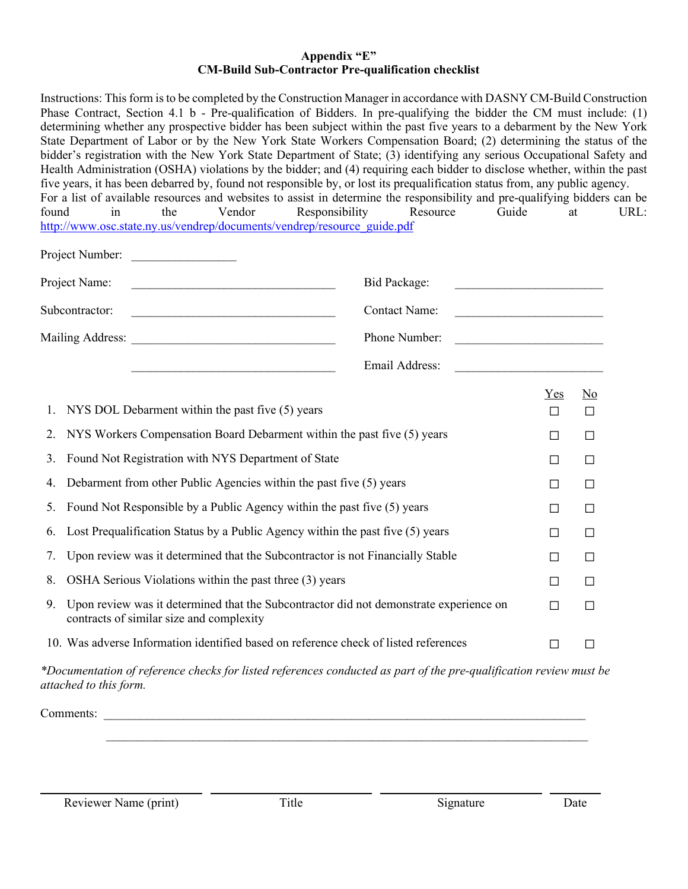# Appendix "E"
## CM-Build Sub-Contractor Pre-qualification checklist

Instructions: This form is to be completed by the Construction Manager in accordance with DASNY CM-Build Construction Phase Contract, Section 4.1 b - Pre-qualification of Bidders. In pre-qualifying the bidder the CM must include: (1) determining whether any prospective bidder has been subject within the past five years to a debarment by the New York State Department of Labor or by the New York State Workers Compensation Board; (2) determining the status of the bidder's registration with the New York State Department of State; (3) identifying any serious Occupational Safety and Health Administration (OSHA) violations by the bidder; and (4) requiring each bidder to disclose whether, within the past five years, it has been debarred by, found not responsible by, or lost its prequalification status from, any public agency.
For a list of available resources and websites to assist in determine the responsibility and pre-qualifying bidders can be found in the Vendor Responsibility Resource Guide at URL: http://www.osc.state.ny.us/vendrep/documents/vendrep/resource_guide.pdf

Project Number: ________________

Project Name: ________________________________ Bid Package: ______________________

Subcontractor: ________________________________ Contact Name: ______________________

Mailing Address: ________________________________ Phone Number: ______________________

________________________________ Email Address: ______________________

| | | Yes | No |
|---|---|---|---|
| 1. | NYS DOL Debarment within the past five (5) years | ☐ | ☐ |
| 2. | NYS Workers Compensation Board Debarment within the past five (5) years | ☐ | ☐ |
| 3. | Found Not Registration with NYS Department of State | ☐ | ☐ |
| 4. | Debarment from other Public Agencies within the past five (5) years | ☐ | ☐ |
| 5. | Found Not Responsible by a Public Agency within the past five (5) years | ☐ | ☐ |
| 6. | Lost Prequalification Status by a Public Agency within the past five (5) years | ☐ | ☐ |
| 7. | Upon review was it determined that the Subcontractor is not Financially Stable | ☐ | ☐ |
| 8. | OSHA Serious Violations within the past three (3) years | ☐ | ☐ |
| 9. | Upon review was it determined that the Subcontractor did not demonstrate experience on contracts of similar size and complexity | ☐ | ☐ |
| 10. | Was adverse Information identified based on reference check of listed references | ☐ | ☐ |

*\*Documentation of reference checks for listed references conducted as part of the pre-qualification review must be attached to this form.*

Comments: ______________________________________________________________________________

______________________________________________________________________________

| ________________ | ________________ | ________________ | ________ |
|---|---|---|---|
| Reviewer Name (print) | Title | Signature | Date |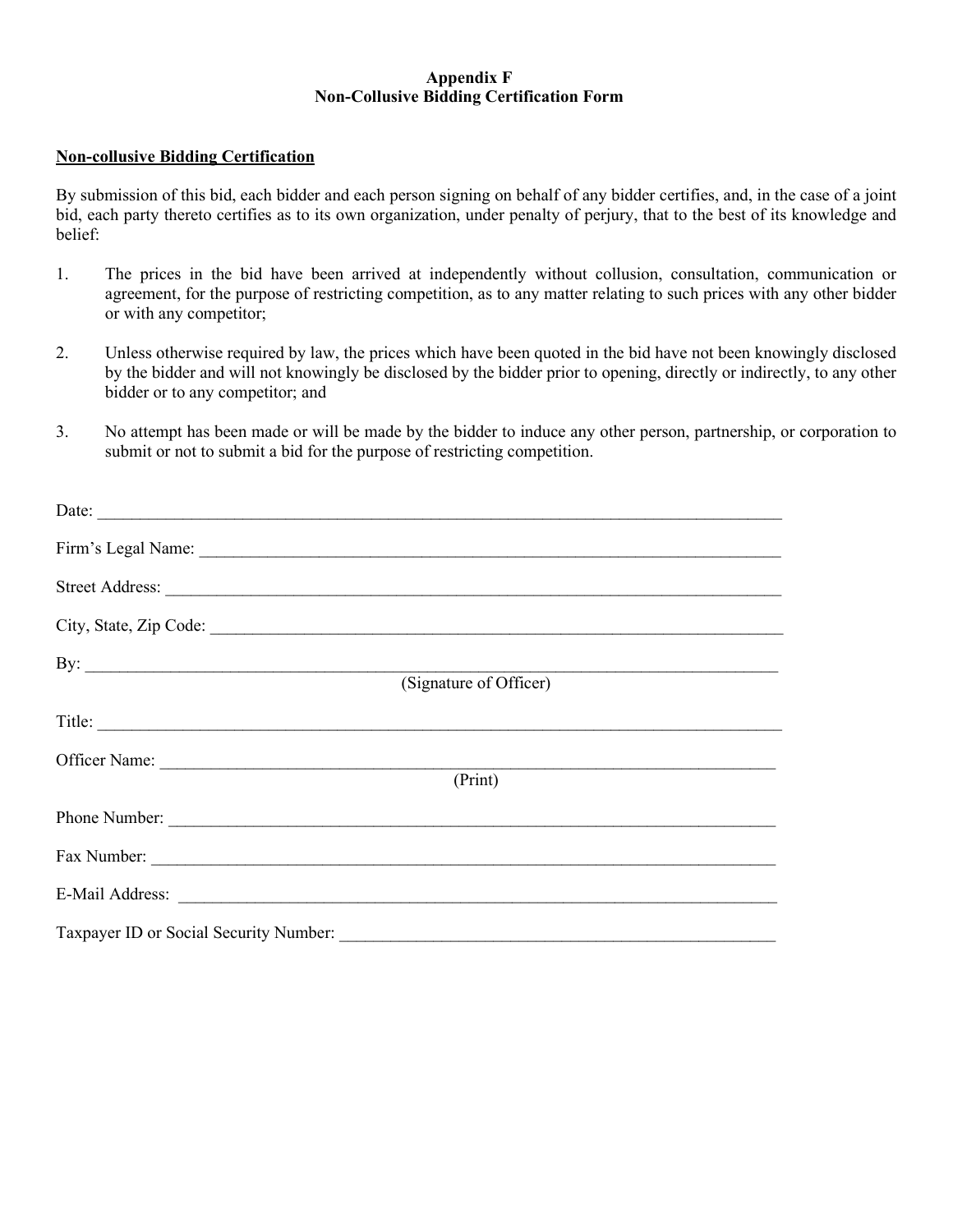**Appendix F**
**Non-Collusive Bidding Certification Form**

**Non-collusive Bidding Certification**

By submission of this bid, each bidder and each person signing on behalf of any bidder certifies, and, in the case of a joint bid, each party thereto certifies as to its own organization, under penalty of perjury, that to the best of its knowledge and belief:

1. The prices in the bid have been arrived at independently without collusion, consultation, communication or agreement, for the purpose of restricting competition, as to any matter relating to such prices with any other bidder or with any competitor;

2. Unless otherwise required by law, the prices which have been quoted in the bid have not been knowingly disclosed by the bidder and will not knowingly be disclosed by the bidder prior to opening, directly or indirectly, to any other bidder or to any competitor; and

3. No attempt has been made or will be made by the bidder to induce any other person, partnership, or corporation to submit or not to submit a bid for the purpose of restricting competition.

Date: ______________________________________________________________________________

Firm's Legal Name: _____________________________________________________________________

Street Address: ________________________________________________________________________

City, State, Zip Code: ___________________________________________________________________

By: ________________________________________________________________________________
(Signature of Officer)

Title: ______________________________________________________________________________

Officer Name: ________________________________________________________________________
(Print)

Phone Number: _______________________________________________________________________

Fax Number: _________________________________________________________________________

E-Mail Address: ______________________________________________________________________

Taxpayer ID or Social Security Number: ___________________________________________________